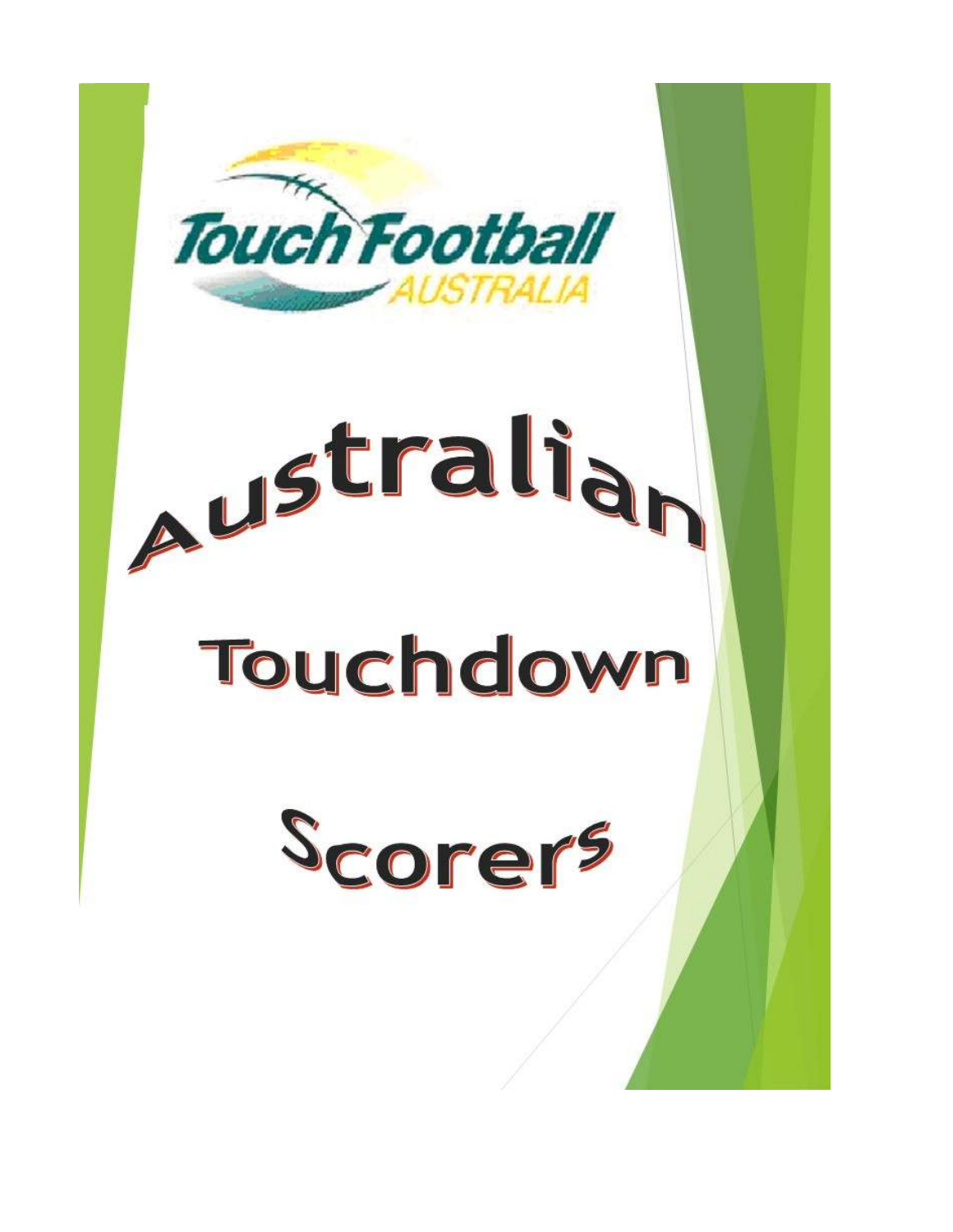Touch Football AUSTRALIA

# Australian Touchdown Scorers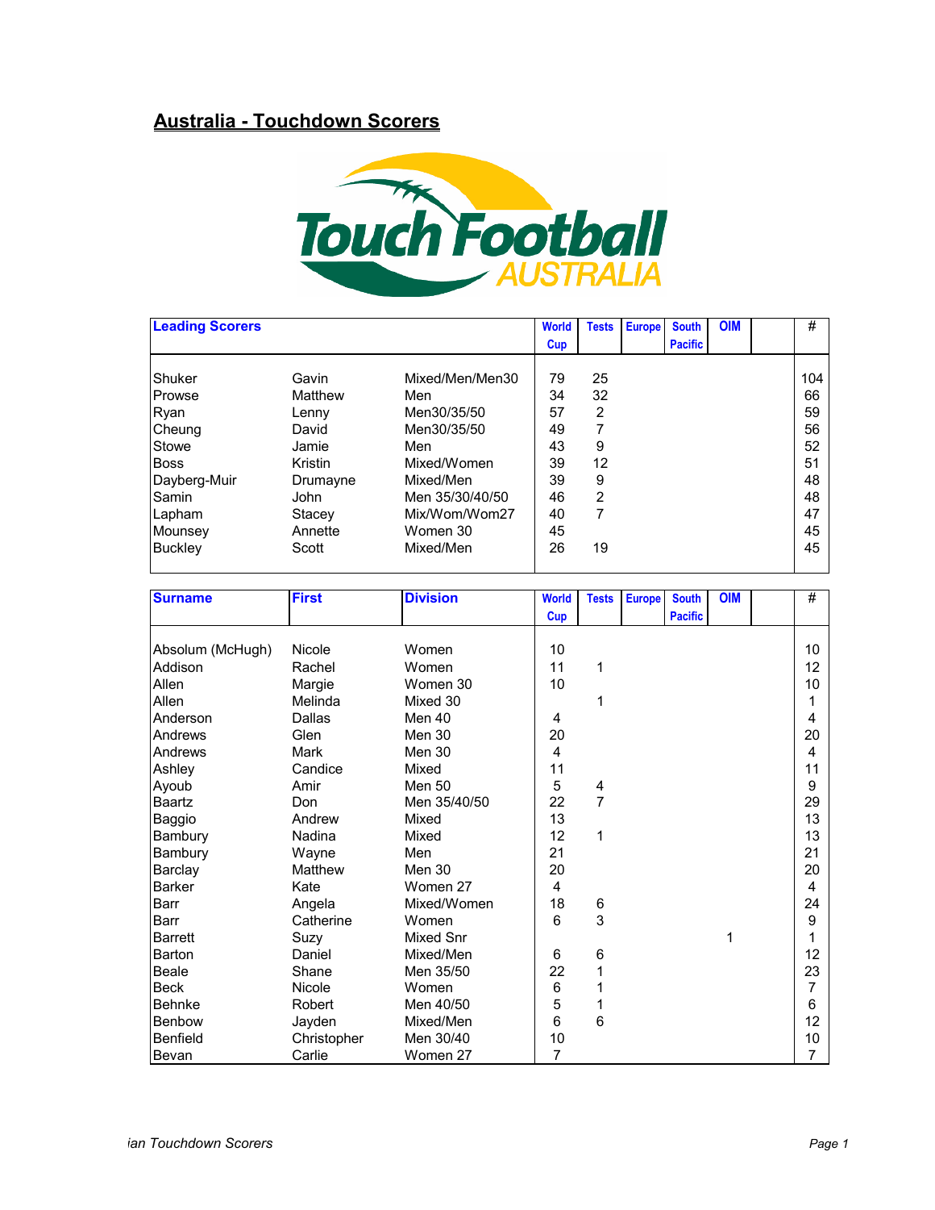## Australia - Touchdown Scorers

| Leading Scorers | | | World Cup | Tests | Europe | South Pacific | OIM | | # |
|---|---|---|---|---|---|---|---|---|---|
| Shuker | Gavin | Mixed/Men/Men30 | 79 | 25 | | | | | 104 |
| Prowse | Matthew | Men | 34 | 32 | | | | | 66 |
| Ryan | Lenny | Men30/35/50 | 57 | 2 | | | | | 59 |
| Cheung | David | Men30/35/50 | 49 | 7 | | | | | 56 |
| Stowe | Jamie | Men | 43 | 9 | | | | | 52 |
| Boss | Kristin | Mixed/Women | 39 | 12 | | | | | 51 |
| Dayberg-Muir | Drumayne | Mixed/Men | 39 | 9 | | | | | 48 |
| Samin | John | Men 35/30/40/50 | 46 | 2 | | | | | 48 |
| Lapham | Stacey | Mix/Wom/Wom27 | 40 | 7 | | | | | 47 |
| Mounsey | Annette | Women 30 | 45 | | | | | | 45 |
| Buckley | Scott | Mixed/Men | 26 | 19 | | | | | 45 |

| Surname | First | Division | World Cup | Tests | Europe | South Pacific | OIM | | # |
|---|---|---|---|---|---|---|---|---|---|
| Absolum (McHugh) | Nicole | Women | 10 | | | | | | 10 |
| Addison | Rachel | Women | 11 | 1 | | | | | 12 |
| Allen | Margie | Women 30 | 10 | | | | | | 10 |
| Allen | Melinda | Mixed 30 | | 1 | | | | | 1 |
| Anderson | Dallas | Men 40 | 4 | | | | | | 4 |
| Andrews | Glen | Men 30 | 20 | | | | | | 20 |
| Andrews | Mark | Men 30 | 4 | | | | | | 4 |
| Ashley | Candice | Mixed | 11 | | | | | | 11 |
| Ayoub | Amir | Men 50 | 5 | 4 | | | | | 9 |
| Baartz | Don | Men 35/40/50 | 22 | 7 | | | | | 29 |
| Baggio | Andrew | Mixed | 13 | | | | | | 13 |
| Bambury | Nadina | Mixed | 12 | 1 | | | | | 13 |
| Bambury | Wayne | Men | 21 | | | | | | 21 |
| Barclay | Matthew | Men 30 | 20 | | | | | | 20 |
| Barker | Kate | Women 27 | 4 | | | | | | 4 |
| Barr | Angela | Mixed/Women | 18 | 6 | | | | | 24 |
| Barr | Catherine | Women | 6 | 3 | | | | | 9 |
| Barrett | Suzy | Mixed Snr | | | | | 1 | | 1 |
| Barton | Daniel | Mixed/Men | 6 | 6 | | | | | 12 |
| Beale | Shane | Men 35/50 | 22 | 1 | | | | | 23 |
| Beck | Nicole | Women | 6 | 1 | | | | | 7 |
| Behnke | Robert | Men 40/50 | 5 | 1 | | | | | 6 |
| Benbow | Jayden | Mixed/Men | 6 | 6 | | | | | 12 |
| Benfield | Christopher | Men 30/40 | 10 | | | | | | 10 |
| Bevan | Carlie | Women 27 | 7 | | | | | | 7 |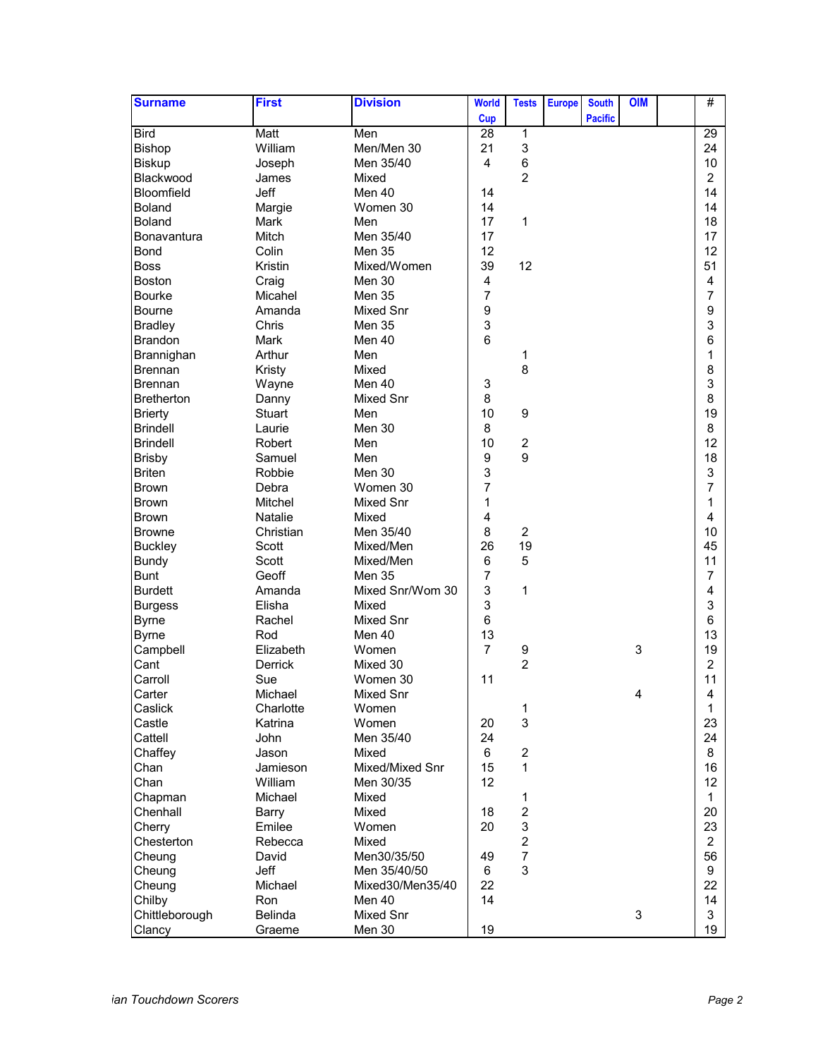| Surname | First | Division | World Cup | Tests | Europe | South Pacific | OIM | | # |
|---|---|---|---|---|---|---|---|---|---|
| Bird | Matt | Men | 28 | 1 | | | | | 29 |
| Bishop | William | Men/Men 30 | 21 | 3 | | | | | 24 |
| Biskup | Joseph | Men 35/40 | 4 | 6 | | | | | 10 |
| Blackwood | James | Mixed | | 2 | | | | | 2 |
| Bloomfield | Jeff | Men 40 | 14 | | | | | | 14 |
| Boland | Margie | Women 30 | 14 | | | | | | 14 |
| Boland | Mark | Men | 17 | 1 | | | | | 18 |
| Bonavantura | Mitch | Men 35/40 | 17 | | | | | | 17 |
| Bond | Colin | Men 35 | 12 | | | | | | 12 |
| Boss | Kristin | Mixed/Women | 39 | 12 | | | | | 51 |
| Boston | Craig | Men 30 | 4 | | | | | | 4 |
| Bourke | Micahel | Men 35 | 7 | | | | | | 7 |
| Bourne | Amanda | Mixed Snr | 9 | | | | | | 9 |
| Bradley | Chris | Men 35 | 3 | | | | | | 3 |
| Brandon | Mark | Men 40 | 6 | | | | | | 6 |
| Brannighan | Arthur | Men | | 1 | | | | | 1 |
| Brennan | Kristy | Mixed | | 8 | | | | | 8 |
| Brennan | Wayne | Men 40 | 3 | | | | | | 3 |
| Bretherton | Danny | Mixed Snr | 8 | | | | | | 8 |
| Brierty | Stuart | Men | 10 | 9 | | | | | 19 |
| Brindell | Laurie | Men 30 | 8 | | | | | | 8 |
| Brindell | Robert | Men | 10 | 2 | | | | | 12 |
| Brisby | Samuel | Men | 9 | 9 | | | | | 18 |
| Briten | Robbie | Men 30 | 3 | | | | | | 3 |
| Brown | Debra | Women 30 | 7 | | | | | | 7 |
| Brown | Mitchel | Mixed Snr | 1 | | | | | | 1 |
| Brown | Natalie | Mixed | 4 | | | | | | 4 |
| Browne | Christian | Men 35/40 | 8 | 2 | | | | | 10 |
| Buckley | Scott | Mixed/Men | 26 | 19 | | | | | 45 |
| Bundy | Scott | Mixed/Men | 6 | 5 | | | | | 11 |
| Bunt | Geoff | Men 35 | 7 | | | | | | 7 |
| Burdett | Amanda | Mixed Snr/Wom 30 | 3 | 1 | | | | | 4 |
| Burgess | Elisha | Mixed | 3 | | | | | | 3 |
| Byrne | Rachel | Mixed Snr | 6 | | | | | | 6 |
| Byrne | Rod | Men 40 | 13 | | | | | | 13 |
| Campbell | Elizabeth | Women | 7 | 9 | | | 3 | | 19 |
| Cant | Derrick | Mixed 30 | | 2 | | | | | 2 |
| Carroll | Sue | Women 30 | 11 | | | | | | 11 |
| Carter | Michael | Mixed Snr | | | | | 4 | | 4 |
| Caslick | Charlotte | Women | | 1 | | | | | 1 |
| Castle | Katrina | Women | 20 | 3 | | | | | 23 |
| Cattell | John | Men 35/40 | 24 | | | | | | 24 |
| Chaffey | Jason | Mixed | 6 | 2 | | | | | 8 |
| Chan | Jamieson | Mixed/Mixed Snr | 15 | 1 | | | | | 16 |
| Chan | William | Men 30/35 | 12 | | | | | | 12 |
| Chapman | Michael | Mixed | | 1 | | | | | 1 |
| Chenhall | Barry | Mixed | 18 | 2 | | | | | 20 |
| Cherry | Emilee | Women | 20 | 3 | | | | | 23 |
| Chesterton | Rebecca | Mixed | | 2 | | | | | 2 |
| Cheung | David | Men30/35/50 | 49 | 7 | | | | | 56 |
| Cheung | Jeff | Men 35/40/50 | 6 | 3 | | | | | 9 |
| Cheung | Michael | Mixed30/Men35/40 | 22 | | | | | | 22 |
| Chilby | Ron | Men 40 | 14 | | | | | | 14 |
| Chittleborough | Belinda | Mixed Snr | | | | | 3 | | 3 |
| Clancy | Graeme | Men 30 | 19 | | | | | | 19 |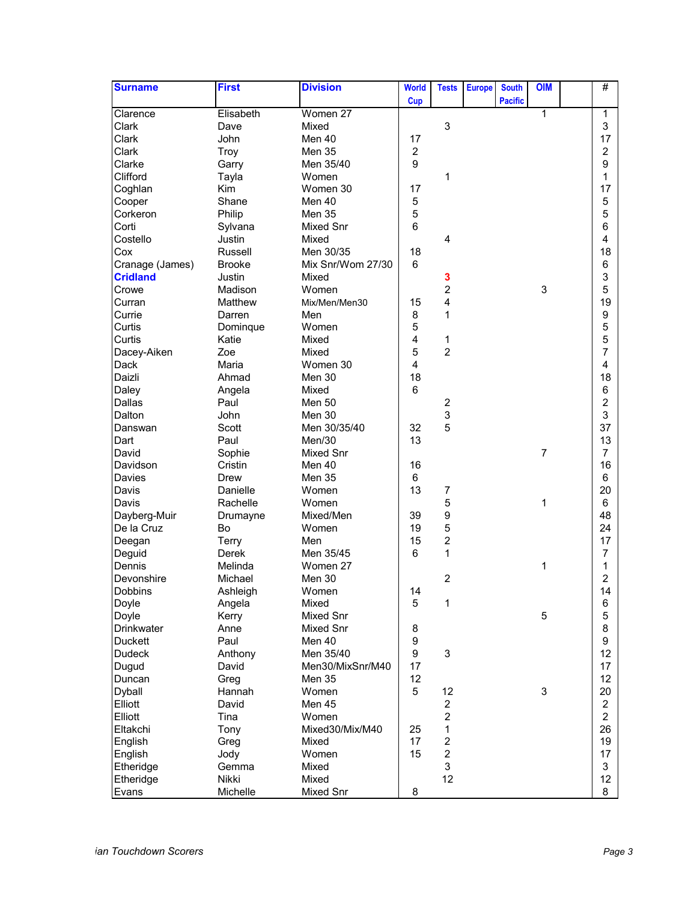| Surname | First | Division | World Cup | Tests | Europe | South Pacific | OIM | | # |
|---|---|---|---|---|---|---|---|---|---|
| Clarence | Elisabeth | Women 27 | | | | | 1 | | 1 |
| Clark | Dave | Mixed | | 3 | | | | | 3 |
| Clark | John | Men 40 | 17 | | | | | | 17 |
| Clark | Troy | Men 35 | 2 | | | | | | 2 |
| Clarke | Garry | Men 35/40 | 9 | | | | | | 9 |
| Clifford | Tayla | Women | | 1 | | | | | 1 |
| Coghlan | Kim | Women 30 | 17 | | | | | | 17 |
| Cooper | Shane | Men 40 | 5 | | | | | | 5 |
| Corkeron | Philip | Men 35 | 5 | | | | | | 5 |
| Corti | Sylvana | Mixed Snr | 6 | | | | | | 6 |
| Costello | Justin | Mixed | | 4 | | | | | 4 |
| Cox | Russell | Men 30/35 | 18 | | | | | | 18 |
| Cranage (James) | Brooke | Mix Snr/Wom 27/30 | 6 | | | | | | 6 |
| **Cridland** | Justin | Mixed | | **3** | | | | | 3 |
| Crowe | Madison | Women | | 2 | | | 3 | | 5 |
| Curran | Matthew | Mix/Men/Men30 | 15 | 4 | | | | | 19 |
| Currie | Darren | Men | 8 | 1 | | | | | 9 |
| Curtis | Dominque | Women | 5 | | | | | | 5 |
| Curtis | Katie | Mixed | 4 | 1 | | | | | 5 |
| Dacey-Aiken | Zoe | Mixed | 5 | 2 | | | | | 7 |
| Dack | Maria | Women 30 | 4 | | | | | | 4 |
| Daizli | Ahmad | Men 30 | 18 | | | | | | 18 |
| Daley | Angela | Mixed | 6 | | | | | | 6 |
| Dallas | Paul | Men 50 | | 2 | | | | | 2 |
| Dalton | John | Men 30 | | 3 | | | | | 3 |
| Danswan | Scott | Men 30/35/40 | 32 | 5 | | | | | 37 |
| Dart | Paul | Men/30 | 13 | | | | | | 13 |
| David | Sophie | Mixed Snr | | | | | 7 | | 7 |
| Davidson | Cristin | Men 40 | 16 | | | | | | 16 |
| Davies | Drew | Men 35 | 6 | | | | | | 6 |
| Davis | Danielle | Women | 13 | 7 | | | | | 20 |
| Davis | Rachelle | Women | | 5 | | | 1 | | 6 |
| Dayberg-Muir | Drumayne | Mixed/Men | 39 | 9 | | | | | 48 |
| De la Cruz | Bo | Women | 19 | 5 | | | | | 24 |
| Deegan | Terry | Men | 15 | 2 | | | | | 17 |
| Deguid | Derek | Men 35/45 | 6 | 1 | | | | | 7 |
| Dennis | Melinda | Women 27 | | | | | 1 | | 1 |
| Devonshire | Michael | Men 30 | | 2 | | | | | 2 |
| Dobbins | Ashleigh | Women | 14 | | | | | | 14 |
| Doyle | Angela | Mixed | 5 | 1 | | | | | 6 |
| Doyle | Kerry | Mixed Snr | | | | | 5 | | 5 |
| Drinkwater | Anne | Mixed Snr | 8 | | | | | | 8 |
| Duckett | Paul | Men 40 | 9 | | | | | | 9 |
| Dudeck | Anthony | Men 35/40 | 9 | 3 | | | | | 12 |
| Dugud | David | Men30/MixSnr/M40 | 17 | | | | | | 17 |
| Duncan | Greg | Men 35 | 12 | | | | | | 12 |
| Dyball | Hannah | Women | 5 | 12 | | | 3 | | 20 |
| Elliott | David | Men 45 | | 2 | | | | | 2 |
| Elliott | Tina | Women | | 2 | | | | | 2 |
| Eltakchi | Tony | Mixed30/Mix/M40 | 25 | 1 | | | | | 26 |
| English | Greg | Mixed | 17 | 2 | | | | | 19 |
| English | Jody | Women | 15 | 2 | | | | | 17 |
| Etheridge | Gemma | Mixed | | 3 | | | | | 3 |
| Etheridge | Nikki | Mixed | | 12 | | | | | 12 |
| Evans | Michelle | Mixed Snr | 8 | | | | | | 8 |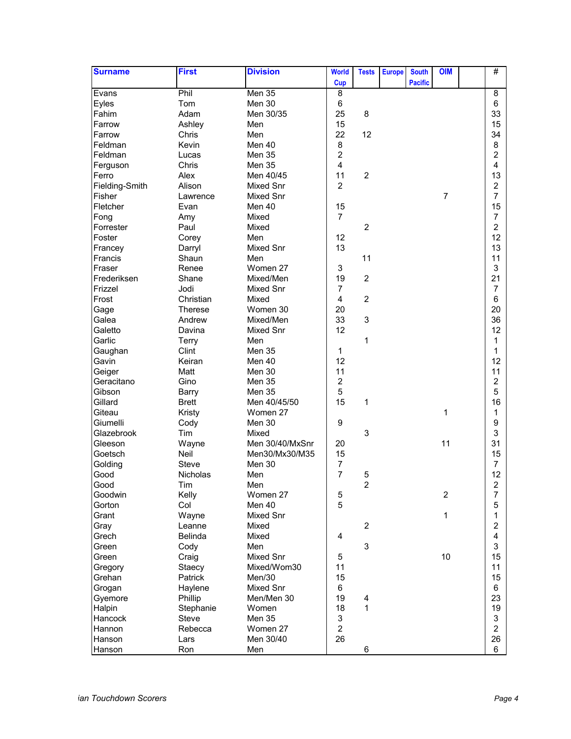| Surname | First | Division | World Cup | Tests | Europe | South Pacific | OIM | | # |
|---|---|---|---|---|---|---|---|---|---|
| Evans | Phil | Men 35 | 8 | | | | | | 8 |
| Eyles | Tom | Men 30 | 6 | | | | | | 6 |
| Fahim | Adam | Men 30/35 | 25 | 8 | | | | | 33 |
| Farrow | Ashley | Men | 15 | | | | | | 15 |
| Farrow | Chris | Men | 22 | 12 | | | | | 34 |
| Feldman | Kevin | Men 40 | 8 | | | | | | 8 |
| Feldman | Lucas | Men 35 | 2 | | | | | | 2 |
| Ferguson | Chris | Men 35 | 4 | | | | | | 4 |
| Ferro | Alex | Men 40/45 | 11 | 2 | | | | | 13 |
| Fielding-Smith | Alison | Mixed Snr | 2 | | | | | | 2 |
| Fisher | Lawrence | Mixed Snr | | | | | 7 | | 7 |
| Fletcher | Evan | Men 40 | 15 | | | | | | 15 |
| Fong | Amy | Mixed | 7 | | | | | | 7 |
| Forrester | Paul | Mixed | | 2 | | | | | 2 |
| Foster | Corey | Men | 12 | | | | | | 12 |
| Francey | Darryl | Mixed Snr | 13 | | | | | | 13 |
| Francis | Shaun | Men | | 11 | | | | | 11 |
| Fraser | Renee | Women 27 | 3 | | | | | | 3 |
| Frederiksen | Shane | Mixed/Men | 19 | 2 | | | | | 21 |
| Frizzel | Jodi | Mixed Snr | 7 | | | | | | 7 |
| Frost | Christian | Mixed | 4 | 2 | | | | | 6 |
| Gage | Therese | Women 30 | 20 | | | | | | 20 |
| Galea | Andrew | Mixed/Men | 33 | 3 | | | | | 36 |
| Galetto | Davina | Mixed Snr | 12 | | | | | | 12 |
| Garlic | Terry | Men | | 1 | | | | | 1 |
| Gaughan | Clint | Men 35 | 1 | | | | | | 1 |
| Gavin | Keiran | Men 40 | 12 | | | | | | 12 |
| Geiger | Matt | Men 30 | 11 | | | | | | 11 |
| Geracitano | Gino | Men 35 | 2 | | | | | | 2 |
| Gibson | Barry | Men 35 | 5 | | | | | | 5 |
| Gillard | Brett | Men 40/45/50 | 15 | 1 | | | | | 16 |
| Giteau | Kristy | Women 27 | | | | | 1 | | 1 |
| Giumelli | Cody | Men 30 | 9 | | | | | | 9 |
| Glazebrook | Tim | Mixed | | 3 | | | | | 3 |
| Gleeson | Wayne | Men 30/40/MxSnr | 20 | | | | 11 | | 31 |
| Goetsch | Neil | Men30/Mx30/M35 | 15 | | | | | | 15 |
| Golding | Steve | Men 30 | 7 | | | | | | 7 |
| Good | Nicholas | Men | 7 | 5 | | | | | 12 |
| Good | Tim | Men | | 2 | | | | | 2 |
| Goodwin | Kelly | Women 27 | 5 | | | | 2 | | 7 |
| Gorton | Col | Men 40 | 5 | | | | | | 5 |
| Grant | Wayne | Mixed Snr | | | | | 1 | | 1 |
| Gray | Leanne | Mixed | | 2 | | | | | 2 |
| Grech | Belinda | Mixed | 4 | | | | | | 4 |
| Green | Cody | Men | | 3 | | | | | 3 |
| Green | Craig | Mixed Snr | 5 | | | | 10 | | 15 |
| Gregory | Staecy | Mixed/Wom30 | 11 | | | | | | 11 |
| Grehan | Patrick | Men/30 | 15 | | | | | | 15 |
| Grogan | Haylene | Mixed Snr | 6 | | | | | | 6 |
| Gyemore | Phillip | Men/Men 30 | 19 | 4 | | | | | 23 |
| Halpin | Stephanie | Women | 18 | 1 | | | | | 19 |
| Hancock | Steve | Men 35 | 3 | | | | | | 3 |
| Hannon | Rebecca | Women 27 | 2 | | | | | | 2 |
| Hanson | Lars | Men 30/40 | 26 | | | | | | 26 |
| Hanson | Ron | Men | | 6 | | | | | 6 |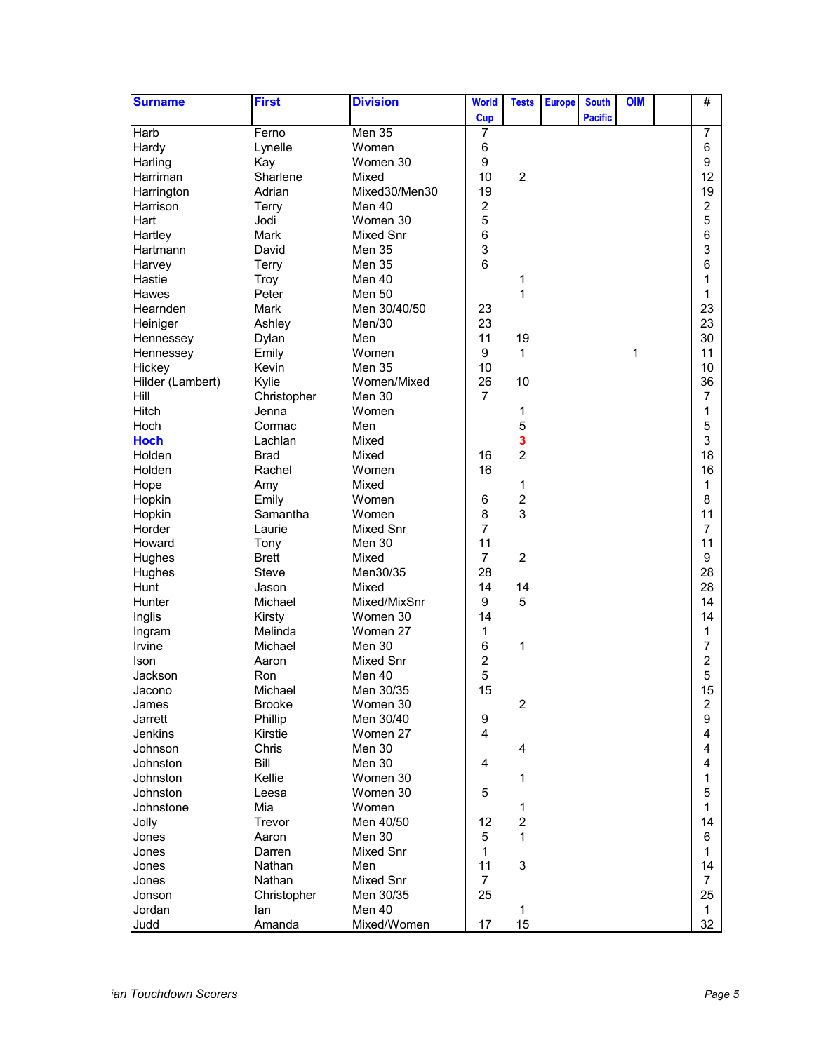| Surname | First | Division | World Cup | Tests | Europe | South Pacific | OIM | | # |
|---|---|---|---|---|---|---|---|---|---|
| Harb | Ferno | Men 35 | 7 | | | | | | 7 |
| Hardy | Lynelle | Women | 6 | | | | | | 6 |
| Harling | Kay | Women 30 | 9 | | | | | | 9 |
| Harriman | Sharlene | Mixed | 10 | 2 | | | | | 12 |
| Harrington | Adrian | Mixed30/Men30 | 19 | | | | | | 19 |
| Harrison | Terry | Men 40 | 2 | | | | | | 2 |
| Hart | Jodi | Women 30 | 5 | | | | | | 5 |
| Hartley | Mark | Mixed Snr | 6 | | | | | | 6 |
| Hartmann | David | Men 35 | 3 | | | | | | 3 |
| Harvey | Terry | Men 35 | 6 | | | | | | 6 |
| Hastie | Troy | Men 40 | | 1 | | | | | 1 |
| Hawes | Peter | Men 50 | | 1 | | | | | 1 |
| Hearnden | Mark | Men 30/40/50 | 23 | | | | | | 23 |
| Heiniger | Ashley | Men/30 | 23 | | | | | | 23 |
| Hennessey | Dylan | Men | 11 | 19 | | | | | 30 |
| Hennessey | Emily | Women | 9 | 1 | | | 1 | | 11 |
| Hickey | Kevin | Men 35 | 10 | | | | | | 10 |
| Hilder (Lambert) | Kylie | Women/Mixed | 26 | 10 | | | | | 36 |
| Hill | Christopher | Men 30 | 7 | | | | | | 7 |
| Hitch | Jenna | Women | | 1 | | | | | 1 |
| Hoch | Cormac | Men | | 5 | | | | | 5 |
| **Hoch** | Lachlan | Mixed | | **3** | | | | | 3 |
| Holden | Brad | Mixed | 16 | 2 | | | | | 18 |
| Holden | Rachel | Women | 16 | | | | | | 16 |
| Hope | Amy | Mixed | | 1 | | | | | 1 |
| Hopkin | Emily | Women | 6 | 2 | | | | | 8 |
| Hopkin | Samantha | Women | 8 | 3 | | | | | 11 |
| Horder | Laurie | Mixed Snr | 7 | | | | | | 7 |
| Howard | Tony | Men 30 | 11 | | | | | | 11 |
| Hughes | Brett | Mixed | 7 | 2 | | | | | 9 |
| Hughes | Steve | Men30/35 | 28 | | | | | | 28 |
| Hunt | Jason | Mixed | 14 | 14 | | | | | 28 |
| Hunter | Michael | Mixed/MixSnr | 9 | 5 | | | | | 14 |
| Inglis | Kirsty | Women 30 | 14 | | | | | | 14 |
| Ingram | Melinda | Women 27 | 1 | | | | | | 1 |
| Irvine | Michael | Men 30 | 6 | 1 | | | | | 7 |
| Ison | Aaron | Mixed Snr | 2 | | | | | | 2 |
| Jackson | Ron | Men 40 | 5 | | | | | | 5 |
| Jacono | Michael | Men 30/35 | 15 | | | | | | 15 |
| James | Brooke | Women 30 | | 2 | | | | | 2 |
| Jarrett | Phillip | Men 30/40 | 9 | | | | | | 9 |
| Jenkins | Kirstie | Women 27 | 4 | | | | | | 4 |
| Johnson | Chris | Men 30 | | 4 | | | | | 4 |
| Johnston | Bill | Men 30 | 4 | | | | | | 4 |
| Johnston | Kellie | Women 30 | | 1 | | | | | 1 |
| Johnston | Leesa | Women 30 | 5 | | | | | | 5 |
| Johnstone | Mia | Women | | 1 | | | | | 1 |
| Jolly | Trevor | Men 40/50 | 12 | 2 | | | | | 14 |
| Jones | Aaron | Men 30 | 5 | 1 | | | | | 6 |
| Jones | Darren | Mixed Snr | 1 | | | | | | 1 |
| Jones | Nathan | Men | 11 | 3 | | | | | 14 |
| Jones | Nathan | Mixed Snr | 7 | | | | | | 7 |
| Jonson | Christopher | Men 30/35 | 25 | | | | | | 25 |
| Jordan | Ian | Men 40 | | 1 | | | | | 1 |
| Judd | Amanda | Mixed/Women | 17 | 15 | | | | | 32 |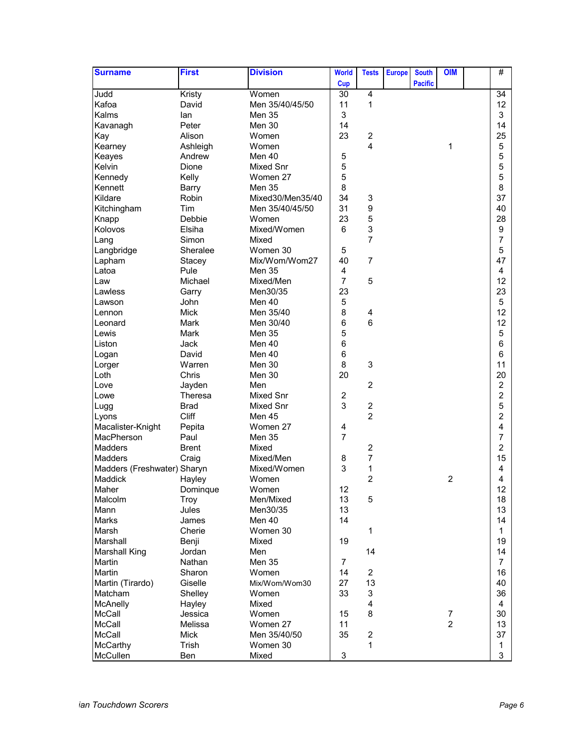| Surname | First | Division | World Cup | Tests | Europe | South Pacific | OIM | | # |
|---|---|---|---|---|---|---|---|---|---|
| Judd | Kristy | Women | 30 | 4 | | | | | 34 |
| Kafoa | David | Men 35/40/45/50 | 11 | 1 | | | | | 12 |
| Kalms | Ian | Men 35 | 3 | | | | | | 3 |
| Kavanagh | Peter | Men 30 | 14 | | | | | | 14 |
| Kay | Alison | Women | 23 | 2 | | | | | 25 |
| Kearney | Ashleigh | Women | | 4 | | | 1 | | 5 |
| Keayes | Andrew | Men 40 | 5 | | | | | | 5 |
| Kelvin | Dione | Mixed Snr | 5 | | | | | | 5 |
| Kennedy | Kelly | Women 27 | 5 | | | | | | 5 |
| Kennett | Barry | Men 35 | 8 | | | | | | 8 |
| Kildare | Robin | Mixed30/Men35/40 | 34 | 3 | | | | | 37 |
| Kitchingham | Tim | Men 35/40/45/50 | 31 | 9 | | | | | 40 |
| Knapp | Debbie | Women | 23 | 5 | | | | | 28 |
| Kolovos | Elsiha | Mixed/Women | 6 | 3 | | | | | 9 |
| Lang | Simon | Mixed | | 7 | | | | | 7 |
| Langbridge | Sheralee | Women 30 | 5 | | | | | | 5 |
| Lapham | Stacey | Mix/Wom/Wom27 | 40 | 7 | | | | | 47 |
| Latoa | Pule | Men 35 | 4 | | | | | | 4 |
| Law | Michael | Mixed/Men | 7 | 5 | | | | | 12 |
| Lawless | Garry | Men30/35 | 23 | | | | | | 23 |
| Lawson | John | Men 40 | 5 | | | | | | 5 |
| Lennon | Mick | Men 35/40 | 8 | 4 | | | | | 12 |
| Leonard | Mark | Men 30/40 | 6 | 6 | | | | | 12 |
| Lewis | Mark | Men 35 | 5 | | | | | | 5 |
| Liston | Jack | Men 40 | 6 | | | | | | 6 |
| Logan | David | Men 40 | 6 | | | | | | 6 |
| Lorger | Warren | Men 30 | 8 | 3 | | | | | 11 |
| Loth | Chris | Men 30 | 20 | | | | | | 20 |
| Love | Jayden | Men | | 2 | | | | | 2 |
| Lowe | Theresa | Mixed Snr | 2 | | | | | | 2 |
| Lugg | Brad | Mixed Snr | 3 | 2 | | | | | 5 |
| Lyons | Cliff | Men 45 | | 2 | | | | | 2 |
| Macalister-Knight | Pepita | Women 27 | 4 | | | | | | 4 |
| MacPherson | Paul | Men 35 | 7 | | | | | | 7 |
| Madders | Brent | Mixed | | 2 | | | | | 2 |
| Madders | Craig | Mixed/Men | 8 | 7 | | | | | 15 |
| Madders (Freshwater) | Sharyn | Mixed/Women | 3 | 1 | | | | | 4 |
| Maddick | Hayley | Women | | 2 | | | 2 | | 4 |
| Maher | Dominque | Women | 12 | | | | | | 12 |
| Malcolm | Troy | Men/Mixed | 13 | 5 | | | | | 18 |
| Mann | Jules | Men30/35 | 13 | | | | | | 13 |
| Marks | James | Men 40 | 14 | | | | | | 14 |
| Marsh | Cherie | Women 30 | | 1 | | | | | 1 |
| Marshall | Benji | Mixed | 19 | | | | | | 19 |
| Marshall King | Jordan | Men | | 14 | | | | | 14 |
| Martin | Nathan | Men 35 | 7 | | | | | | 7 |
| Martin | Sharon | Women | 14 | 2 | | | | | 16 |
| Martin (Tirardo) | Giselle | Mix/Wom/Wom30 | 27 | 13 | | | | | 40 |
| Matcham | Shelley | Women | 33 | 3 | | | | | 36 |
| McAnelly | Hayley | Mixed | | 4 | | | | | 4 |
| McCall | Jessica | Women | 15 | 8 | | | 7 | | 30 |
| McCall | Melissa | Women 27 | 11 | | | | 2 | | 13 |
| McCall | Mick | Men 35/40/50 | 35 | 2 | | | | | 37 |
| McCarthy | Trish | Women 30 | | 1 | | | | | 1 |
| McCullen | Ben | Mixed | 3 | | | | | | 3 |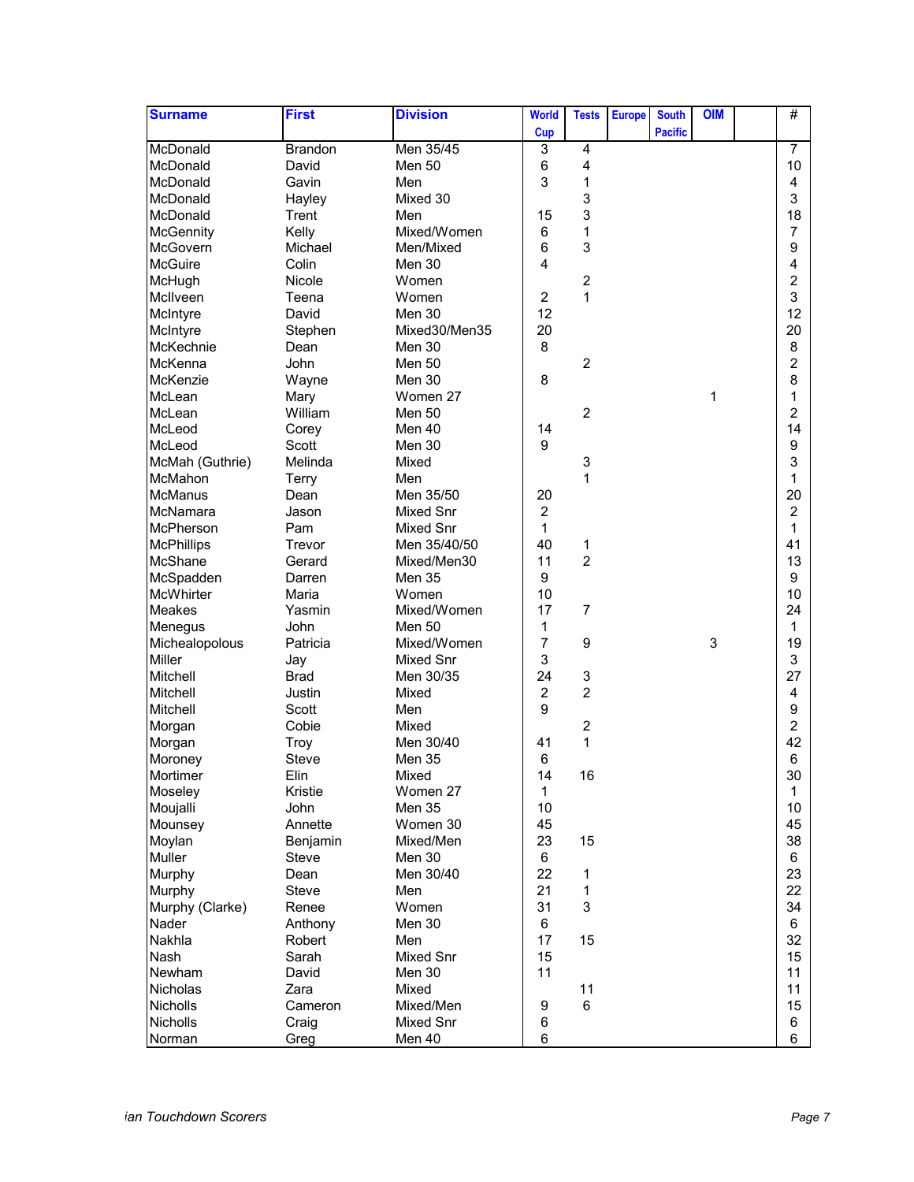| Surname | First | Division | World Cup | Tests | Europe | South Pacific | OIM | | # |
|---|---|---|---|---|---|---|---|---|---|
| McDonald | Brandon | Men 35/45 | 3 | 4 | | | | | 7 |
| McDonald | David | Men 50 | 6 | 4 | | | | | 10 |
| McDonald | Gavin | Men | 3 | 1 | | | | | 4 |
| McDonald | Hayley | Mixed 30 | | 3 | | | | | 3 |
| McDonald | Trent | Men | 15 | 3 | | | | | 18 |
| McGennity | Kelly | Mixed/Women | 6 | 1 | | | | | 7 |
| McGovern | Michael | Men/Mixed | 6 | 3 | | | | | 9 |
| McGuire | Colin | Men 30 | 4 | | | | | | 4 |
| McHugh | Nicole | Women | | 2 | | | | | 2 |
| McIlveen | Teena | Women | 2 | 1 | | | | | 3 |
| McIntyre | David | Men 30 | 12 | | | | | | 12 |
| McIntyre | Stephen | Mixed30/Men35 | 20 | | | | | | 20 |
| McKechnie | Dean | Men 30 | 8 | | | | | | 8 |
| McKenna | John | Men 50 | | 2 | | | | | 2 |
| McKenzie | Wayne | Men 30 | 8 | | | | | | 8 |
| McLean | Mary | Women 27 | | | | | 1 | | 1 |
| McLean | William | Men 50 | | 2 | | | | | 2 |
| McLeod | Corey | Men 40 | 14 | | | | | | 14 |
| McLeod | Scott | Men 30 | 9 | | | | | | 9 |
| McMah (Guthrie) | Melinda | Mixed | | 3 | | | | | 3 |
| McMahon | Terry | Men | | 1 | | | | | 1 |
| McManus | Dean | Men 35/50 | 20 | | | | | | 20 |
| McNamara | Jason | Mixed Snr | 2 | | | | | | 2 |
| McPherson | Pam | Mixed Snr | 1 | | | | | | 1 |
| McPhillips | Trevor | Men 35/40/50 | 40 | 1 | | | | | 41 |
| McShane | Gerard | Mixed/Men30 | 11 | 2 | | | | | 13 |
| McSpadden | Darren | Men 35 | 9 | | | | | | 9 |
| McWhirter | Maria | Women | 10 | | | | | | 10 |
| Meakes | Yasmin | Mixed/Women | 17 | 7 | | | | | 24 |
| Menegus | John | Men 50 | 1 | | | | | | 1 |
| Michealopolous | Patricia | Mixed/Women | 7 | 9 | | | 3 | | 19 |
| Miller | Jay | Mixed Snr | 3 | | | | | | 3 |
| Mitchell | Brad | Men 30/35 | 24 | 3 | | | | | 27 |
| Mitchell | Justin | Mixed | 2 | 2 | | | | | 4 |
| Mitchell | Scott | Men | 9 | | | | | | 9 |
| Morgan | Cobie | Mixed | | 2 | | | | | 2 |
| Morgan | Troy | Men 30/40 | 41 | 1 | | | | | 42 |
| Moroney | Steve | Men 35 | 6 | | | | | | 6 |
| Mortimer | Elin | Mixed | 14 | 16 | | | | | 30 |
| Moseley | Kristie | Women 27 | 1 | | | | | | 1 |
| Moujalli | John | Men 35 | 10 | | | | | | 10 |
| Mounsey | Annette | Women 30 | 45 | | | | | | 45 |
| Moylan | Benjamin | Mixed/Men | 23 | 15 | | | | | 38 |
| Muller | Steve | Men 30 | 6 | | | | | | 6 |
| Murphy | Dean | Men 30/40 | 22 | 1 | | | | | 23 |
| Murphy | Steve | Men | 21 | 1 | | | | | 22 |
| Murphy (Clarke) | Renee | Women | 31 | 3 | | | | | 34 |
| Nader | Anthony | Men 30 | 6 | | | | | | 6 |
| Nakhla | Robert | Men | 17 | 15 | | | | | 32 |
| Nash | Sarah | Mixed Snr | 15 | | | | | | 15 |
| Newham | David | Men 30 | 11 | | | | | | 11 |
| Nicholas | Zara | Mixed | | 11 | | | | | 11 |
| Nicholls | Cameron | Mixed/Men | 9 | 6 | | | | | 15 |
| Nicholls | Craig | Mixed Snr | 6 | | | | | | 6 |
| Norman | Greg | Men 40 | 6 | | | | | | 6 |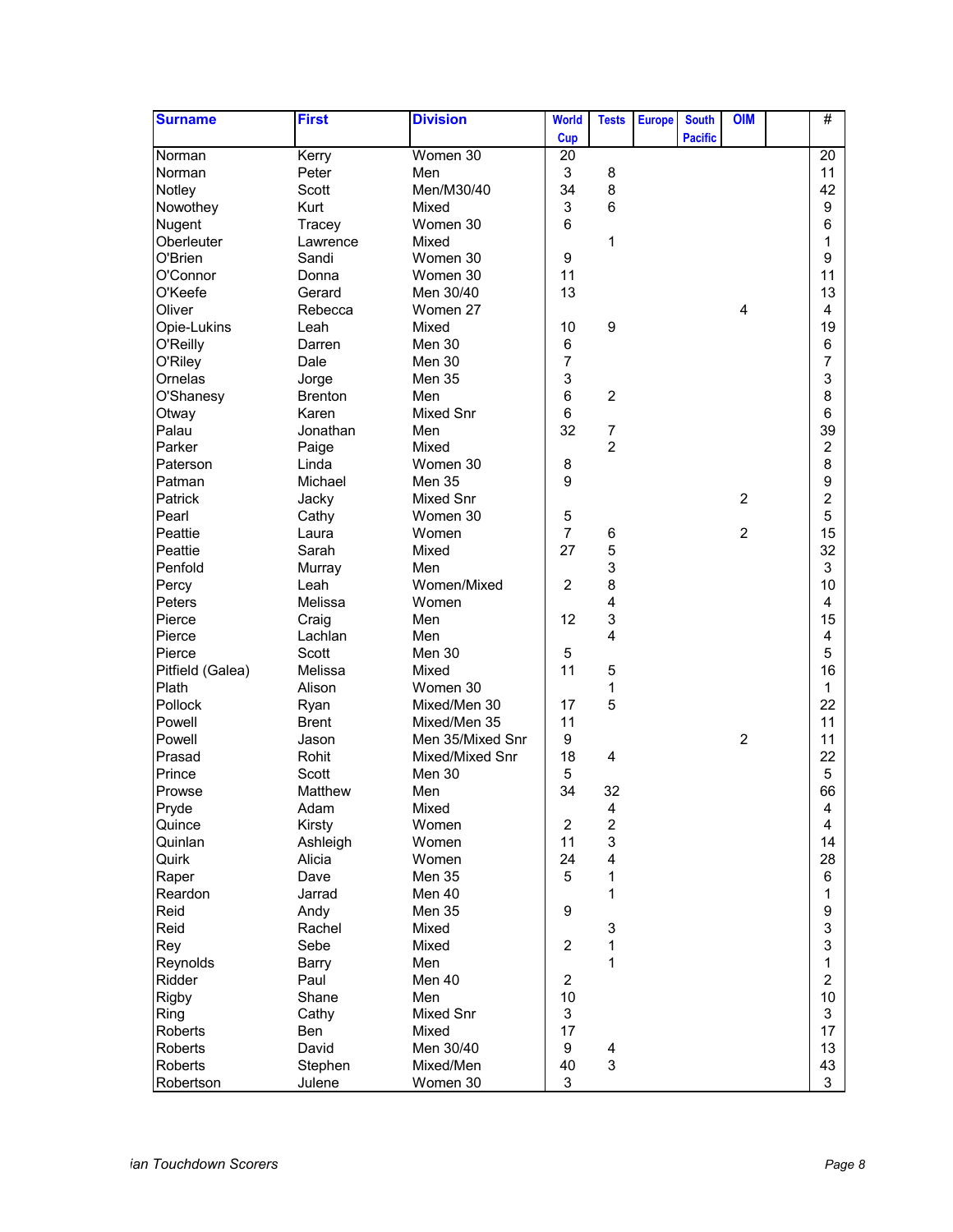| Surname | First | Division | World Cup | Tests | Europe | South Pacific | OIM | | # |
|---|---|---|---|---|---|---|---|---|---|
| Norman | Kerry | Women 30 | 20 | | | | | | 20 |
| Norman | Peter | Men | 3 | 8 | | | | | 11 |
| Notley | Scott | Men/M30/40 | 34 | 8 | | | | | 42 |
| Nowothey | Kurt | Mixed | 3 | 6 | | | | | 9 |
| Nugent | Tracey | Women 30 | 6 | | | | | | 6 |
| Oberleuter | Lawrence | Mixed | | 1 | | | | | 1 |
| O'Brien | Sandi | Women 30 | 9 | | | | | | 9 |
| O'Connor | Donna | Women 30 | 11 | | | | | | 11 |
| O'Keefe | Gerard | Men 30/40 | 13 | | | | | | 13 |
| Oliver | Rebecca | Women 27 | | | | | 4 | | 4 |
| Opie-Lukins | Leah | Mixed | 10 | 9 | | | | | 19 |
| O'Reilly | Darren | Men 30 | 6 | | | | | | 6 |
| O'Riley | Dale | Men 30 | 7 | | | | | | 7 |
| Ornelas | Jorge | Men 35 | 3 | | | | | | 3 |
| O'Shanesy | Brenton | Men | 6 | 2 | | | | | 8 |
| Otway | Karen | Mixed Snr | 6 | | | | | | 6 |
| Palau | Jonathan | Men | 32 | 7 | | | | | 39 |
| Parker | Paige | Mixed | | 2 | | | | | 2 |
| Paterson | Linda | Women 30 | 8 | | | | | | 8 |
| Patman | Michael | Men 35 | 9 | | | | | | 9 |
| Patrick | Jacky | Mixed Snr | | | | | 2 | | 2 |
| Pearl | Cathy | Women 30 | 5 | | | | | | 5 |
| Peattie | Laura | Women | 7 | 6 | | | 2 | | 15 |
| Peattie | Sarah | Mixed | 27 | 5 | | | | | 32 |
| Penfold | Murray | Men | | 3 | | | | | 3 |
| Percy | Leah | Women/Mixed | 2 | 8 | | | | | 10 |
| Peters | Melissa | Women | | 4 | | | | | 4 |
| Pierce | Craig | Men | 12 | 3 | | | | | 15 |
| Pierce | Lachlan | Men | | 4 | | | | | 4 |
| Pierce | Scott | Men 30 | 5 | | | | | | 5 |
| Pitfield (Galea) | Melissa | Mixed | 11 | 5 | | | | | 16 |
| Plath | Alison | Women 30 | | 1 | | | | | 1 |
| Pollock | Ryan | Mixed/Men 30 | 17 | 5 | | | | | 22 |
| Powell | Brent | Mixed/Men 35 | 11 | | | | | | 11 |
| Powell | Jason | Men 35/Mixed Snr | 9 | | | | 2 | | 11 |
| Prasad | Rohit | Mixed/Mixed Snr | 18 | 4 | | | | | 22 |
| Prince | Scott | Men 30 | 5 | | | | | | 5 |
| Prowse | Matthew | Men | 34 | 32 | | | | | 66 |
| Pryde | Adam | Mixed | | 4 | | | | | 4 |
| Quince | Kirsty | Women | 2 | 2 | | | | | 4 |
| Quinlan | Ashleigh | Women | 11 | 3 | | | | | 14 |
| Quirk | Alicia | Women | 24 | 4 | | | | | 28 |
| Raper | Dave | Men 35 | 5 | 1 | | | | | 6 |
| Reardon | Jarrad | Men 40 | | 1 | | | | | 1 |
| Reid | Andy | Men 35 | 9 | | | | | | 9 |
| Reid | Rachel | Mixed | | 3 | | | | | 3 |
| Rey | Sebe | Mixed | 2 | 1 | | | | | 3 |
| Reynolds | Barry | Men | | 1 | | | | | 1 |
| Ridder | Paul | Men 40 | 2 | | | | | | 2 |
| Rigby | Shane | Men | 10 | | | | | | 10 |
| Ring | Cathy | Mixed Snr | 3 | | | | | | 3 |
| Roberts | Ben | Mixed | 17 | | | | | | 17 |
| Roberts | David | Men 30/40 | 9 | 4 | | | | | 13 |
| Roberts | Stephen | Mixed/Men | 40 | 3 | | | | | 43 |
| Robertson | Julene | Women 30 | 3 | | | | | | 3 |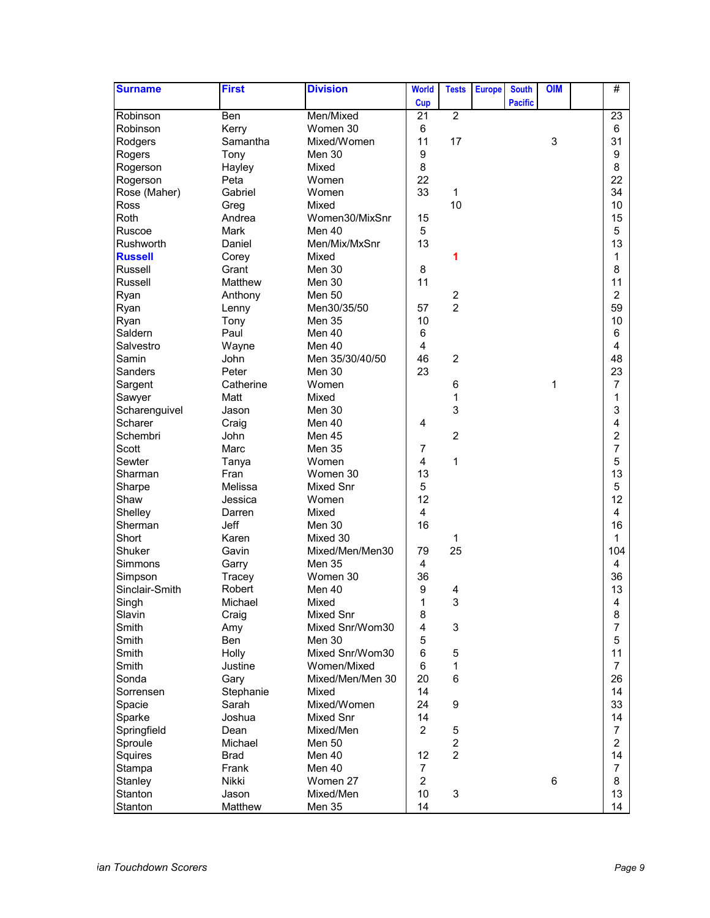| Surname | First | Division | World Cup | Tests | Europe | South Pacific | OIM | | # |
|---|---|---|---|---|---|---|---|---|---|
| Robinson | Ben | Men/Mixed | 21 | 2 | | | | | 23 |
| Robinson | Kerry | Women 30 | 6 | | | | | | 6 |
| Rodgers | Samantha | Mixed/Women | 11 | 17 | | | 3 | | 31 |
| Rogers | Tony | Men 30 | 9 | | | | | | 9 |
| Rogerson | Hayley | Mixed | 8 | | | | | | 8 |
| Rogerson | Peta | Women | 22 | | | | | | 22 |
| Rose (Maher) | Gabriel | Women | 33 | 1 | | | | | 34 |
| Ross | Greg | Mixed | | 10 | | | | | 10 |
| Roth | Andrea | Women30/MixSnr | 15 | | | | | | 15 |
| Ruscoe | Mark | Men 40 | 5 | | | | | | 5 |
| Rushworth | Daniel | Men/Mix/MxSnr | 13 | | | | | | 13 |
| **Russell** | Corey | Mixed | | **1** | | | | | 1 |
| Russell | Grant | Men 30 | 8 | | | | | | 8 |
| Russell | Matthew | Men 30 | 11 | | | | | | 11 |
| Ryan | Anthony | Men 50 | | 2 | | | | | 2 |
| Ryan | Lenny | Men30/35/50 | 57 | 2 | | | | | 59 |
| Ryan | Tony | Men 35 | 10 | | | | | | 10 |
| Saldern | Paul | Men 40 | 6 | | | | | | 6 |
| Salvestro | Wayne | Men 40 | 4 | | | | | | 4 |
| Samin | John | Men 35/30/40/50 | 46 | 2 | | | | | 48 |
| Sanders | Peter | Men 30 | 23 | | | | | | 23 |
| Sargent | Catherine | Women | | 6 | | | 1 | | 7 |
| Sawyer | Matt | Mixed | | 1 | | | | | 1 |
| Scharenguivel | Jason | Men 30 | | 3 | | | | | 3 |
| Scharer | Craig | Men 40 | 4 | | | | | | 4 |
| Schembri | John | Men 45 | | 2 | | | | | 2 |
| Scott | Marc | Men 35 | 7 | | | | | | 7 |
| Sewter | Tanya | Women | 4 | 1 | | | | | 5 |
| Sharman | Fran | Women 30 | 13 | | | | | | 13 |
| Sharpe | Melissa | Mixed Snr | 5 | | | | | | 5 |
| Shaw | Jessica | Women | 12 | | | | | | 12 |
| Shelley | Darren | Mixed | 4 | | | | | | 4 |
| Sherman | Jeff | Men 30 | 16 | | | | | | 16 |
| Short | Karen | Mixed 30 | | 1 | | | | | 1 |
| Shuker | Gavin | Mixed/Men/Men30 | 79 | 25 | | | | | 104 |
| Simmons | Garry | Men 35 | 4 | | | | | | 4 |
| Simpson | Tracey | Women 30 | 36 | | | | | | 36 |
| Sinclair-Smith | Robert | Men 40 | 9 | 4 | | | | | 13 |
| Singh | Michael | Mixed | 1 | 3 | | | | | 4 |
| Slavin | Craig | Mixed Snr | 8 | | | | | | 8 |
| Smith | Amy | Mixed Snr/Wom30 | 4 | 3 | | | | | 7 |
| Smith | Ben | Men 30 | 5 | | | | | | 5 |
| Smith | Holly | Mixed Snr/Wom30 | 6 | 5 | | | | | 11 |
| Smith | Justine | Women/Mixed | 6 | 1 | | | | | 7 |
| Sonda | Gary | Mixed/Men/Men 30 | 20 | 6 | | | | | 26 |
| Sorrensen | Stephanie | Mixed | 14 | | | | | | 14 |
| Spacie | Sarah | Mixed/Women | 24 | 9 | | | | | 33 |
| Sparke | Joshua | Mixed Snr | 14 | | | | | | 14 |
| Springfield | Dean | Mixed/Men | 2 | 5 | | | | | 7 |
| Sproule | Michael | Men 50 | | 2 | | | | | 2 |
| Squires | Brad | Men 40 | 12 | 2 | | | | | 14 |
| Stampa | Frank | Men 40 | 7 | | | | | | 7 |
| Stanley | Nikki | Women 27 | 2 | | | | 6 | | 8 |
| Stanton | Jason | Mixed/Men | 10 | 3 | | | | | 13 |
| Stanton | Matthew | Men 35 | 14 | | | | | | 14 |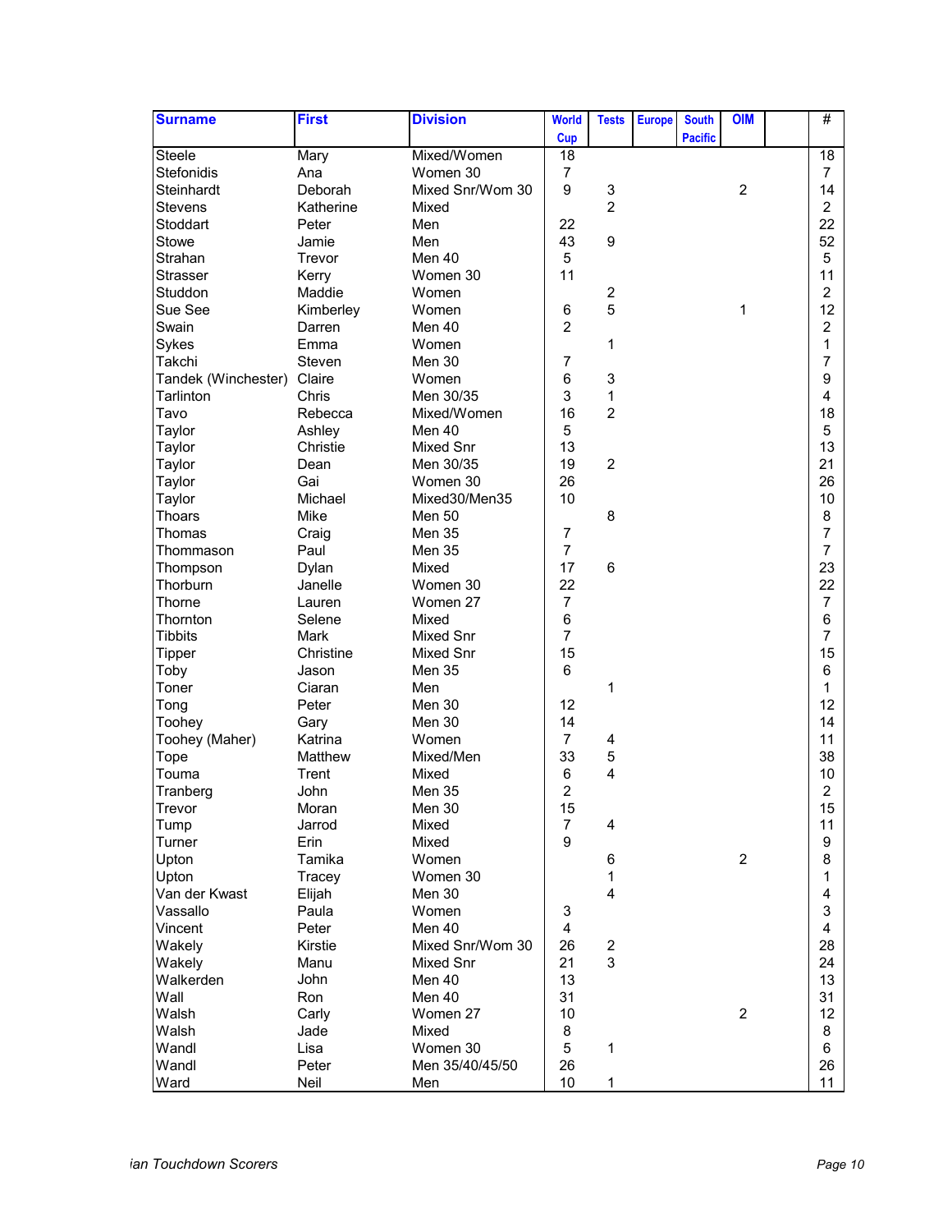| Surname | First | Division | World Cup | Tests | Europe | South Pacific | OIM | | # |
|---|---|---|---|---|---|---|---|---|---|
| Steele | Mary | Mixed/Women | 18 | | | | | | 18 |
| Stefonidis | Ana | Women 30 | 7 | | | | | | 7 |
| Steinhardt | Deborah | Mixed Snr/Wom 30 | 9 | 3 | | | 2 | | 14 |
| Stevens | Katherine | Mixed | | 2 | | | | | 2 |
| Stoddart | Peter | Men | 22 | | | | | | 22 |
| Stowe | Jamie | Men | 43 | 9 | | | | | 52 |
| Strahan | Trevor | Men 40 | 5 | | | | | | 5 |
| Strasser | Kerry | Women 30 | 11 | | | | | | 11 |
| Studdon | Maddie | Women | | 2 | | | | | 2 |
| Sue See | Kimberley | Women | 6 | 5 | | | 1 | | 12 |
| Swain | Darren | Men 40 | 2 | | | | | | 2 |
| Sykes | Emma | Women | | 1 | | | | | 1 |
| Takchi | Steven | Men 30 | 7 | | | | | | 7 |
| Tandek (Winchester) | Claire | Women | 6 | 3 | | | | | 9 |
| Tarlinton | Chris | Men 30/35 | 3 | 1 | | | | | 4 |
| Tavo | Rebecca | Mixed/Women | 16 | 2 | | | | | 18 |
| Taylor | Ashley | Men 40 | 5 | | | | | | 5 |
| Taylor | Christie | Mixed Snr | 13 | | | | | | 13 |
| Taylor | Dean | Men 30/35 | 19 | 2 | | | | | 21 |
| Taylor | Gai | Women 30 | 26 | | | | | | 26 |
| Taylor | Michael | Mixed30/Men35 | 10 | | | | | | 10 |
| Thoars | Mike | Men 50 | | 8 | | | | | 8 |
| Thomas | Craig | Men 35 | 7 | | | | | | 7 |
| Thommason | Paul | Men 35 | 7 | | | | | | 7 |
| Thompson | Dylan | Mixed | 17 | 6 | | | | | 23 |
| Thorburn | Janelle | Women 30 | 22 | | | | | | 22 |
| Thorne | Lauren | Women 27 | 7 | | | | | | 7 |
| Thornton | Selene | Mixed | 6 | | | | | | 6 |
| Tibbits | Mark | Mixed Snr | 7 | | | | | | 7 |
| Tipper | Christine | Mixed Snr | 15 | | | | | | 15 |
| Toby | Jason | Men 35 | 6 | | | | | | 6 |
| Toner | Ciaran | Men | | 1 | | | | | 1 |
| Tong | Peter | Men 30 | 12 | | | | | | 12 |
| Toohey | Gary | Men 30 | 14 | | | | | | 14 |
| Toohey (Maher) | Katrina | Women | 7 | 4 | | | | | 11 |
| Tope | Matthew | Mixed/Men | 33 | 5 | | | | | 38 |
| Touma | Trent | Mixed | 6 | 4 | | | | | 10 |
| Tranberg | John | Men 35 | 2 | | | | | | 2 |
| Trevor | Moran | Men 30 | 15 | | | | | | 15 |
| Tump | Jarrod | Mixed | 7 | 4 | | | | | 11 |
| Turner | Erin | Mixed | 9 | | | | | | 9 |
| Upton | Tamika | Women | | 6 | | | 2 | | 8 |
| Upton | Tracey | Women 30 | | 1 | | | | | 1 |
| Van der Kwast | Elijah | Men 30 | | 4 | | | | | 4 |
| Vassallo | Paula | Women | 3 | | | | | | 3 |
| Vincent | Peter | Men 40 | 4 | | | | | | 4 |
| Wakely | Kirstie | Mixed Snr/Wom 30 | 26 | 2 | | | | | 28 |
| Wakely | Manu | Mixed Snr | 21 | 3 | | | | | 24 |
| Walkerden | John | Men 40 | 13 | | | | | | 13 |
| Wall | Ron | Men 40 | 31 | | | | | | 31 |
| Walsh | Carly | Women 27 | 10 | | | | 2 | | 12 |
| Walsh | Jade | Mixed | 8 | | | | | | 8 |
| Wandl | Lisa | Women 30 | 5 | 1 | | | | | 6 |
| Wandl | Peter | Men 35/40/45/50 | 26 | | | | | | 26 |
| Ward | Neil | Men | 10 | 1 | | | | | 11 |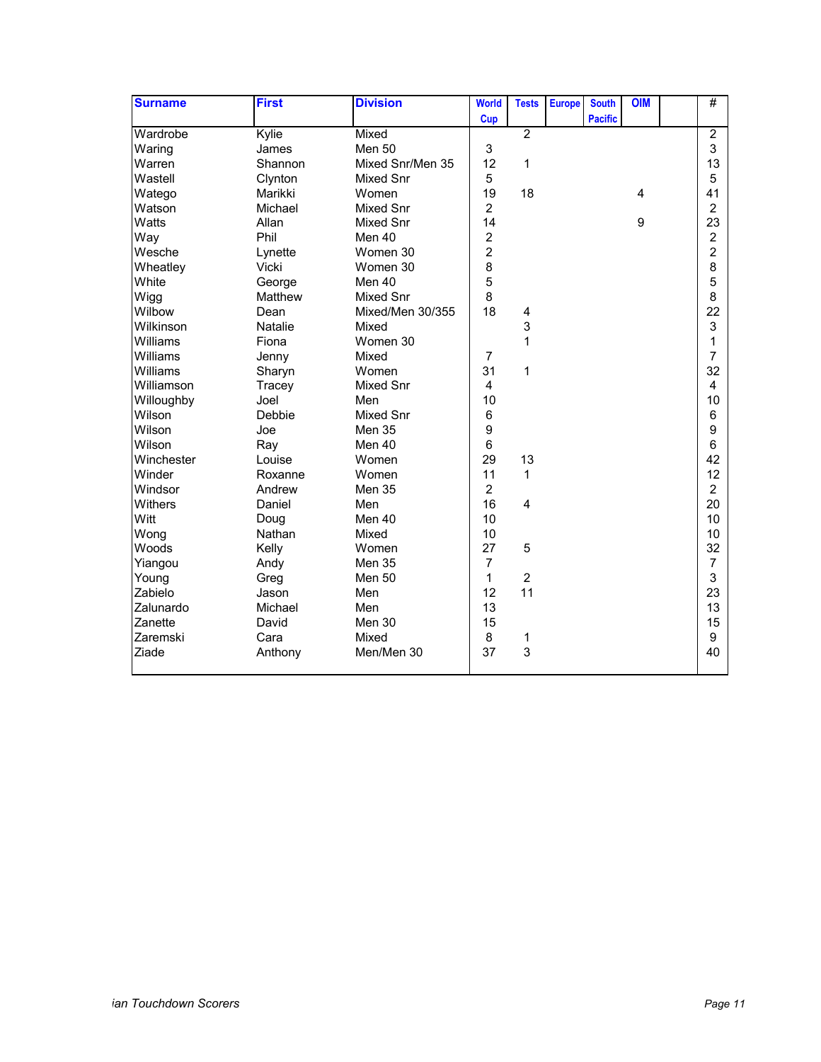| Surname | First | Division | World Cup | Tests | Europe | South Pacific | OIM | | # |
|---|---|---|---|---|---|---|---|---|---|
| Wardrobe | Kylie | Mixed | | 2 | | | | | 2 |
| Waring | James | Men 50 | 3 | | | | | | 3 |
| Warren | Shannon | Mixed Snr/Men 35 | 12 | 1 | | | | | 13 |
| Wastell | Clynton | Mixed Snr | 5 | | | | | | 5 |
| Watego | Marikki | Women | 19 | 18 | | | 4 | | 41 |
| Watson | Michael | Mixed Snr | 2 | | | | | | 2 |
| Watts | Allan | Mixed Snr | 14 | | | | 9 | | 23 |
| Way | Phil | Men 40 | 2 | | | | | | 2 |
| Wesche | Lynette | Women 30 | 2 | | | | | | 2 |
| Wheatley | Vicki | Women 30 | 8 | | | | | | 8 |
| White | George | Men 40 | 5 | | | | | | 5 |
| Wigg | Matthew | Mixed Snr | 8 | | | | | | 8 |
| Wilbow | Dean | Mixed/Men 30/355 | 18 | 4 | | | | | 22 |
| Wilkinson | Natalie | Mixed | | 3 | | | | | 3 |
| Williams | Fiona | Women 30 | | 1 | | | | | 1 |
| Williams | Jenny | Mixed | 7 | | | | | | 7 |
| Williams | Sharyn | Women | 31 | 1 | | | | | 32 |
| Williamson | Tracey | Mixed Snr | 4 | | | | | | 4 |
| Willoughby | Joel | Men | 10 | | | | | | 10 |
| Wilson | Debbie | Mixed Snr | 6 | | | | | | 6 |
| Wilson | Joe | Men 35 | 9 | | | | | | 9 |
| Wilson | Ray | Men 40 | 6 | | | | | | 6 |
| Winchester | Louise | Women | 29 | 13 | | | | | 42 |
| Winder | Roxanne | Women | 11 | 1 | | | | | 12 |
| Windsor | Andrew | Men 35 | 2 | | | | | | 2 |
| Withers | Daniel | Men | 16 | 4 | | | | | 20 |
| Witt | Doug | Men 40 | 10 | | | | | | 10 |
| Wong | Nathan | Mixed | 10 | | | | | | 10 |
| Woods | Kelly | Women | 27 | 5 | | | | | 32 |
| Yiangou | Andy | Men 35 | 7 | | | | | | 7 |
| Young | Greg | Men 50 | 1 | 2 | | | | | 3 |
| Zabielo | Jason | Men | 12 | 11 | | | | | 23 |
| Zalunardo | Michael | Men | 13 | | | | | | 13 |
| Zanette | David | Men 30 | 15 | | | | | | 15 |
| Zaremski | Cara | Mixed | 8 | 1 | | | | | 9 |
| Ziade | Anthony | Men/Men 30 | 37 | 3 | | | | | 40 |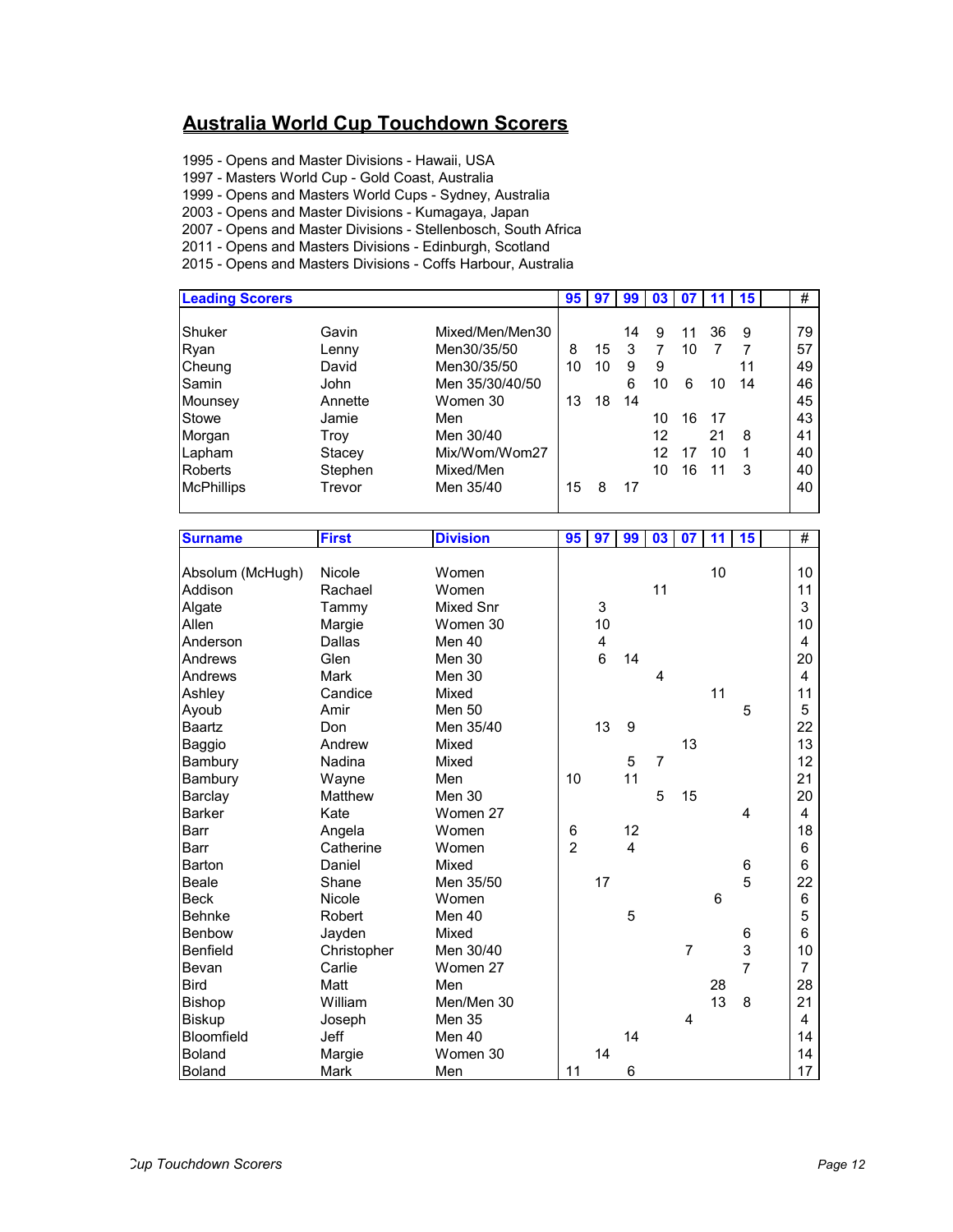## Australia World Cup Touchdown Scorers

1995 - Opens and Master Divisions - Hawaii, USA
1997 - Masters World Cup - Gold Coast, Australia
1999 - Opens and Masters World Cups - Sydney, Australia
2003 - Opens and Master Divisions - Kumagaya, Japan
2007 - Opens and Master Divisions - Stellenbosch, South Africa
2011 - Opens and Masters Divisions - Edinburgh, Scotland
2015 - Opens and Masters Divisions - Coffs Harbour, Australia

| Leading Scorers | | | 95 | 97 | 99 | 03 | 07 | 11 | 15 | | # |
|---|---|---|---|---|---|---|---|---|---|---|---|
| Shuker | Gavin | Mixed/Men/Men30 | | | 14 | 9 | 11 | 36 | 9 | | 79 |
| Ryan | Lenny | Men30/35/50 | 8 | 15 | 3 | 7 | 10 | 7 | 7 | | 57 |
| Cheung | David | Men30/35/50 | 10 | 10 | 9 | 9 | | | 11 | | 49 |
| Samin | John | Men 35/30/40/50 | | | 6 | 10 | 6 | 10 | 14 | | 46 |
| Mounsey | Annette | Women 30 | 13 | 18 | 14 | | | | | | 45 |
| Stowe | Jamie | Men | | | | 10 | 16 | 17 | | | 43 |
| Morgan | Troy | Men 30/40 | | | | 12 | | 21 | 8 | | 41 |
| Lapham | Stacey | Mix/Wom/Wom27 | | | | 12 | 17 | 10 | 1 | | 40 |
| Roberts | Stephen | Mixed/Men | | | | 10 | 16 | 11 | 3 | | 40 |
| McPhillips | Trevor | Men 35/40 | 15 | 8 | 17 | | | | | | 40 |

| Surname | First | Division | 95 | 97 | 99 | 03 | 07 | 11 | 15 | | # |
|---|---|---|---|---|---|---|---|---|---|---|---|
| Absolum (McHugh) | Nicole | Women | | | | | | 10 | | | 10 |
| Addison | Rachael | Women | | | | 11 | | | | | 11 |
| Algate | Tammy | Mixed Snr | | 3 | | | | | | | 3 |
| Allen | Margie | Women 30 | | 10 | | | | | | | 10 |
| Anderson | Dallas | Men 40 | | 4 | | | | | | | 4 |
| Andrews | Glen | Men 30 | | 6 | 14 | | | | | | 20 |
| Andrews | Mark | Men 30 | | | | 4 | | | | | 4 |
| Ashley | Candice | Mixed | | | | | | 11 | | | 11 |
| Ayoub | Amir | Men 50 | | | | | | | 5 | | 5 |
| Baartz | Don | Men 35/40 | | 13 | 9 | | | | | | 22 |
| Baggio | Andrew | Mixed | | | | | 13 | | | | 13 |
| Bambury | Nadina | Mixed | | | 5 | 7 | | | | | 12 |
| Bambury | Wayne | Men | 10 | | 11 | | | | | | 21 |
| Barclay | Matthew | Men 30 | | | | 5 | 15 | | | | 20 |
| Barker | Kate | Women 27 | | | | | | | 4 | | 4 |
| Barr | Angela | Women | 6 | | 12 | | | | | | 18 |
| Barr | Catherine | Women | 2 | | 4 | | | | | | 6 |
| Barton | Daniel | Mixed | | | | | | | 6 | | 6 |
| Beale | Shane | Men 35/50 | | 17 | | | | | 5 | | 22 |
| Beck | Nicole | Women | | | | | | 6 | | | 6 |
| Behnke | Robert | Men 40 | | | 5 | | | | | | 5 |
| Benbow | Jayden | Mixed | | | | | | | 6 | | 6 |
| Benfield | Christopher | Men 30/40 | | | | | 7 | | 3 | | 10 |
| Bevan | Carlie | Women 27 | | | | | | | 7 | | 7 |
| Bird | Matt | Men | | | | | | 28 | | | 28 |
| Bishop | William | Men/Men 30 | | | | | | 13 | 8 | | 21 |
| Biskup | Joseph | Men 35 | | | | | 4 | | | | 4 |
| Bloomfield | Jeff | Men 40 | | | 14 | | | | | | 14 |
| Boland | Margie | Women 30 | | 14 | | | | | | | 14 |
| Boland | Mark | Men | 11 | | 6 | | | | | | 17 |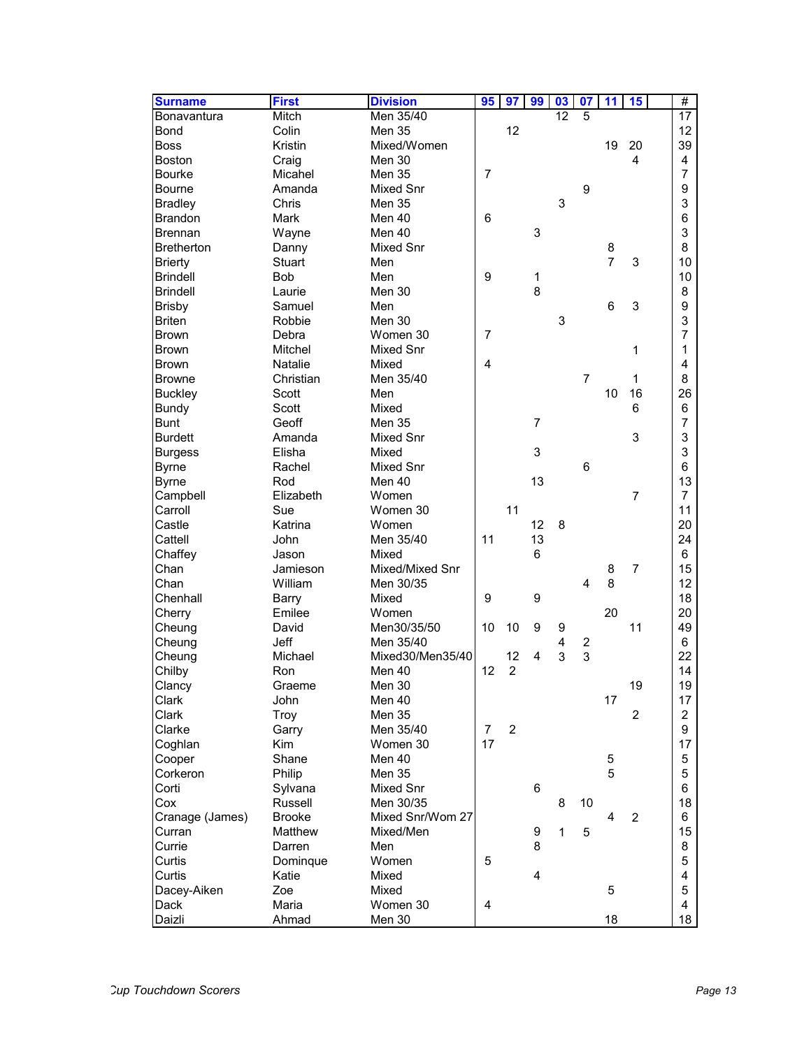| Surname | First | Division | 95 | 97 | 99 | 03 | 07 | 11 | 15 | | # |
|---|---|---|---|---|---|---|---|---|---|---|---|
| Bonavantura | Mitch | Men 35/40 | | | | 12 | 5 | | | | 17 |
| Bond | Colin | Men 35 | | 12 | | | | | | | 12 |
| Boss | Kristin | Mixed/Women | | | | | | 19 | 20 | | 39 |
| Boston | Craig | Men 30 | | | | | | | 4 | | 4 |
| Bourke | Micahel | Men 35 | 7 | | | | | | | | 7 |
| Bourne | Amanda | Mixed Snr | | | | | 9 | | | | 9 |
| Bradley | Chris | Men 35 | | | | 3 | | | | | 3 |
| Brandon | Mark | Men 40 | 6 | | | | | | | | 6 |
| Brennan | Wayne | Men 40 | | | 3 | | | | | | 3 |
| Bretherton | Danny | Mixed Snr | | | | | | 8 | | | 8 |
| Brierty | Stuart | Men | | | | | | 7 | 3 | | 10 |
| Brindell | Bob | Men | 9 | | 1 | | | | | | 10 |
| Brindell | Laurie | Men 30 | | | 8 | | | | | | 8 |
| Brisby | Samuel | Men | | | | | | 6 | 3 | | 9 |
| Briten | Robbie | Men 30 | | | | 3 | | | | | 3 |
| Brown | Debra | Women 30 | 7 | | | | | | | | 7 |
| Brown | Mitchel | Mixed Snr | | | | | | | 1 | | 1 |
| Brown | Natalie | Mixed | 4 | | | | | | | | 4 |
| Browne | Christian | Men 35/40 | | | | | 7 | | 1 | | 8 |
| Buckley | Scott | Men | | | | | | 10 | 16 | | 26 |
| Bundy | Scott | Mixed | | | | | | | 6 | | 6 |
| Bunt | Geoff | Men 35 | | | 7 | | | | | | 7 |
| Burdett | Amanda | Mixed Snr | | | | | | | 3 | | 3 |
| Burgess | Elisha | Mixed | | | 3 | | | | | | 3 |
| Byrne | Rachel | Mixed Snr | | | | | 6 | | | | 6 |
| Byrne | Rod | Men 40 | | | 13 | | | | | | 13 |
| Campbell | Elizabeth | Women | | | | | | | 7 | | 7 |
| Carroll | Sue | Women 30 | | 11 | | | | | | | 11 |
| Castle | Katrina | Women | | | 12 | 8 | | | | | 20 |
| Cattell | John | Men 35/40 | 11 | | 13 | | | | | | 24 |
| Chaffey | Jason | Mixed | | | 6 | | | | | | 6 |
| Chan | Jamieson | Mixed/Mixed Snr | | | | | | 8 | 7 | | 15 |
| Chan | William | Men 30/35 | | | | | 4 | 8 | | | 12 |
| Chenhall | Barry | Mixed | 9 | | 9 | | | | | | 18 |
| Cherry | Emilee | Women | | | | | | 20 | | | 20 |
| Cheung | David | Men30/35/50 | 10 | 10 | 9 | 9 | | | 11 | | 49 |
| Cheung | Jeff | Men 35/40 | | | | 4 | 2 | | | | 6 |
| Cheung | Michael | Mixed30/Men35/40 | | 12 | 4 | 3 | 3 | | | | 22 |
| Chilby | Ron | Men 40 | 12 | 2 | | | | | | | 14 |
| Clancy | Graeme | Men 30 | | | | | | | 19 | | 19 |
| Clark | John | Men 40 | | | | | | 17 | | | 17 |
| Clark | Troy | Men 35 | | | | | | | 2 | | 2 |
| Clarke | Garry | Men 35/40 | 7 | 2 | | | | | | | 9 |
| Coghlan | Kim | Women 30 | 17 | | | | | | | | 17 |
| Cooper | Shane | Men 40 | | | | | | 5 | | | 5 |
| Corkeron | Philip | Men 35 | | | | | | 5 | | | 5 |
| Corti | Sylvana | Mixed Snr | | | 6 | | | | | | 6 |
| Cox | Russell | Men 30/35 | | | | 8 | 10 | | | | 18 |
| Cranage (James) | Brooke | Mixed Snr/Wom 27 | | | | | | 4 | 2 | | 6 |
| Curran | Matthew | Mixed/Men | | | 9 | 1 | 5 | | | | 15 |
| Currie | Darren | Men | | | 8 | | | | | | 8 |
| Curtis | Dominque | Women | 5 | | | | | | | | 5 |
| Curtis | Katie | Mixed | | | 4 | | | | | | 4 |
| Dacey-Aiken | Zoe | Mixed | | | | | | 5 | | | 5 |
| Dack | Maria | Women 30 | 4 | | | | | | | | 4 |
| Daizli | Ahmad | Men 30 | | | | | | 18 | | | 18 |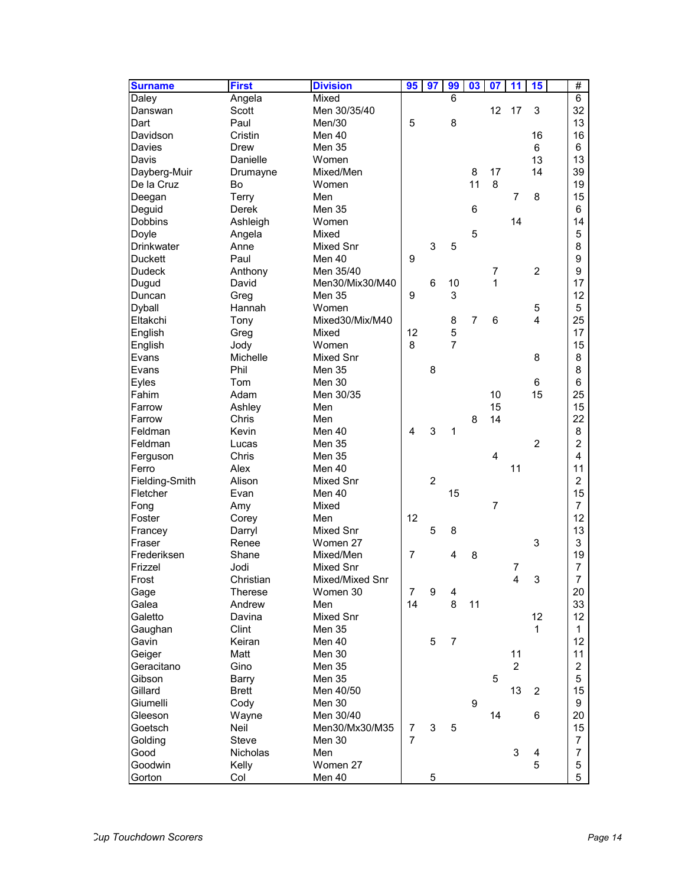| Surname | First | Division | 95 | 97 | 99 | 03 | 07 | 11 | 15 | | # |
|---|---|---|---|---|---|---|---|---|---|---|---|
| Daley | Angela | Mixed | | | 6 | | | | | | 6 |
| Danswan | Scott | Men 30/35/40 | | | | | 12 | 17 | 3 | | 32 |
| Dart | Paul | Men/30 | 5 | | 8 | | | | | | 13 |
| Davidson | Cristin | Men 40 | | | | | | | 16 | | 16 |
| Davies | Drew | Men 35 | | | | | | | 6 | | 6 |
| Davis | Danielle | Women | | | | | | | 13 | | 13 |
| Dayberg-Muir | Drumayne | Mixed/Men | | | | 8 | 17 | | 14 | | 39 |
| De la Cruz | Bo | Women | | | | 11 | 8 | | | | 19 |
| Deegan | Terry | Men | | | | | | 7 | 8 | | 15 |
| Deguid | Derek | Men 35 | | | | 6 | | | | | 6 |
| Dobbins | Ashleigh | Women | | | | | | 14 | | | 14 |
| Doyle | Angela | Mixed | | | | 5 | | | | | 5 |
| Drinkwater | Anne | Mixed Snr | | 3 | 5 | | | | | | 8 |
| Duckett | Paul | Men 40 | 9 | | | | | | | | 9 |
| Dudeck | Anthony | Men 35/40 | | | | | 7 | | 2 | | 9 |
| Dugud | David | Men30/Mix30/M40 | | 6 | 10 | | 1 | | | | 17 |
| Duncan | Greg | Men 35 | 9 | | 3 | | | | | | 12 |
| Dyball | Hannah | Women | | | | | | | 5 | | 5 |
| Eltakchi | Tony | Mixed30/Mix/M40 | | | 8 | 7 | 6 | | 4 | | 25 |
| English | Greg | Mixed | 12 | | 5 | | | | | | 17 |
| English | Jody | Women | 8 | | 7 | | | | | | 15 |
| Evans | Michelle | Mixed Snr | | | | | | | 8 | | 8 |
| Evans | Phil | Men 35 | | 8 | | | | | | | 8 |
| Eyles | Tom | Men 30 | | | | | | | 6 | | 6 |
| Fahim | Adam | Men 30/35 | | | | | 10 | | 15 | | 25 |
| Farrow | Ashley | Men | | | | | 15 | | | | 15 |
| Farrow | Chris | Men | | | | 8 | 14 | | | | 22 |
| Feldman | Kevin | Men 40 | 4 | 3 | 1 | | | | | | 8 |
| Feldman | Lucas | Men 35 | | | | | | | 2 | | 2 |
| Ferguson | Chris | Men 35 | | | | | 4 | | | | 4 |
| Ferro | Alex | Men 40 | | | | | | 11 | | | 11 |
| Fielding-Smith | Alison | Mixed Snr | | 2 | | | | | | | 2 |
| Fletcher | Evan | Men 40 | | | 15 | | | | | | 15 |
| Fong | Amy | Mixed | | | | | 7 | | | | 7 |
| Foster | Corey | Men | 12 | | | | | | | | 12 |
| Francey | Darryl | Mixed Snr | | 5 | 8 | | | | | | 13 |
| Fraser | Renee | Women 27 | | | | | | | 3 | | 3 |
| Frederiksen | Shane | Mixed/Men | 7 | | 4 | 8 | | | | | 19 |
| Frizzel | Jodi | Mixed Snr | | | | | | 7 | | | 7 |
| Frost | Christian | Mixed/Mixed Snr | | | | | | 4 | 3 | | 7 |
| Gage | Therese | Women 30 | 7 | 9 | 4 | | | | | | 20 |
| Galea | Andrew | Men | 14 | | 8 | 11 | | | | | 33 |
| Galetto | Davina | Mixed Snr | | | | | | | 12 | | 12 |
| Gaughan | Clint | Men 35 | | | | | | | 1 | | 1 |
| Gavin | Keiran | Men 40 | | 5 | 7 | | | | | | 12 |
| Geiger | Matt | Men 30 | | | | | | 11 | | | 11 |
| Geracitano | Gino | Men 35 | | | | | | 2 | | | 2 |
| Gibson | Barry | Men 35 | | | | | 5 | | | | 5 |
| Gillard | Brett | Men 40/50 | | | | | | 13 | 2 | | 15 |
| Giumelli | Cody | Men 30 | | | | 9 | | | | | 9 |
| Gleeson | Wayne | Men 30/40 | | | | | 14 | | 6 | | 20 |
| Goetsch | Neil | Men30/Mx30/M35 | 7 | 3 | 5 | | | | | | 15 |
| Golding | Steve | Men 30 | 7 | | | | | | | | 7 |
| Good | Nicholas | Men | | | | | | 3 | 4 | | 7 |
| Goodwin | Kelly | Women 27 | | | | | | | 5 | | 5 |
| Gorton | Col | Men 40 | | 5 | | | | | | | 5 |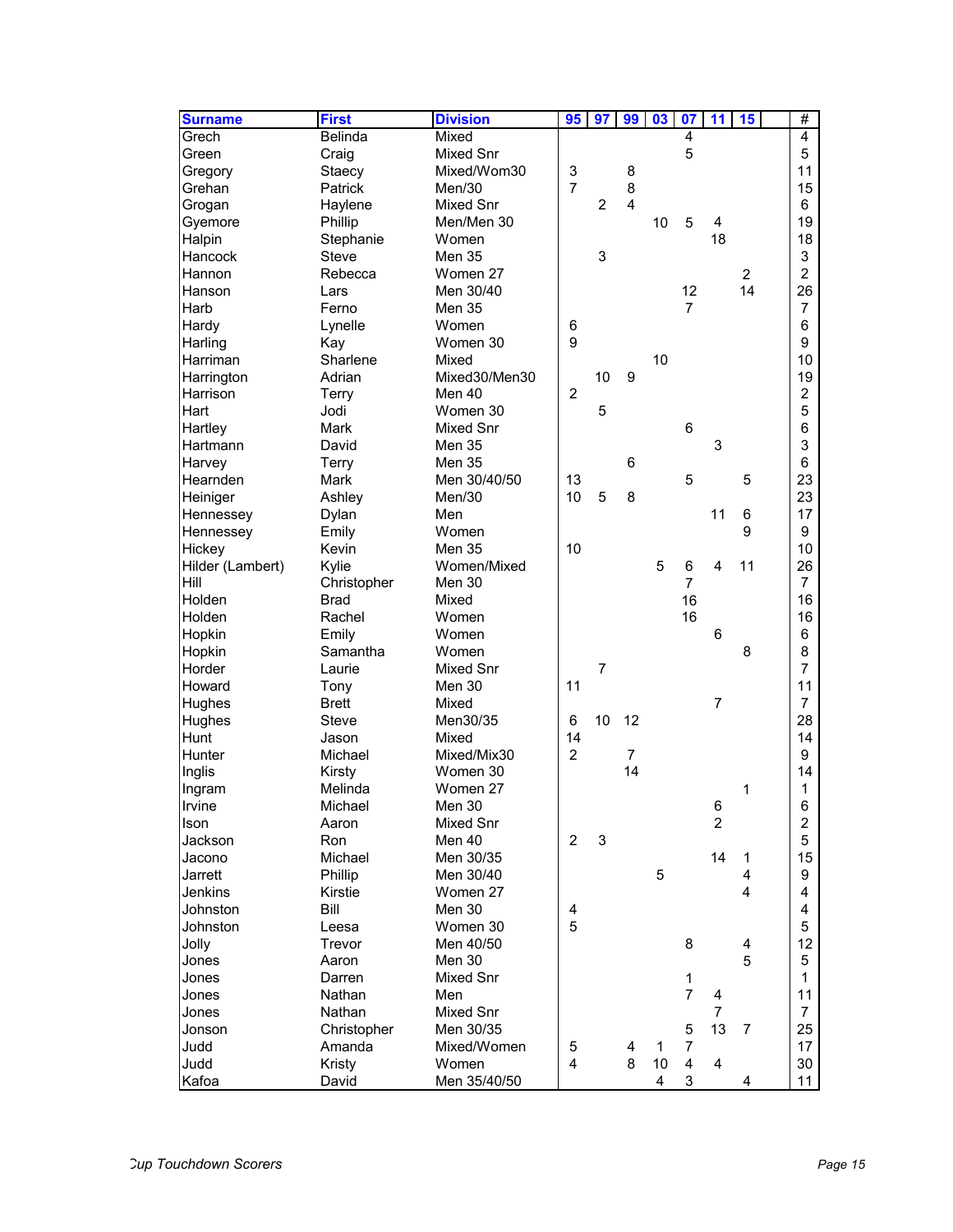| Surname | First | Division | 95 | 97 | 99 | 03 | 07 | 11 | 15 | | # |
|---|---|---|---|---|---|---|---|---|---|---|---|
| Grech | Belinda | Mixed | | | | | 4 | | | | 4 |
| Green | Craig | Mixed Snr | | | | | 5 | | | | 5 |
| Gregory | Staecy | Mixed/Wom30 | 3 | | 8 | | | | | | 11 |
| Grehan | Patrick | Men/30 | 7 | | 8 | | | | | | 15 |
| Grogan | Haylene | Mixed Snr | | 2 | 4 | | | | | | 6 |
| Gyemore | Phillip | Men/Men 30 | | | | 10 | 5 | 4 | | | 19 |
| Halpin | Stephanie | Women | | | | | | 18 | | | 18 |
| Hancock | Steve | Men 35 | | 3 | | | | | | | 3 |
| Hannon | Rebecca | Women 27 | | | | | | | 2 | | 2 |
| Hanson | Lars | Men 30/40 | | | | | 12 | | 14 | | 26 |
| Harb | Ferno | Men 35 | | | | | 7 | | | | 7 |
| Hardy | Lynelle | Women | 6 | | | | | | | | 6 |
| Harling | Kay | Women 30 | 9 | | | | | | | | 9 |
| Harriman | Sharlene | Mixed | | | | 10 | | | | | 10 |
| Harrington | Adrian | Mixed30/Men30 | | 10 | 9 | | | | | | 19 |
| Harrison | Terry | Men 40 | 2 | | | | | | | | 2 |
| Hart | Jodi | Women 30 | | 5 | | | | | | | 5 |
| Hartley | Mark | Mixed Snr | | | | | 6 | | | | 6 |
| Hartmann | David | Men 35 | | | | | | 3 | | | 3 |
| Harvey | Terry | Men 35 | | | 6 | | | | | | 6 |
| Hearnden | Mark | Men 30/40/50 | 13 | | | | 5 | | 5 | | 23 |
| Heiniger | Ashley | Men/30 | 10 | 5 | 8 | | | | | | 23 |
| Hennessey | Dylan | Men | | | | | | 11 | 6 | | 17 |
| Hennessey | Emily | Women | | | | | | | 9 | | 9 |
| Hickey | Kevin | Men 35 | 10 | | | | | | | | 10 |
| Hilder (Lambert) | Kylie | Women/Mixed | | | | 5 | 6 | 4 | 11 | | 26 |
| Hill | Christopher | Men 30 | | | | | 7 | | | | 7 |
| Holden | Brad | Mixed | | | | | 16 | | | | 16 |
| Holden | Rachel | Women | | | | | 16 | | | | 16 |
| Hopkin | Emily | Women | | | | | | 6 | | | 6 |
| Hopkin | Samantha | Women | | | | | | | 8 | | 8 |
| Horder | Laurie | Mixed Snr | | 7 | | | | | | | 7 |
| Howard | Tony | Men 30 | 11 | | | | | | | | 11 |
| Hughes | Brett | Mixed | | | | | | 7 | | | 7 |
| Hughes | Steve | Men30/35 | 6 | 10 | 12 | | | | | | 28 |
| Hunt | Jason | Mixed | 14 | | | | | | | | 14 |
| Hunter | Michael | Mixed/Mix30 | 2 | | 7 | | | | | | 9 |
| Inglis | Kirsty | Women 30 | | | 14 | | | | | | 14 |
| Ingram | Melinda | Women 27 | | | | | | | 1 | | 1 |
| Irvine | Michael | Men 30 | | | | | | 6 | | | 6 |
| Ison | Aaron | Mixed Snr | | | | | | 2 | | | 2 |
| Jackson | Ron | Men 40 | 2 | 3 | | | | | | | 5 |
| Jacono | Michael | Men 30/35 | | | | | | 14 | 1 | | 15 |
| Jarrett | Phillip | Men 30/40 | | | | 5 | | | 4 | | 9 |
| Jenkins | Kirstie | Women 27 | | | | | | | 4 | | 4 |
| Johnston | Bill | Men 30 | 4 | | | | | | | | 4 |
| Johnston | Leesa | Women 30 | 5 | | | | | | | | 5 |
| Jolly | Trevor | Men 40/50 | | | | | 8 | | 4 | | 12 |
| Jones | Aaron | Men 30 | | | | | | | 5 | | 5 |
| Jones | Darren | Mixed Snr | | | | | 1 | | | | 1 |
| Jones | Nathan | Men | | | | | 7 | 4 | | | 11 |
| Jones | Nathan | Mixed Snr | | | | | | 7 | | | 7 |
| Jonson | Christopher | Men 30/35 | | | | | 5 | 13 | 7 | | 25 |
| Judd | Amanda | Mixed/Women | 5 | | 4 | 1 | 7 | | | | 17 |
| Judd | Kristy | Women | 4 | | 8 | 10 | 4 | 4 | | | 30 |
| Kafoa | David | Men 35/40/50 | | | | 4 | 3 | | 4 | | 11 |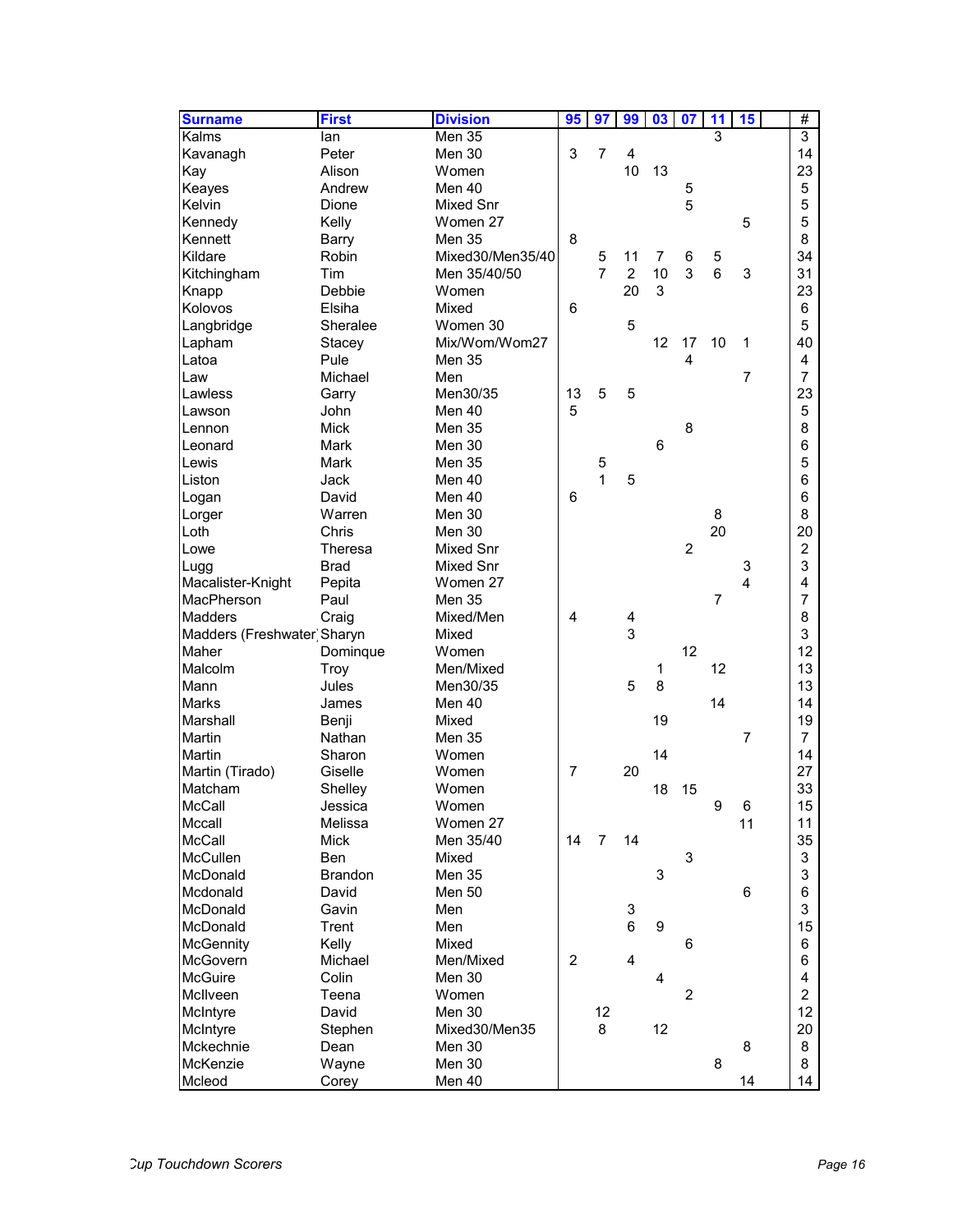| Surname | First | Division | 95 | 97 | 99 | 03 | 07 | 11 | 15 | | # |
|---|---|---|---|---|---|---|---|---|---|---|---|
| Kalms | Ian | Men 35 | | | | | | 3 | | | 3 |
| Kavanagh | Peter | Men 30 | 3 | 7 | 4 | | | | | | 14 |
| Kay | Alison | Women | | | 10 | 13 | | | | | 23 |
| Keayes | Andrew | Men 40 | | | | | 5 | | | | 5 |
| Kelvin | Dione | Mixed Snr | | | | | 5 | | | | 5 |
| Kennedy | Kelly | Women 27 | | | | | | | 5 | | 5 |
| Kennett | Barry | Men 35 | 8 | | | | | | | | 8 |
| Kildare | Robin | Mixed30/Men35/40 | | 5 | 11 | 7 | 6 | 5 | | | 34 |
| Kitchingham | Tim | Men 35/40/50 | | 7 | 2 | 10 | 3 | 6 | 3 | | 31 |
| Knapp | Debbie | Women | | | 20 | 3 | | | | | 23 |
| Kolovos | Elsiha | Mixed | 6 | | | | | | | | 6 |
| Langbridge | Sheralee | Women 30 | | | 5 | | | | | | 5 |
| Lapham | Stacey | Mix/Wom/Wom27 | | | | 12 | 17 | 10 | 1 | | 40 |
| Latoa | Pule | Men 35 | | | | | 4 | | | | 4 |
| Law | Michael | Men | | | | | | | 7 | | 7 |
| Lawless | Garry | Men30/35 | 13 | 5 | 5 | | | | | | 23 |
| Lawson | John | Men 40 | 5 | | | | | | | | 5 |
| Lennon | Mick | Men 35 | | | | | 8 | | | | 8 |
| Leonard | Mark | Men 30 | | | | 6 | | | | | 6 |
| Lewis | Mark | Men 35 | | 5 | | | | | | | 5 |
| Liston | Jack | Men 40 | | 1 | 5 | | | | | | 6 |
| Logan | David | Men 40 | 6 | | | | | | | | 6 |
| Lorger | Warren | Men 30 | | | | | | 8 | | | 8 |
| Loth | Chris | Men 30 | | | | | | 20 | | | 20 |
| Lowe | Theresa | Mixed Snr | | | | | 2 | | | | 2 |
| Lugg | Brad | Mixed Snr | | | | | | | 3 | | 3 |
| Macalister-Knight | Pepita | Women 27 | | | | | | | 4 | | 4 |
| MacPherson | Paul | Men 35 | | | | | | 7 | | | 7 |
| Madders | Craig | Mixed/Men | 4 | | 4 | | | | | | 8 |
| Madders (Freshwater) | Sharyn | Mixed | | | 3 | | | | | | 3 |
| Maher | Dominque | Women | | | | | 12 | | | | 12 |
| Malcolm | Troy | Men/Mixed | | | | 1 | | 12 | | | 13 |
| Mann | Jules | Men30/35 | | | 5 | 8 | | | | | 13 |
| Marks | James | Men 40 | | | | | | 14 | | | 14 |
| Marshall | Benji | Mixed | | | | 19 | | | | | 19 |
| Martin | Nathan | Men 35 | | | | | | | 7 | | 7 |
| Martin | Sharon | Women | | | | 14 | | | | | 14 |
| Martin (Tirado) | Giselle | Women | 7 | | 20 | | | | | | 27 |
| Matcham | Shelley | Women | | | | 18 | 15 | | | | 33 |
| McCall | Jessica | Women | | | | | | 9 | 6 | | 15 |
| Mccall | Melissa | Women 27 | | | | | | | 11 | | 11 |
| McCall | Mick | Men 35/40 | 14 | 7 | 14 | | | | | | 35 |
| McCullen | Ben | Mixed | | | | | 3 | | | | 3 |
| McDonald | Brandon | Men 35 | | | | 3 | | | | | 3 |
| Mcdonald | David | Men 50 | | | | | | | 6 | | 6 |
| McDonald | Gavin | Men | | | 3 | | | | | | 3 |
| McDonald | Trent | Men | | | 6 | 9 | | | | | 15 |
| McGennity | Kelly | Mixed | | | | | 6 | | | | 6 |
| McGovern | Michael | Men/Mixed | 2 | | 4 | | | | | | 6 |
| McGuire | Colin | Men 30 | | | | 4 | | | | | 4 |
| McIlveen | Teena | Women | | | | | 2 | | | | 2 |
| McIntyre | David | Men 30 | | 12 | | | | | | | 12 |
| McIntyre | Stephen | Mixed30/Men35 | | 8 | | 12 | | | | | 20 |
| Mckechnie | Dean | Men 30 | | | | | | | 8 | | 8 |
| McKenzie | Wayne | Men 30 | | | | | | 8 | | | 8 |
| Mcleod | Corey | Men 40 | | | | | | | 14 | | 14 |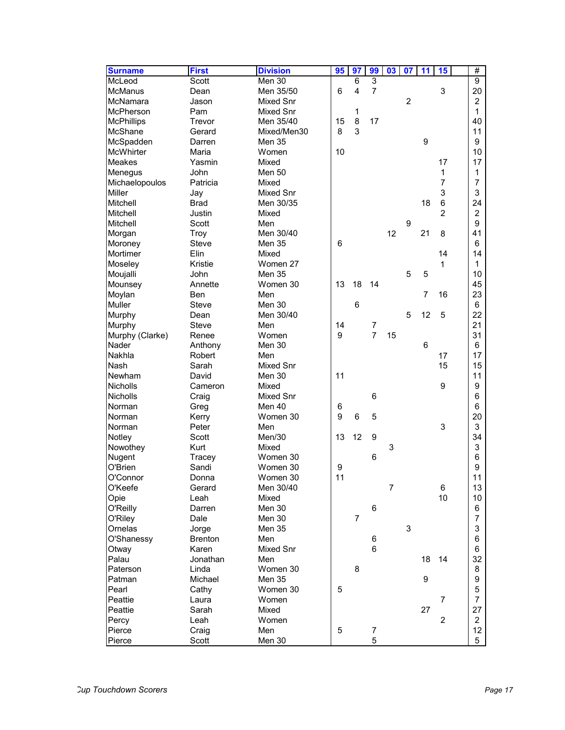| Surname | First | Division | 95 | 97 | 99 | 03 | 07 | 11 | 15 | | # |
|---|---|---|---|---|---|---|---|---|---|---|---|
| McLeod | Scott | Men 30 | | 6 | 3 | | | | | | 9 |
| McManus | Dean | Men 35/50 | 6 | 4 | 7 | | | | 3 | | 20 |
| McNamara | Jason | Mixed Snr | | | | | 2 | | | | 2 |
| McPherson | Pam | Mixed Snr | | 1 | | | | | | | 1 |
| McPhillips | Trevor | Men 35/40 | 15 | 8 | 17 | | | | | | 40 |
| McShane | Gerard | Mixed/Men30 | 8 | 3 | | | | | | | 11 |
| McSpadden | Darren | Men 35 | | | | | | 9 | | | 9 |
| McWhirter | Maria | Women | 10 | | | | | | | | 10 |
| Meakes | Yasmin | Mixed | | | | | | | 17 | | 17 |
| Menegus | John | Men 50 | | | | | | | 1 | | 1 |
| Michaelopoulos | Patricia | Mixed | | | | | | | 7 | | 7 |
| Miller | Jay | Mixed Snr | | | | | | | 3 | | 3 |
| Mitchell | Brad | Men 30/35 | | | | | | 18 | 6 | | 24 |
| Mitchell | Justin | Mixed | | | | | | | 2 | | 2 |
| Mitchell | Scott | Men | | | | | 9 | | | | 9 |
| Morgan | Troy | Men 30/40 | | | | 12 | | 21 | 8 | | 41 |
| Moroney | Steve | Men 35 | 6 | | | | | | | | 6 |
| Mortimer | Elin | Mixed | | | | | | | 14 | | 14 |
| Moseley | Kristie | Women 27 | | | | | | | 1 | | 1 |
| Moujalli | John | Men 35 | | | | | 5 | 5 | | | 10 |
| Mounsey | Annette | Women 30 | 13 | 18 | 14 | | | | | | 45 |
| Moylan | Ben | Men | | | | | | 7 | 16 | | 23 |
| Muller | Steve | Men 30 | | 6 | | | | | | | 6 |
| Murphy | Dean | Men 30/40 | | | | | 5 | 12 | 5 | | 22 |
| Murphy | Steve | Men | 14 | | 7 | | | | | | 21 |
| Murphy (Clarke) | Renee | Women | 9 | | 7 | 15 | | | | | 31 |
| Nader | Anthony | Men 30 | | | | | | 6 | | | 6 |
| Nakhla | Robert | Men | | | | | | | 17 | | 17 |
| Nash | Sarah | Mixed Snr | | | | | | | 15 | | 15 |
| Newham | David | Men 30 | 11 | | | | | | | | 11 |
| Nicholls | Cameron | Mixed | | | | | | | 9 | | 9 |
| Nicholls | Craig | Mixed Snr | | | 6 | | | | | | 6 |
| Norman | Greg | Men 40 | 6 | | | | | | | | 6 |
| Norman | Kerry | Women 30 | 9 | 6 | 5 | | | | | | 20 |
| Norman | Peter | Men | | | | | | | 3 | | 3 |
| Notley | Scott | Men/30 | 13 | 12 | 9 | | | | | | 34 |
| Nowothey | Kurt | Mixed | | | | 3 | | | | | 3 |
| Nugent | Tracey | Women 30 | | | 6 | | | | | | 6 |
| O'Brien | Sandi | Women 30 | 9 | | | | | | | | 9 |
| O'Connor | Donna | Women 30 | 11 | | | | | | | | 11 |
| O'Keefe | Gerard | Men 30/40 | | | | 7 | | | 6 | | 13 |
| Opie | Leah | Mixed | | | | | | | 10 | | 10 |
| O'Reilly | Darren | Men 30 | | | 6 | | | | | | 6 |
| O'Riley | Dale | Men 30 | | 7 | | | | | | | 7 |
| Ornelas | Jorge | Men 35 | | | | | 3 | | | | 3 |
| O'Shanessy | Brenton | Men | | | 6 | | | | | | 6 |
| Otway | Karen | Mixed Snr | | | 6 | | | | | | 6 |
| Palau | Jonathan | Men | | | | | | 18 | 14 | | 32 |
| Paterson | Linda | Women 30 | | 8 | | | | | | | 8 |
| Patman | Michael | Men 35 | | | | | | 9 | | | 9 |
| Pearl | Cathy | Women 30 | 5 | | | | | | | | 5 |
| Peattie | Laura | Women | | | | | | | 7 | | 7 |
| Peattie | Sarah | Mixed | | | | | | 27 | | | 27 |
| Percy | Leah | Women | | | | | | | 2 | | 2 |
| Pierce | Craig | Men | 5 | | 7 | | | | | | 12 |
| Pierce | Scott | Men 30 | | | 5 | | | | | | 5 |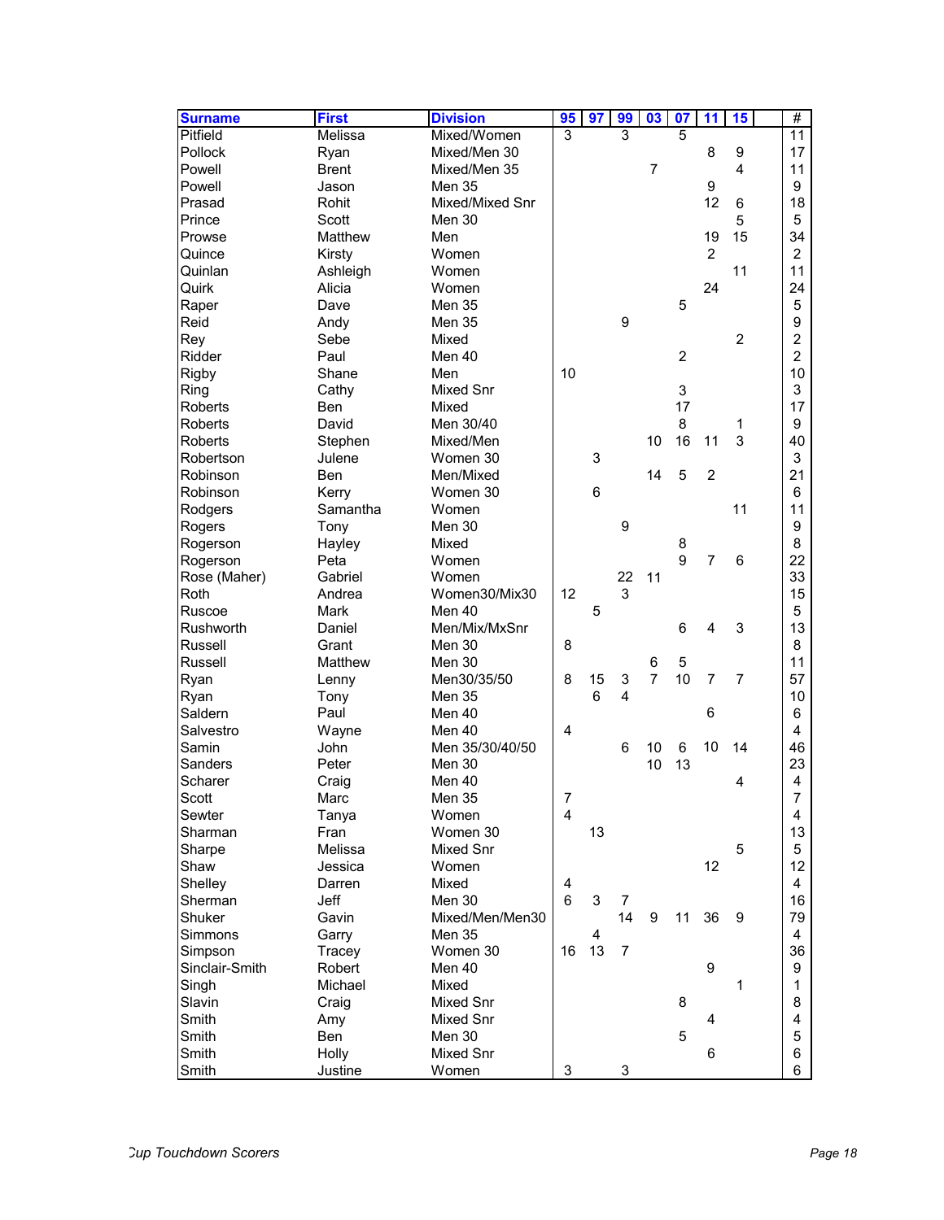| Surname | First | Division | 95 | 97 | 99 | 03 | 07 | 11 | 15 | | # |
|---|---|---|---|---|---|---|---|---|---|---|---|
| Pitfield | Melissa | Mixed/Women | 3 | | 3 | | 5 | | | | 11 |
| Pollock | Ryan | Mixed/Men 30 | | | | | | 8 | 9 | | 17 |
| Powell | Brent | Mixed/Men 35 | | | | 7 | | | 4 | | 11 |
| Powell | Jason | Men 35 | | | | | | 9 | | | 9 |
| Prasad | Rohit | Mixed/Mixed Snr | | | | | | 12 | 6 | | 18 |
| Prince | Scott | Men 30 | | | | | | | 5 | | 5 |
| Prowse | Matthew | Men | | | | | | 19 | 15 | | 34 |
| Quince | Kirsty | Women | | | | | | 2 | | | 2 |
| Quinlan | Ashleigh | Women | | | | | | | 11 | | 11 |
| Quirk | Alicia | Women | | | | | | 24 | | | 24 |
| Raper | Dave | Men 35 | | | | | 5 | | | | 5 |
| Reid | Andy | Men 35 | | | 9 | | | | | | 9 |
| Rey | Sebe | Mixed | | | | | | | 2 | | 2 |
| Ridder | Paul | Men 40 | | | | | 2 | | | | 2 |
| Rigby | Shane | Men | 10 | | | | | | | | 10 |
| Ring | Cathy | Mixed Snr | | | | | 3 | | | | 3 |
| Roberts | Ben | Mixed | | | | | 17 | | | | 17 |
| Roberts | David | Men 30/40 | | | | | 8 | | 1 | | 9 |
| Roberts | Stephen | Mixed/Men | | | | 10 | 16 | 11 | 3 | | 40 |
| Robertson | Julene | Women 30 | | 3 | | | | | | | 3 |
| Robinson | Ben | Men/Mixed | | | | 14 | 5 | 2 | | | 21 |
| Robinson | Kerry | Women 30 | | 6 | | | | | | | 6 |
| Rodgers | Samantha | Women | | | | | | | 11 | | 11 |
| Rogers | Tony | Men 30 | | | 9 | | | | | | 9 |
| Rogerson | Hayley | Mixed | | | | | 8 | | | | 8 |
| Rogerson | Peta | Women | | | | | 9 | 7 | 6 | | 22 |
| Rose (Maher) | Gabriel | Women | | | 22 | 11 | | | | | 33 |
| Roth | Andrea | Women30/Mix30 | 12 | | 3 | | | | | | 15 |
| Ruscoe | Mark | Men 40 | | 5 | | | | | | | 5 |
| Rushworth | Daniel | Men/Mix/MxSnr | | | | | 6 | 4 | 3 | | 13 |
| Russell | Grant | Men 30 | 8 | | | | | | | | 8 |
| Russell | Matthew | Men 30 | | | | 6 | 5 | | | | 11 |
| Ryan | Lenny | Men30/35/50 | 8 | 15 | 3 | 7 | 10 | 7 | 7 | | 57 |
| Ryan | Tony | Men 35 | | 6 | 4 | | | | | | 10 |
| Saldern | Paul | Men 40 | | | | | | 6 | | | 6 |
| Salvestro | Wayne | Men 40 | 4 | | | | | | | | 4 |
| Samin | John | Men 35/30/40/50 | | | 6 | 10 | 6 | 10 | 14 | | 46 |
| Sanders | Peter | Men 30 | | | | 10 | 13 | | | | 23 |
| Scharer | Craig | Men 40 | | | | | | | 4 | | 4 |
| Scott | Marc | Men 35 | 7 | | | | | | | | 7 |
| Sewter | Tanya | Women | 4 | | | | | | | | 4 |
| Sharman | Fran | Women 30 | | 13 | | | | | | | 13 |
| Sharpe | Melissa | Mixed Snr | | | | | | | 5 | | 5 |
| Shaw | Jessica | Women | | | | | | 12 | | | 12 |
| Shelley | Darren | Mixed | 4 | | | | | | | | 4 |
| Sherman | Jeff | Men 30 | 6 | 3 | 7 | | | | | | 16 |
| Shuker | Gavin | Mixed/Men/Men30 | | | 14 | 9 | 11 | 36 | 9 | | 79 |
| Simmons | Garry | Men 35 | | 4 | | | | | | | 4 |
| Simpson | Tracey | Women 30 | 16 | 13 | 7 | | | | | | 36 |
| Sinclair-Smith | Robert | Men 40 | | | | | | 9 | | | 9 |
| Singh | Michael | Mixed | | | | | | | 1 | | 1 |
| Slavin | Craig | Mixed Snr | | | | | 8 | | | | 8 |
| Smith | Amy | Mixed Snr | | | | | | 4 | | | 4 |
| Smith | Ben | Men 30 | | | | | 5 | | | | 5 |
| Smith | Holly | Mixed Snr | | | | | | 6 | | | 6 |
| Smith | Justine | Women | 3 | | 3 | | | | | | 6 |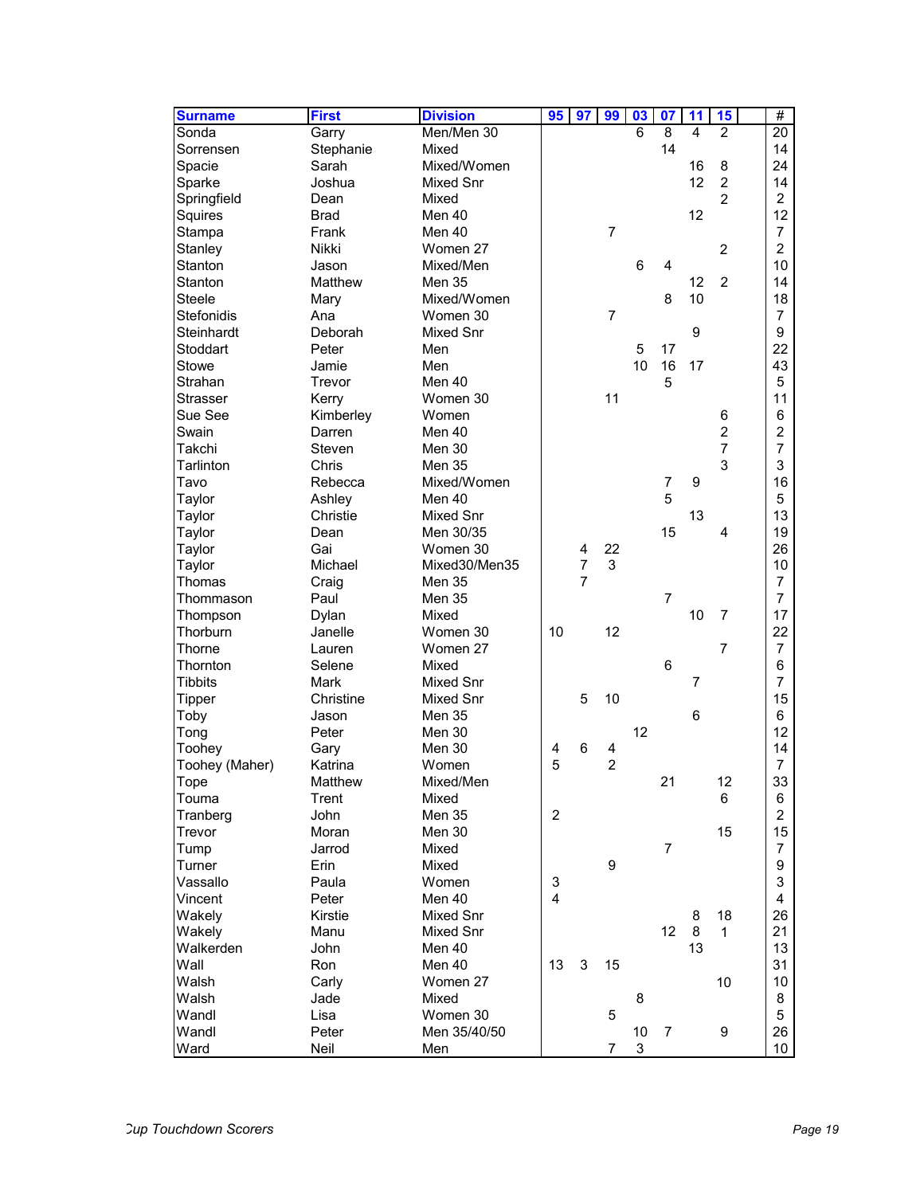| Surname | First | Division | 95 | 97 | 99 | 03 | 07 | 11 | 15 | | # |
|---|---|---|---|---|---|---|---|---|---|---|---|
| Sonda | Garry | Men/Men 30 | | | | 6 | 8 | 4 | 2 | | 20 |
| Sorrensen | Stephanie | Mixed | | | | | 14 | | | | 14 |
| Spacie | Sarah | Mixed/Women | | | | | | 16 | 8 | | 24 |
| Sparke | Joshua | Mixed Snr | | | | | | 12 | 2 | | 14 |
| Springfield | Dean | Mixed | | | | | | | 2 | | 2 |
| Squires | Brad | Men 40 | | | | | | 12 | | | 12 |
| Stampa | Frank | Men 40 | | | 7 | | | | | | 7 |
| Stanley | Nikki | Women 27 | | | | | | | 2 | | 2 |
| Stanton | Jason | Mixed/Men | | | | 6 | 4 | | | | 10 |
| Stanton | Matthew | Men 35 | | | | | | 12 | 2 | | 14 |
| Steele | Mary | Mixed/Women | | | | | 8 | 10 | | | 18 |
| Stefonidis | Ana | Women 30 | | | 7 | | | | | | 7 |
| Steinhardt | Deborah | Mixed Snr | | | | | | 9 | | | 9 |
| Stoddart | Peter | Men | | | | 5 | 17 | | | | 22 |
| Stowe | Jamie | Men | | | | 10 | 16 | 17 | | | 43 |
| Strahan | Trevor | Men 40 | | | | | 5 | | | | 5 |
| Strasser | Kerry | Women 30 | | | 11 | | | | | | 11 |
| Sue See | Kimberley | Women | | | | | | | 6 | | 6 |
| Swain | Darren | Men 40 | | | | | | | 2 | | 2 |
| Takchi | Steven | Men 30 | | | | | | | 7 | | 7 |
| Tarlinton | Chris | Men 35 | | | | | | | 3 | | 3 |
| Tavo | Rebecca | Mixed/Women | | | | | 7 | 9 | | | 16 |
| Taylor | Ashley | Men 40 | | | | | 5 | | | | 5 |
| Taylor | Christie | Mixed Snr | | | | | | 13 | | | 13 |
| Taylor | Dean | Men 30/35 | | | | | 15 | | 4 | | 19 |
| Taylor | Gai | Women 30 | | 4 | 22 | | | | | | 26 |
| Taylor | Michael | Mixed30/Men35 | | 7 | 3 | | | | | | 10 |
| Thomas | Craig | Men 35 | | 7 | | | | | | | 7 |
| Thommason | Paul | Men 35 | | | | | 7 | | | | 7 |
| Thompson | Dylan | Mixed | | | | | | 10 | 7 | | 17 |
| Thorburn | Janelle | Women 30 | 10 | | 12 | | | | | | 22 |
| Thorne | Lauren | Women 27 | | | | | | | 7 | | 7 |
| Thornton | Selene | Mixed | | | | | 6 | | | | 6 |
| Tibbits | Mark | Mixed Snr | | | | | | 7 | | | 7 |
| Tipper | Christine | Mixed Snr | | 5 | 10 | | | | | | 15 |
| Toby | Jason | Men 35 | | | | | | 6 | | | 6 |
| Tong | Peter | Men 30 | | | | 12 | | | | | 12 |
| Toohey | Gary | Men 30 | 4 | 6 | 4 | | | | | | 14 |
| Toohey (Maher) | Katrina | Women | 5 | | 2 | | | | | | 7 |
| Tope | Matthew | Mixed/Men | | | | | 21 | | 12 | | 33 |
| Touma | Trent | Mixed | | | | | | | 6 | | 6 |
| Tranberg | John | Men 35 | 2 | | | | | | | | 2 |
| Trevor | Moran | Men 30 | | | | | | | 15 | | 15 |
| Tump | Jarrod | Mixed | | | | | 7 | | | | 7 |
| Turner | Erin | Mixed | | | 9 | | | | | | 9 |
| Vassallo | Paula | Women | 3 | | | | | | | | 3 |
| Vincent | Peter | Men 40 | 4 | | | | | | | | 4 |
| Wakely | Kirstie | Mixed Snr | | | | | | 8 | 18 | | 26 |
| Wakely | Manu | Mixed Snr | | | | | 12 | 8 | 1 | | 21 |
| Walkerden | John | Men 40 | | | | | | 13 | | | 13 |
| Wall | Ron | Men 40 | 13 | 3 | 15 | | | | | | 31 |
| Walsh | Carly | Women 27 | | | | | | | 10 | | 10 |
| Walsh | Jade | Mixed | | | | 8 | | | | | 8 |
| Wandl | Lisa | Women 30 | | | 5 | | | | | | 5 |
| Wandl | Peter | Men 35/40/50 | | | | 10 | 7 | | 9 | | 26 |
| Ward | Neil | Men | | | 7 | 3 | | | | | 10 |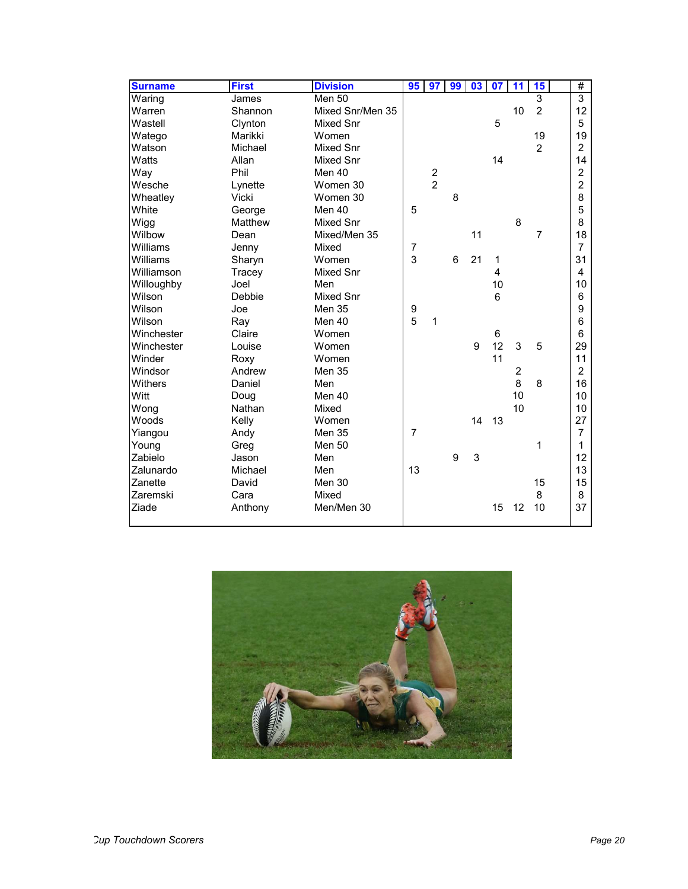| Surname | First | Division | 95 | 97 | 99 | 03 | 07 | 11 | 15 | | # |
|---|---|---|---|---|---|---|---|---|---|---|---|
| Waring | James | Men 50 | | | | | | | 3 | | 3 |
| Warren | Shannon | Mixed Snr/Men 35 | | | | | | 10 | 2 | | 12 |
| Wastell | Clynton | Mixed Snr | | | | | 5 | | | | 5 |
| Watego | Marikki | Women | | | | | | | 19 | | 19 |
| Watson | Michael | Mixed Snr | | | | | | | 2 | | 2 |
| Watts | Allan | Mixed Snr | | | | | 14 | | | | 14 |
| Way | Phil | Men 40 | | 2 | | | | | | | 2 |
| Wesche | Lynette | Women 30 | | 2 | | | | | | | 2 |
| Wheatley | Vicki | Women 30 | | | 8 | | | | | | 8 |
| White | George | Men 40 | 5 | | | | | | | | 5 |
| Wigg | Matthew | Mixed Snr | | | | | | 8 | | | 8 |
| Wilbow | Dean | Mixed/Men 35 | | | | 11 | | | 7 | | 18 |
| Williams | Jenny | Mixed | 7 | | | | | | | | 7 |
| Williams | Sharyn | Women | 3 | | 6 | 21 | 1 | | | | 31 |
| Williamson | Tracey | Mixed Snr | | | | | 4 | | | | 4 |
| Willoughby | Joel | Men | | | | | 10 | | | | 10 |
| Wilson | Debbie | Mixed Snr | | | | | 6 | | | | 6 |
| Wilson | Joe | Men 35 | 9 | | | | | | | | 9 |
| Wilson | Ray | Men 40 | 5 | 1 | | | | | | | 6 |
| Winchester | Claire | Women | | | | | 6 | | | | 6 |
| Winchester | Louise | Women | | | | 9 | 12 | 3 | 5 | | 29 |
| Winder | Roxy | Women | | | | | 11 | | | | 11 |
| Windsor | Andrew | Men 35 | | | | | | 2 | | | 2 |
| Withers | Daniel | Men | | | | | | 8 | 8 | | 16 |
| Witt | Doug | Men 40 | | | | | | 10 | | | 10 |
| Wong | Nathan | Mixed | | | | | | 10 | | | 10 |
| Woods | Kelly | Women | | | | 14 | 13 | | | | 27 |
| Yiangou | Andy | Men 35 | 7 | | | | | | | | 7 |
| Young | Greg | Men 50 | | | | | | | 1 | | 1 |
| Zabielo | Jason | Men | | | 9 | 3 | | | | | 12 |
| Zalunardo | Michael | Men | 13 | | | | | | | | 13 |
| Zanette | David | Men 30 | | | | | | | 15 | | 15 |
| Zaremski | Cara | Mixed | | | | | | | 8 | | 8 |
| Ziade | Anthony | Men/Men 30 | | | | | 15 | 12 | 10 | | 37 |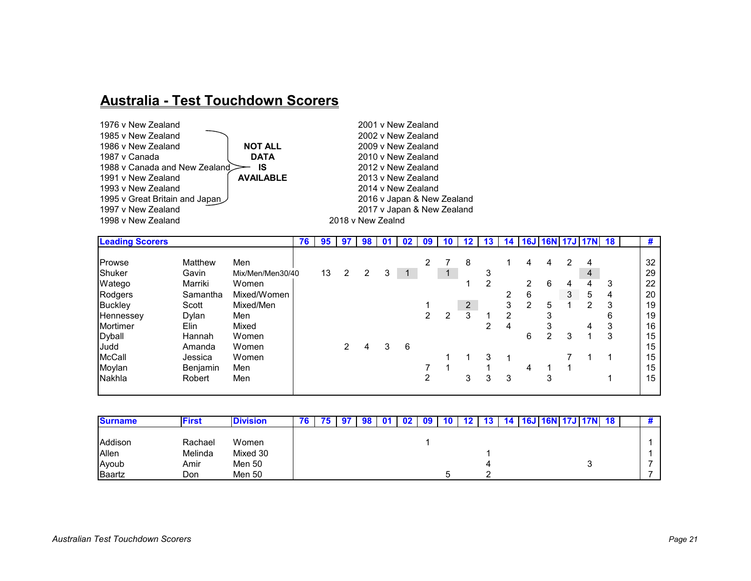# Australia - Test Touchdown Scorers

1976 v New Zealand
1985 v New Zealand
1986 v New Zealand
1987 v Canada
1988 v Canada and New Zealand
1991 v New Zealand
1993 v New Zealand
1995 v Great Britain and Japan
1997 v New Zealand
1998 v New Zealand

**NOT ALL DATA IS AVAILABLE** (1985 – 1997)

2001 v New Zealand
2002 v New Zealand
2009 v New Zealand
2010 v New Zealand
2012 v New Zealand
2013 v New Zealand
2014 v New Zealand
2016 v Japan & New Zealand
2017 v Japan & New Zealand
2018 v New Zealnd

| Leading Scorers | | | 76 | 95 | 97 | 98 | 01 | 02 | 09 | 10 | 12 | 13 | 14 | 16J | 16N | 17J | 17N | 18 | | # |
|---|---|---|---|---|---|---|---|---|---|---|---|---|---|---|---|---|---|---|---|---|
| Prowse | Matthew | Men | | | | | | | 2 | 7 | 8 | | 1 | 4 | 4 | 2 | 4 | | | 32 |
| Shuker | Gavin | Mix/Men/Men30/40 | | 13 | 2 | 2 | 3 | 1 | | 1 | | 3 | | | | | 4 | | | 29 |
| Watego | Marriki | Women | | | | | | | | | 1 | 2 | | 2 | 6 | 4 | 4 | 3 | | 22 |
| Rodgers | Samantha | Mixed/Women | | | | | | | | | | | 2 | 6 | | 3 | 5 | 4 | | 20 |
| Buckley | Scott | Mixed/Men | | | | | | | 1 | | 2 | | 3 | 2 | 5 | 1 | 2 | 3 | | 19 |
| Hennessey | Dylan | Men | | | | | | | 2 | 2 | 3 | 1 | 2 | | 3 | | | 6 | | 19 |
| Mortimer | Elin | Mixed | | | | | | | | | | 2 | 4 | | 3 | | 4 | 3 | | 16 |
| Dyball | Hannah | Women | | | | | | | | | | | | 6 | 2 | 3 | 1 | 3 | | 15 |
| Judd | Amanda | Women | | | 2 | 4 | 3 | 6 | | | | | | | | | | | | 15 |
| McCall | Jessica | Women | | | | | | | | 1 | 1 | 3 | 1 | | | 7 | 1 | 1 | | 15 |
| Moylan | Benjamin | Men | | | | | | | 7 | 1 | | 1 | | 4 | 1 | 1 | | | | 15 |
| Nakhla | Robert | Men | | | | | | | 2 | | 3 | 3 | 3 | | 3 | | | 1 | | 15 |

| Surname | First | Division | 76 | 75 | 97 | 98 | 01 | 02 | 09 | 10 | 12 | 13 | 14 | 16J | 16N | 17J | 17N | 18 | | # |
|---|---|---|---|---|---|---|---|---|---|---|---|---|---|---|---|---|---|---|---|---|
| Addison | Rachael | Women | | | | | | | 1 | | | | | | | | | | | 1 |
| Allen | Melinda | Mixed 30 | | | | | | | | | | 1 | | | | | | | | 1 |
| Ayoub | Amir | Men 50 | | | | | | | | | | 4 | | | | | 3 | | | 7 |
| Baartz | Don | Men 50 | | | | | | | | 5 | | 2 | | | | | | | | 7 |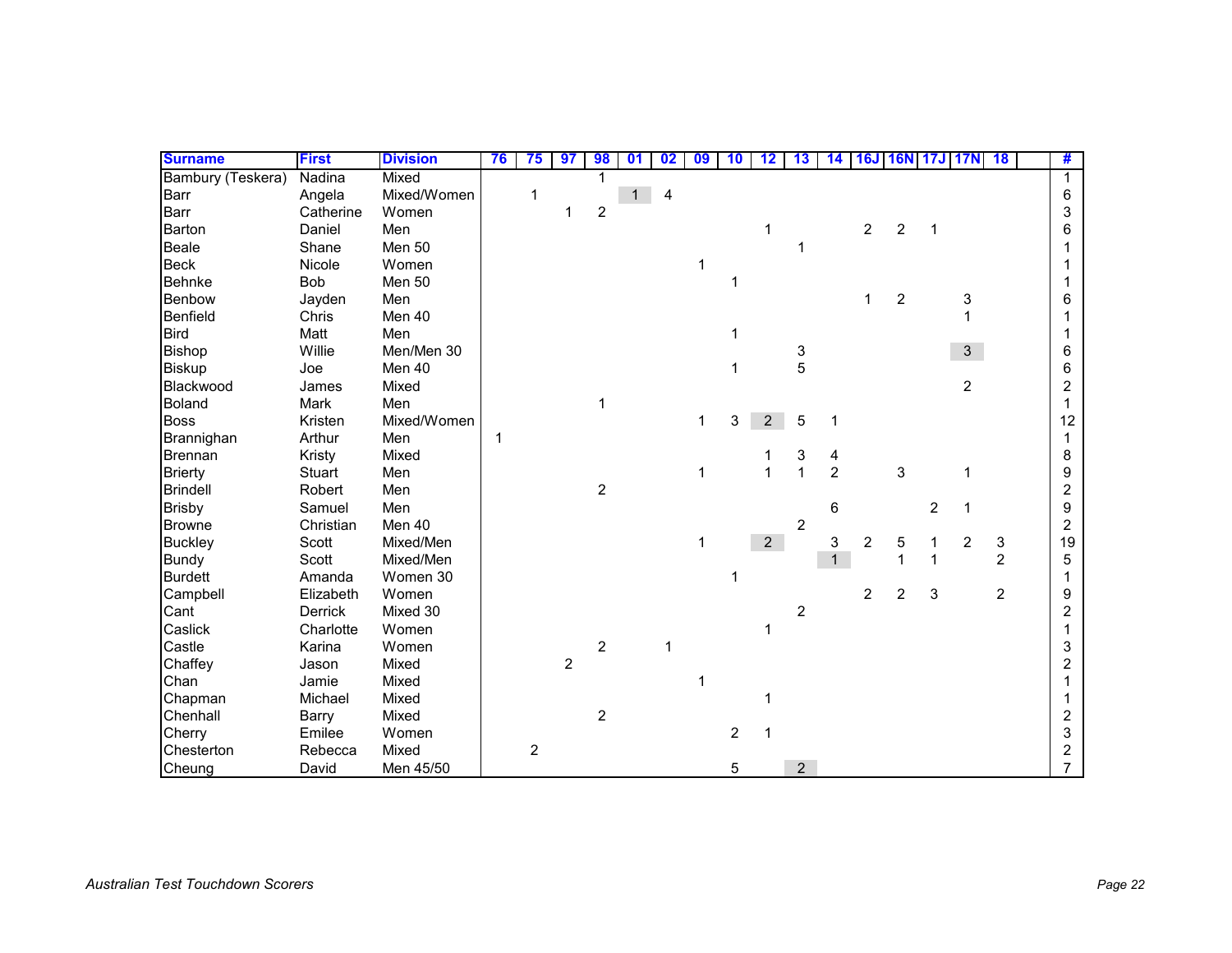| Surname | First | Division | 76 | 75 | 97 | 98 | 01 | 02 | 09 | 10 | 12 | 13 | 14 | 16J | 16N | 17J | 17N | 18 | | # |
|---|---|---|---|---|---|---|---|---|---|---|---|---|---|---|---|---|---|---|---|---|
| Bambury (Teskera) | Nadina | Mixed | | | | 1 | | | | | | | | | | | | | | 1 |
| Barr | Angela | Mixed/Women | | 1 | | | 1 | 4 | | | | | | | | | | | | 6 |
| Barr | Catherine | Women | | | 1 | 2 | | | | | | | | | | | | | | 3 |
| Barton | Daniel | Men | | | | | | | | | 1 | | | 2 | 2 | 1 | | | | 6 |
| Beale | Shane | Men 50 | | | | | | | | | | 1 | | | | | | | | 1 |
| Beck | Nicole | Women | | | | | | | 1 | | | | | | | | | | | 1 |
| Behnke | Bob | Men 50 | | | | | | | | 1 | | | | | | | | | | 1 |
| Benbow | Jayden | Men | | | | | | | | | | | | 1 | 2 | | 3 | | | 6 |
| Benfield | Chris | Men 40 | | | | | | | | | | | | | | | 1 | | | 1 |
| Bird | Matt | Men | | | | | | | | 1 | | | | | | | | | | 1 |
| Bishop | Willie | Men/Men 30 | | | | | | | | | | 3 | | | | | 3 | | | 6 |
| Biskup | Joe | Men 40 | | | | | | | | 1 | | 5 | | | | | | | | 6 |
| Blackwood | James | Mixed | | | | | | | | | | | | | | | 2 | | | 2 |
| Boland | Mark | Men | | | | 1 | | | | | | | | | | | | | | 1 |
| Boss | Kristen | Mixed/Women | | | | | | | 1 | 3 | 2 | 5 | 1 | | | | | | | 12 |
| Brannighan | Arthur | Men | 1 | | | | | | | | | | | | | | | | | 1 |
| Brennan | Kristy | Mixed | | | | | | | | | 1 | 3 | 4 | | | | | | | 8 |
| Brierty | Stuart | Men | | | | | | | 1 | | 1 | 1 | 2 | | 3 | | 1 | | | 9 |
| Brindell | Robert | Men | | | | 2 | | | | | | | | | | | | | | 2 |
| Brisby | Samuel | Men | | | | | | | | | | | 6 | | | 2 | 1 | | | 9 |
| Browne | Christian | Men 40 | | | | | | | | | | 2 | | | | | | | | 2 |
| Buckley | Scott | Mixed/Men | | | | | | | 1 | | 2 | | 3 | 2 | 5 | 1 | 2 | 3 | | 19 |
| Bundy | Scott | Mixed/Men | | | | | | | | | | | 1 | | 1 | 1 | | 2 | | 5 |
| Burdett | Amanda | Women 30 | | | | | | | | 1 | | | | | | | | | | 1 |
| Campbell | Elizabeth | Women | | | | | | | | | | | | 2 | 2 | 3 | | 2 | | 9 |
| Cant | Derrick | Mixed 30 | | | | | | | | | | 2 | | | | | | | | 2 |
| Caslick | Charlotte | Women | | | | | | | | | 1 | | | | | | | | | 1 |
| Castle | Karina | Women | | | | 2 | | 1 | | | | | | | | | | | | 3 |
| Chaffey | Jason | Mixed | | | 2 | | | | | | | | | | | | | | | 2 |
| Chan | Jamie | Mixed | | | | | | | 1 | | | | | | | | | | | 1 |
| Chapman | Michael | Mixed | | | | | | | | | 1 | | | | | | | | | 1 |
| Chenhall | Barry | Mixed | | | | 2 | | | | | | | | | | | | | | 2 |
| Cherry | Emilee | Women | | | | | | | | 2 | 1 | | | | | | | | | 3 |
| Chesterton | Rebecca | Mixed | | 2 | | | | | | | | | | | | | | | | 2 |
| Cheung | David | Men 45/50 | | | | | | | | 5 | | 2 | | | | | | | | 7 |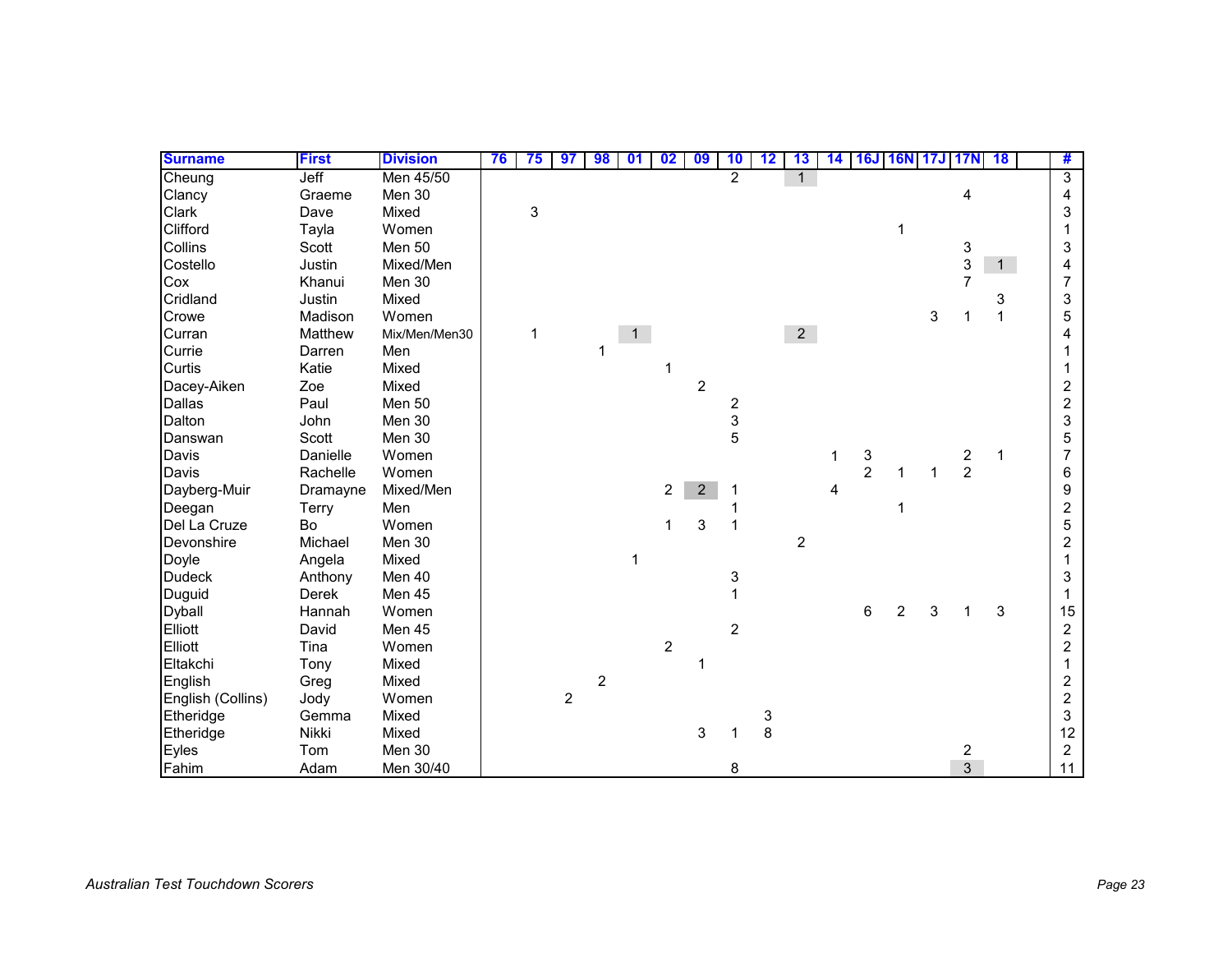| Surname | First | Division | 76 | 75 | 97 | 98 | 01 | 02 | 09 | 10 | 12 | 13 | 14 | 16J | 16N | 17J | 17N | 18 | | # |
|---|---|---|---|---|---|---|---|---|---|---|---|---|---|---|---|---|---|---|---|---|
| Cheung | Jeff | Men 45/50 | | | | | | | | 2 | | 1 | | | | | | | | 3 |
| Clancy | Graeme | Men 30 | | | | | | | | | | | | | | | 4 | | | 4 |
| Clark | Dave | Mixed | | 3 | | | | | | | | | | | | | | | | 3 |
| Clifford | Tayla | Women | | | | | | | | | | | | | 1 | | | | | 1 |
| Collins | Scott | Men 50 | | | | | | | | | | | | | | | 3 | | | 3 |
| Costello | Justin | Mixed/Men | | | | | | | | | | | | | | | 3 | 1 | | 4 |
| Cox | Khanui | Men 30 | | | | | | | | | | | | | | | 7 | | | 7 |
| Cridland | Justin | Mixed | | | | | | | | | | | | | | | | 3 | | 3 |
| Crowe | Madison | Women | | | | | | | | | | | | | | 3 | 1 | 1 | | 5 |
| Curran | Matthew | Mix/Men/Men30 | | 1 | | | 1 | | | | | 2 | | | | | | | | 4 |
| Currie | Darren | Men | | | | 1 | | | | | | | | | | | | | | 1 |
| Curtis | Katie | Mixed | | | | | | 1 | | | | | | | | | | | | 1 |
| Dacey-Aiken | Zoe | Mixed | | | | | | | 2 | | | | | | | | | | | 2 |
| Dallas | Paul | Men 50 | | | | | | | | 2 | | | | | | | | | | 2 |
| Dalton | John | Men 30 | | | | | | | | 3 | | | | | | | | | | 3 |
| Danswan | Scott | Men 30 | | | | | | | | 5 | | | | | | | | | | 5 |
| Davis | Danielle | Women | | | | | | | | | | | 1 | 3 | | | 2 | 1 | | 7 |
| Davis | Rachelle | Women | | | | | | | | | | | | 2 | 1 | 1 | 2 | | | 6 |
| Dayberg-Muir | Dramayne | Mixed/Men | | | | | | 2 | 2 | 1 | | | 4 | | | | | | | 9 |
| Deegan | Terry | Men | | | | | | | | 1 | | | | | 1 | | | | | 2 |
| Del La Cruze | Bo | Women | | | | | | 1 | 3 | 1 | | | | | | | | | | 5 |
| Devonshire | Michael | Men 30 | | | | | | | | | | 2 | | | | | | | | 2 |
| Doyle | Angela | Mixed | | | | | 1 | | | | | | | | | | | | | 1 |
| Dudeck | Anthony | Men 40 | | | | | | | | 3 | | | | | | | | | | 3 |
| Duguid | Derek | Men 45 | | | | | | | | 1 | | | | | | | | | | 1 |
| Dyball | Hannah | Women | | | | | | | | | | | | 6 | 2 | 3 | 1 | 3 | | 15 |
| Elliott | David | Men 45 | | | | | | | | 2 | | | | | | | | | | 2 |
| Elliott | Tina | Women | | | | | | 2 | | | | | | | | | | | | 2 |
| Eltakchi | Tony | Mixed | | | | | | | 1 | | | | | | | | | | | 1 |
| English | Greg | Mixed | | | | 2 | | | | | | | | | | | | | | 2 |
| English (Collins) | Jody | Women | | | 2 | | | | | | | | | | | | | | | 2 |
| Etheridge | Gemma | Mixed | | | | | | | | | 3 | | | | | | | | | 3 |
| Etheridge | Nikki | Mixed | | | | | | | 3 | 1 | 8 | | | | | | | | | 12 |
| Eyles | Tom | Men 30 | | | | | | | | | | | | | | | 2 | | | 2 |
| Fahim | Adam | Men 30/40 | | | | | | | | 8 | | | | | | | 3 | | | 11 |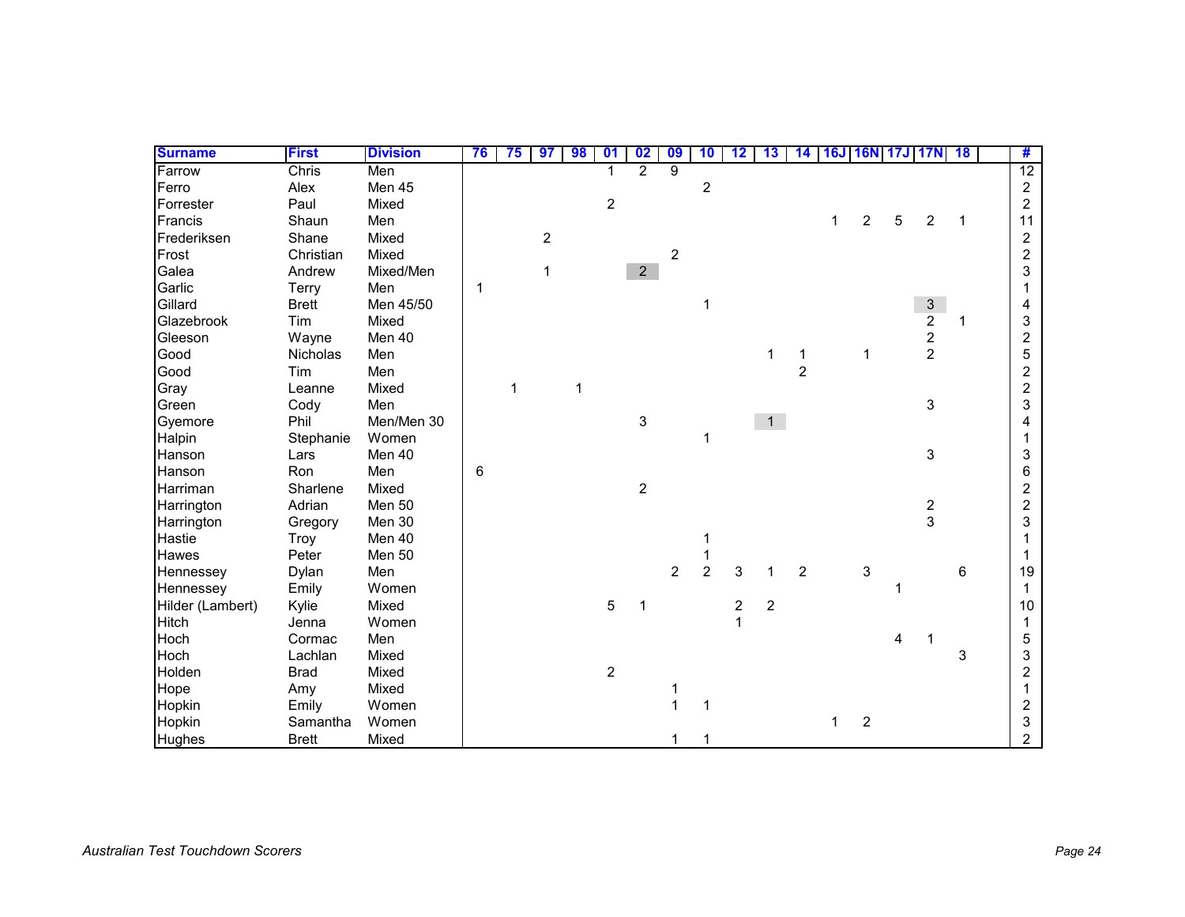| Surname | First | Division | 76 | 75 | 97 | 98 | 01 | 02 | 09 | 10 | 12 | 13 | 14 | 16J | 16N | 17J | 17N | 18 | | # |
|---|---|---|---|---|---|---|---|---|---|---|---|---|---|---|---|---|---|---|---|---|
| Farrow | Chris | Men | | | | | 1 | 2 | 9 | | | | | | | | | | | 12 |
| Ferro | Alex | Men 45 | | | | | | | | 2 | | | | | | | | | | 2 |
| Forrester | Paul | Mixed | | | | | 2 | | | | | | | | | | | | | 2 |
| Francis | Shaun | Men | | | | | | | | | | | | 1 | 2 | 5 | 2 | 1 | | 11 |
| Frederiksen | Shane | Mixed | | | 2 | | | | | | | | | | | | | | | 2 |
| Frost | Christian | Mixed | | | | | | | 2 | | | | | | | | | | | 2 |
| Galea | Andrew | Mixed/Men | | | 1 | | | 2 | | | | | | | | | | | | 3 |
| Garlic | Terry | Men | 1 | | | | | | | | | | | | | | | | | 1 |
| Gillard | Brett | Men 45/50 | | | | | | | | 1 | | | | | | | 3 | | | 4 |
| Glazebrook | Tim | Mixed | | | | | | | | | | | | | | | 2 | 1 | | 3 |
| Gleeson | Wayne | Men 40 | | | | | | | | | | | | | | | 2 | | | 2 |
| Good | Nicholas | Men | | | | | | | | | | 1 | 1 | | 1 | | 2 | | | 5 |
| Good | Tim | Men | | | | | | | | | | | 2 | | | | | | | 2 |
| Gray | Leanne | Mixed | | 1 | | 1 | | | | | | | | | | | | | | 2 |
| Green | Cody | Men | | | | | | | | | | | | | | | 3 | | | 3 |
| Gyemore | Phil | Men/Men 30 | | | | | | 3 | | | | 1 | | | | | | | | 4 |
| Halpin | Stephanie | Women | | | | | | | | 1 | | | | | | | | | | 1 |
| Hanson | Lars | Men 40 | | | | | | | | | | | | | | | 3 | | | 3 |
| Hanson | Ron | Men | 6 | | | | | | | | | | | | | | | | | 6 |
| Harriman | Sharlene | Mixed | | | | | | 2 | | | | | | | | | | | | 2 |
| Harrington | Adrian | Men 50 | | | | | | | | | | | | | | | 2 | | | 2 |
| Harrington | Gregory | Men 30 | | | | | | | | | | | | | | | 3 | | | 3 |
| Hastie | Troy | Men 40 | | | | | | | | 1 | | | | | | | | | | 1 |
| Hawes | Peter | Men 50 | | | | | | | | 1 | | | | | | | | | | 1 |
| Hennessey | Dylan | Men | | | | | | | 2 | 2 | 3 | 1 | 2 | | 3 | | | 6 | | 19 |
| Hennessey | Emily | Women | | | | | | | | | | | | | | 1 | | | | 1 |
| Hilder (Lambert) | Kylie | Mixed | | | | | 5 | 1 | | | 2 | 2 | | | | | | | | 10 |
| Hitch | Jenna | Women | | | | | | | | | 1 | | | | | | | | | 1 |
| Hoch | Cormac | Men | | | | | | | | | | | | | | 4 | 1 | | | 5 |
| Hoch | Lachlan | Mixed | | | | | | | | | | | | | | | | 3 | | 3 |
| Holden | Brad | Mixed | | | | | 2 | | | | | | | | | | | | | 2 |
| Hope | Amy | Mixed | | | | | | | 1 | | | | | | | | | | | 1 |
| Hopkin | Emily | Women | | | | | | | 1 | 1 | | | | | | | | | | 2 |
| Hopkin | Samantha | Women | | | | | | | | | | | | 1 | 2 | | | | | 3 |
| Hughes | Brett | Mixed | | | | | | | 1 | 1 | | | | | | | | | | 2 |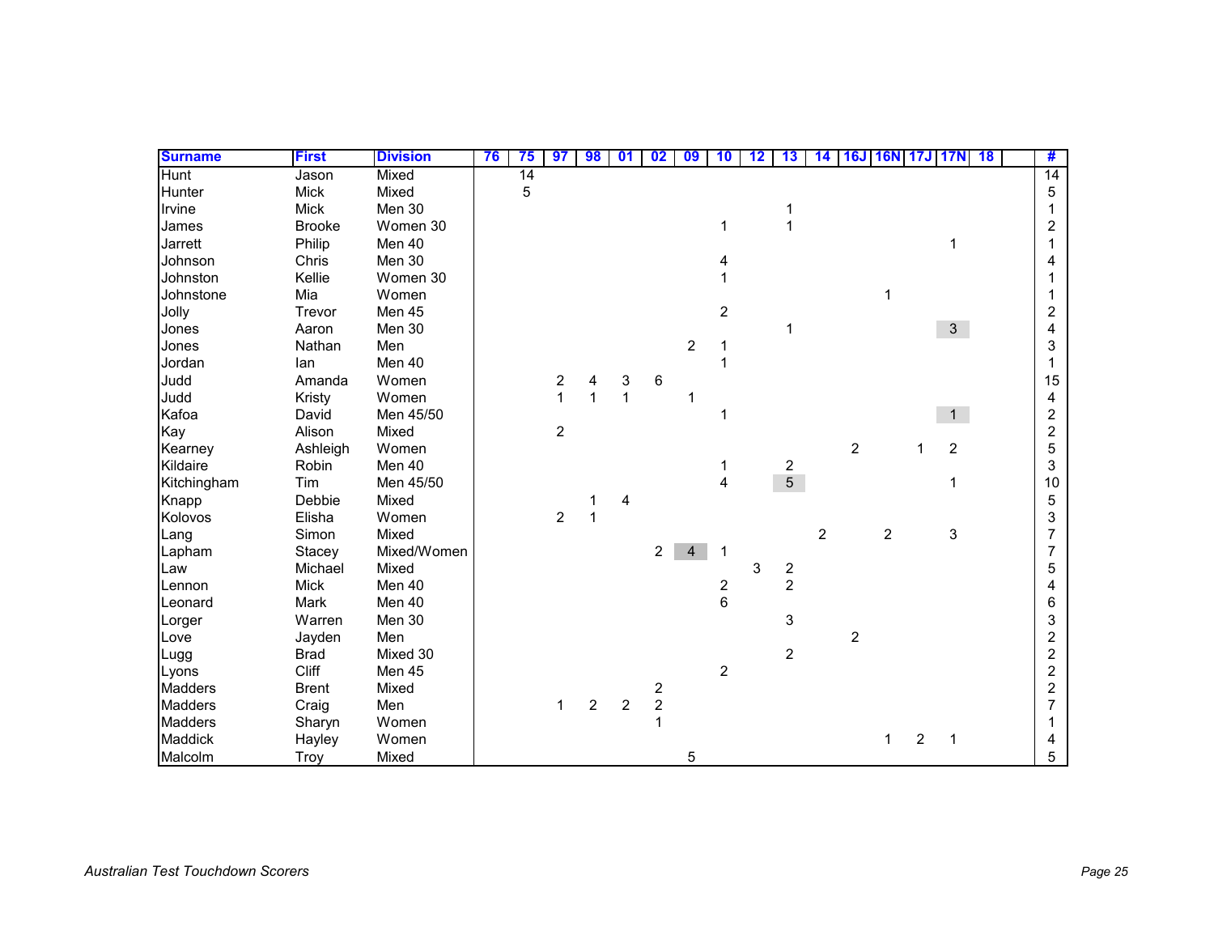| Surname | First | Division | 76 | 75 | 97 | 98 | 01 | 02 | 09 | 10 | 12 | 13 | 14 | 16J | 16N | 17J | 17N | 18 | | # |
|---|---|---|---|---|---|---|---|---|---|---|---|---|---|---|---|---|---|---|---|---|
| Hunt | Jason | Mixed | | 14 | | | | | | | | | | | | | | | | 14 |
| Hunter | Mick | Mixed | | 5 | | | | | | | | | | | | | | | | 5 |
| Irvine | Mick | Men 30 | | | | | | | | | | 1 | | | | | | | | 1 |
| James | Brooke | Women 30 | | | | | | | | 1 | | 1 | | | | | | | | 2 |
| Jarrett | Philip | Men 40 | | | | | | | | | | | | | | | 1 | | | 1 |
| Johnson | Chris | Men 30 | | | | | | | | 4 | | | | | | | | | | 4 |
| Johnston | Kellie | Women 30 | | | | | | | | 1 | | | | | | | | | | 1 |
| Johnstone | Mia | Women | | | | | | | | | | | | | 1 | | | | | 1 |
| Jolly | Trevor | Men 45 | | | | | | | | 2 | | | | | | | | | | 2 |
| Jones | Aaron | Men 30 | | | | | | | | | | 1 | | | | | 3 | | | 4 |
| Jones | Nathan | Men | | | | | | | 2 | 1 | | | | | | | | | | 3 |
| Jordan | Ian | Men 40 | | | | | | | | 1 | | | | | | | | | | 1 |
| Judd | Amanda | Women | | | 2 | 4 | 3 | 6 | | | | | | | | | | | | 15 |
| Judd | Kristy | Women | | | 1 | 1 | 1 | | 1 | | | | | | | | | | | 4 |
| Kafoa | David | Men 45/50 | | | | | | | | 1 | | | | | | | 1 | | | 2 |
| Kay | Alison | Mixed | | | 2 | | | | | | | | | | | | | | | 2 |
| Kearney | Ashleigh | Women | | | | | | | | | | | | 2 | | 1 | 2 | | | 5 |
| Kildaire | Robin | Men 40 | | | | | | | | 1 | | 2 | | | | | | | | 3 |
| Kitchingham | Tim | Men 45/50 | | | | | | | | 4 | | 5 | | | | | 1 | | | 10 |
| Knapp | Debbie | Mixed | | | | 1 | 4 | | | | | | | | | | | | | 5 |
| Kolovos | Elisha | Women | | | 2 | 1 | | | | | | | | | | | | | | 3 |
| Lang | Simon | Mixed | | | | | | | | | | | 2 | | 2 | | 3 | | | 7 |
| Lapham | Stacey | Mixed/Women | | | | | | 2 | 4 | 1 | | | | | | | | | | 7 |
| Law | Michael | Mixed | | | | | | | | | 3 | 2 | | | | | | | | 5 |
| Lennon | Mick | Men 40 | | | | | | | | 2 | | 2 | | | | | | | | 4 |
| Leonard | Mark | Men 40 | | | | | | | | 6 | | | | | | | | | | 6 |
| Lorger | Warren | Men 30 | | | | | | | | | | 3 | | | | | | | | 3 |
| Love | Jayden | Men | | | | | | | | | | | | 2 | | | | | | 2 |
| Lugg | Brad | Mixed 30 | | | | | | | | | | 2 | | | | | | | | 2 |
| Lyons | Cliff | Men 45 | | | | | | | | 2 | | | | | | | | | | 2 |
| Madders | Brent | Mixed | | | | | | 2 | | | | | | | | | | | | 2 |
| Madders | Craig | Men | | | 1 | 2 | 2 | 2 | | | | | | | | | | | | 7 |
| Madders | Sharyn | Women | | | | | | 1 | | | | | | | | | | | | 1 |
| Maddick | Hayley | Women | | | | | | | | | | | | | 1 | 2 | 1 | | | 4 |
| Malcolm | Troy | Mixed | | | | | | | 5 | | | | | | | | | | | 5 |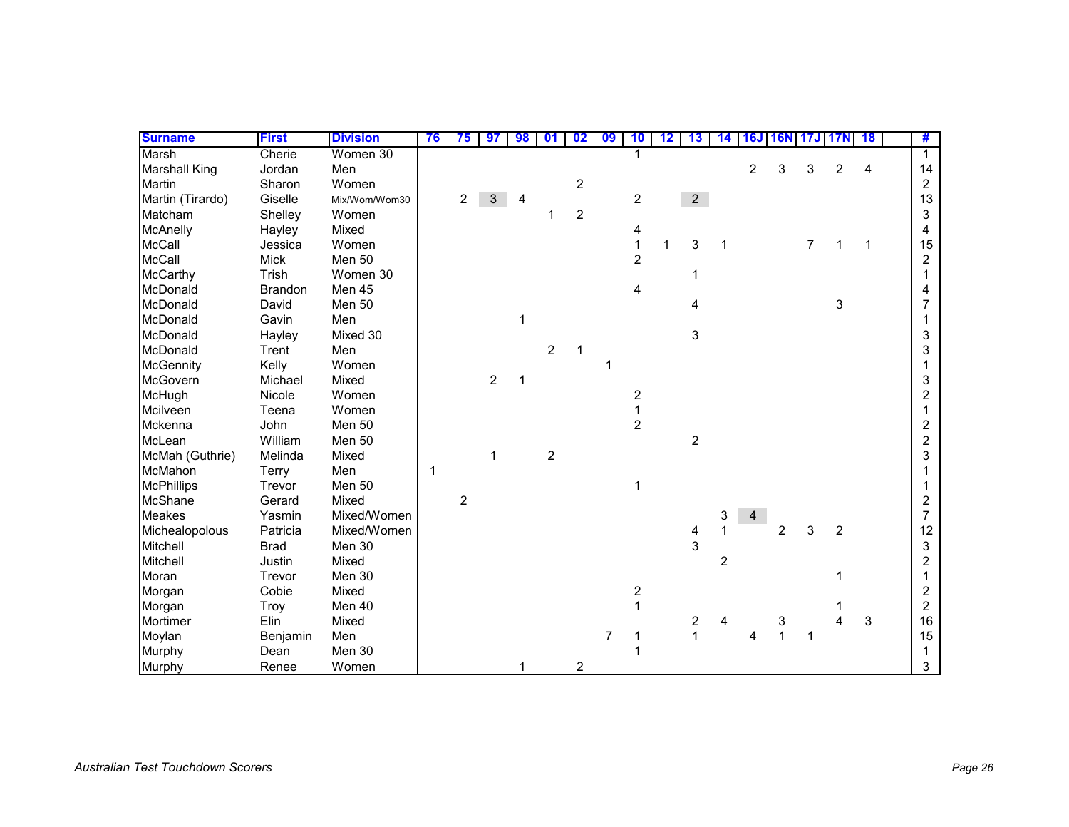| Surname | First | Division | 76 | 75 | 97 | 98 | 01 | 02 | 09 | 10 | 12 | 13 | 14 | 16J | 16N | 17J | 17N | 18 | | # |
|---|---|---|---|---|---|---|---|---|---|---|---|---|---|---|---|---|---|---|---|---|
| Marsh | Cherie | Women 30 | | | | | | | | 1 | | | | | | | | | | 1 |
| Marshall King | Jordan | Men | | | | | | | | | | | | 2 | 3 | 3 | 2 | 4 | | 14 |
| Martin | Sharon | Women | | | | | | 2 | | | | | | | | | | | | 2 |
| Martin (Tirardo) | Giselle | Mix/Wom/Wom30 | | 2 | 3 | 4 | | | | 2 | | 2 | | | | | | | | 13 |
| Matcham | Shelley | Women | | | | | 1 | 2 | | | | | | | | | | | | 3 |
| McAnelly | Hayley | Mixed | | | | | | | | 4 | | | | | | | | | | 4 |
| McCall | Jessica | Women | | | | | | | | 1 | 1 | 3 | 1 | | | 7 | 1 | 1 | | 15 |
| McCall | Mick | Men 50 | | | | | | | | 2 | | | | | | | | | | 2 |
| McCarthy | Trish | Women 30 | | | | | | | | | | 1 | | | | | | | | 1 |
| McDonald | Brandon | Men 45 | | | | | | | | 4 | | | | | | | | | | 4 |
| McDonald | David | Men 50 | | | | | | | | | | 4 | | | | | 3 | | | 7 |
| McDonald | Gavin | Men | | | | 1 | | | | | | | | | | | | | | 1 |
| McDonald | Hayley | Mixed 30 | | | | | | | | | | 3 | | | | | | | | 3 |
| McDonald | Trent | Men | | | | | 2 | 1 | | | | | | | | | | | | 3 |
| McGennity | Kelly | Women | | | | | | | 1 | | | | | | | | | | | 1 |
| McGovern | Michael | Mixed | | | 2 | 1 | | | | | | | | | | | | | | 3 |
| McHugh | Nicole | Women | | | | | | | | 2 | | | | | | | | | | 2 |
| Mcilveen | Teena | Women | | | | | | | | 1 | | | | | | | | | | 1 |
| Mckenna | John | Men 50 | | | | | | | | 2 | | | | | | | | | | 2 |
| McLean | William | Men 50 | | | | | | | | | | 2 | | | | | | | | 2 |
| McMah (Guthrie) | Melinda | Mixed | | | 1 | | 2 | | | | | | | | | | | | | 3 |
| McMahon | Terry | Men | 1 | | | | | | | | | | | | | | | | | 1 |
| McPhillips | Trevor | Men 50 | | | | | | | | 1 | | | | | | | | | | 1 |
| McShane | Gerard | Mixed | | 2 | | | | | | | | | | | | | | | | 2 |
| Meakes | Yasmin | Mixed/Women | | | | | | | | | | | 3 | 4 | | | | | | 7 |
| Michealopolous | Patricia | Mixed/Women | | | | | | | | | | 4 | 1 | | 2 | 3 | 2 | | | 12 |
| Mitchell | Brad | Men 30 | | | | | | | | | | 3 | | | | | | | | 3 |
| Mitchell | Justin | Mixed | | | | | | | | | | | 2 | | | | | | | 2 |
| Moran | Trevor | Men 30 | | | | | | | | | | | | | | | 1 | | | 1 |
| Morgan | Cobie | Mixed | | | | | | | | 2 | | | | | | | | | | 2 |
| Morgan | Troy | Men 40 | | | | | | | | 1 | | | | | | | 1 | | | 2 |
| Mortimer | Elin | Mixed | | | | | | | | | | 2 | 4 | | 3 | | 4 | 3 | | 16 |
| Moylan | Benjamin | Men | | | | | | | 7 | 1 | | 1 | | 4 | 1 | 1 | | | | 15 |
| Murphy | Dean | Men 30 | | | | | | | | 1 | | | | | | | | | | 1 |
| Murphy | Renee | Women | | | | 1 | | 2 | | | | | | | | | | | | 3 |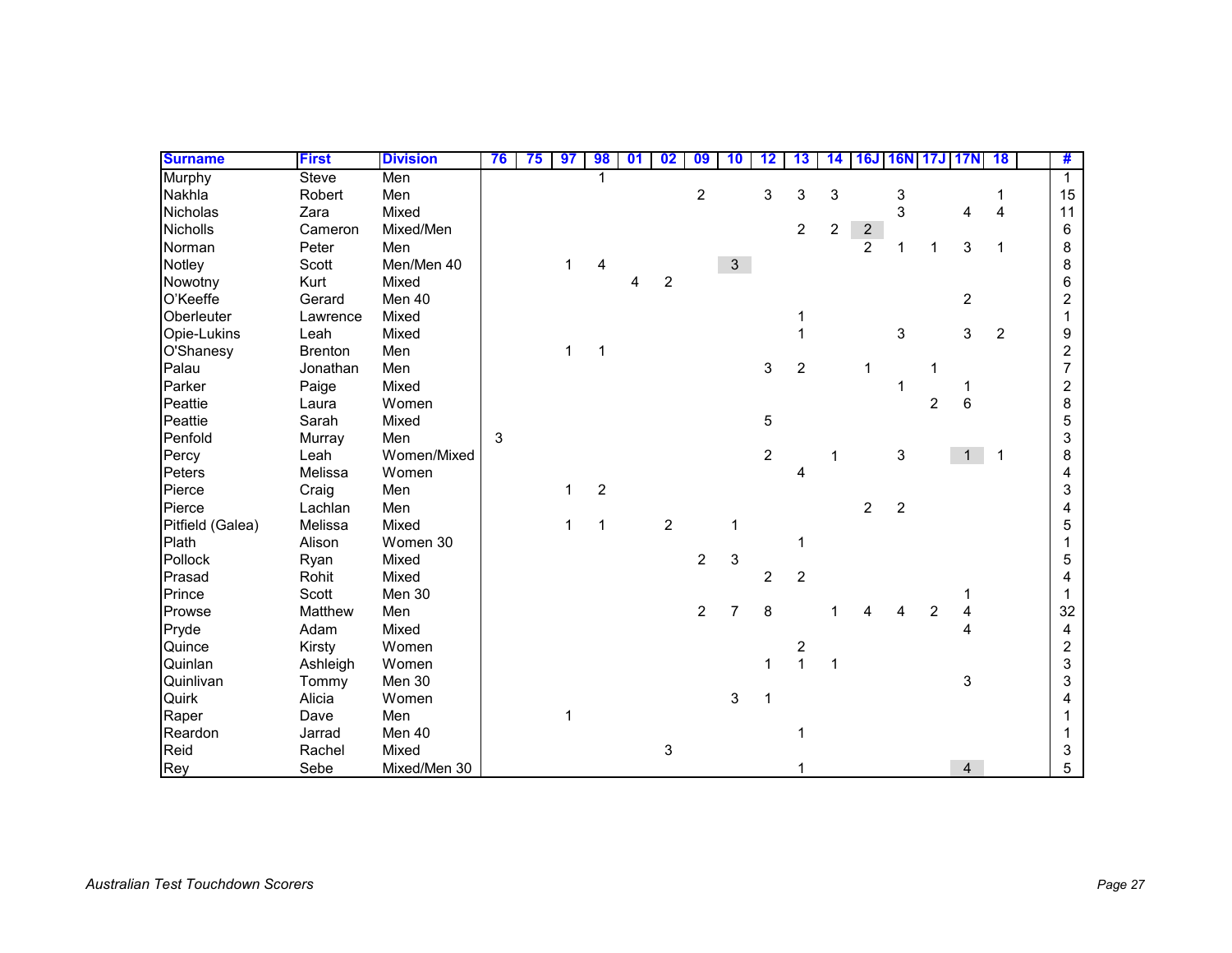| Surname | First | Division | 76 | 75 | 97 | 98 | 01 | 02 | 09 | 10 | 12 | 13 | 14 | 16J | 16N | 17J | 17N | 18 | | # |
|---|---|---|---|---|---|---|---|---|---|---|---|---|---|---|---|---|---|---|---|---|
| Murphy | Steve | Men | | | | 1 | | | | | | | | | | | | | | 1 |
| Nakhla | Robert | Men | | | | | | | 2 | | 3 | 3 | 3 | | 3 | | | 1 | | 15 |
| Nicholas | Zara | Mixed | | | | | | | | | | | | | 3 | | 4 | 4 | | 11 |
| Nicholls | Cameron | Mixed/Men | | | | | | | | | | 2 | 2 | 2 | | | | | | 6 |
| Norman | Peter | Men | | | | | | | | | | | | 2 | 1 | 1 | 3 | 1 | | 8 |
| Notley | Scott | Men/Men 40 | | | 1 | 4 | | | | 3 | | | | | | | | | | 8 |
| Nowotny | Kurt | Mixed | | | | | 4 | 2 | | | | | | | | | | | | 6 |
| O'Keeffe | Gerard | Men 40 | | | | | | | | | | | | | | | 2 | | | 2 |
| Oberleuter | Lawrence | Mixed | | | | | | | | | | 1 | | | | | | | | 1 |
| Opie-Lukins | Leah | Mixed | | | | | | | | | | 1 | | | 3 | | 3 | 2 | | 9 |
| O'Shanesy | Brenton | Men | | | 1 | 1 | | | | | | | | | | | | | | 2 |
| Palau | Jonathan | Men | | | | | | | | | 3 | 2 | | 1 | | 1 | | | | 7 |
| Parker | Paige | Mixed | | | | | | | | | | | | | 1 | | 1 | | | 2 |
| Peattie | Laura | Women | | | | | | | | | | | | | | 2 | 6 | | | 8 |
| Peattie | Sarah | Mixed | | | | | | | | | 5 | | | | | | | | | 5 |
| Penfold | Murray | Men | 3 | | | | | | | | | | | | | | | | | 3 |
| Percy | Leah | Women/Mixed | | | | | | | | | 2 | | 1 | | 3 | | 1 | 1 | | 8 |
| Peters | Melissa | Women | | | | | | | | | | 4 | | | | | | | | 4 |
| Pierce | Craig | Men | | | 1 | 2 | | | | | | | | | | | | | | 3 |
| Pierce | Lachlan | Men | | | | | | | | | | | | 2 | 2 | | | | | 4 |
| Pitfield (Galea) | Melissa | Mixed | | | 1 | 1 | | 2 | | 1 | | | | | | | | | | 5 |
| Plath | Alison | Women 30 | | | | | | | | | | 1 | | | | | | | | 1 |
| Pollock | Ryan | Mixed | | | | | | | 2 | 3 | | | | | | | | | | 5 |
| Prasad | Rohit | Mixed | | | | | | | | | 2 | 2 | | | | | | | | 4 |
| Prince | Scott | Men 30 | | | | | | | | | | | | | | | 1 | | | 1 |
| Prowse | Matthew | Men | | | | | | | 2 | 7 | 8 | | 1 | 4 | 4 | 2 | 4 | | | 32 |
| Pryde | Adam | Mixed | | | | | | | | | | | | | | | 4 | | | 4 |
| Quince | Kirsty | Women | | | | | | | | | | 2 | | | | | | | | 2 |
| Quinlan | Ashleigh | Women | | | | | | | | | 1 | 1 | 1 | | | | | | | 3 |
| Quinlivan | Tommy | Men 30 | | | | | | | | | | | | | | | 3 | | | 3 |
| Quirk | Alicia | Women | | | | | | | | 3 | 1 | | | | | | | | | 4 |
| Raper | Dave | Men | | | 1 | | | | | | | | | | | | | | | 1 |
| Reardon | Jarrad | Men 40 | | | | | | | | | | 1 | | | | | | | | 1 |
| Reid | Rachel | Mixed | | | | | | 3 | | | | | | | | | | | | 3 |
| Rey | Sebe | Mixed/Men 30 | | | | | | | | | | 1 | | | | | 4 | | | 5 |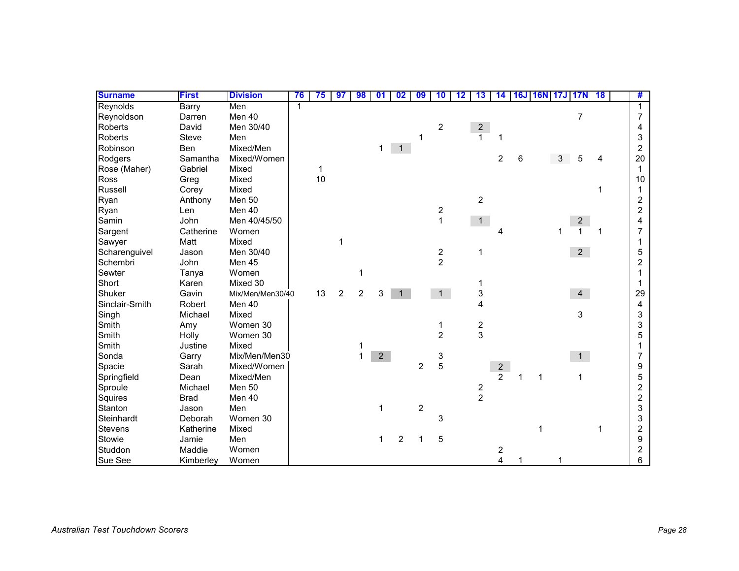| Surname | First | Division | 76 | 75 | 97 | 98 | 01 | 02 | 09 | 10 | 12 | 13 | 14 | 16J | 16N | 17J | 17N | 18 | | # |
|---|---|---|---|---|---|---|---|---|---|---|---|---|---|---|---|---|---|---|---|---|
| Reynolds | Barry | Men | 1 | | | | | | | | | | | | | | | | | 1 |
| Reynoldson | Darren | Men 40 | | | | | | | | | | | | | | | 7 | | | 7 |
| Roberts | David | Men 30/40 | | | | | | | | 2 | | 2 | | | | | | | | 4 |
| Roberts | Steve | Men | | | | | | | 1 | | | 1 | 1 | | | | | | | 3 |
| Robinson | Ben | Mixed/Men | | | | | 1 | 1 | | | | | | | | | | | | 2 |
| Rodgers | Samantha | Mixed/Women | | | | | | | | | | | 2 | 6 | | 3 | 5 | 4 | | 20 |
| Rose (Maher) | Gabriel | Mixed | | 1 | | | | | | | | | | | | | | | | 1 |
| Ross | Greg | Mixed | | 10 | | | | | | | | | | | | | | | | 10 |
| Russell | Corey | Mixed | | | | | | | | | | | | | | | | 1 | | 1 |
| Ryan | Anthony | Men 50 | | | | | | | | | | 2 | | | | | | | | 2 |
| Ryan | Len | Men 40 | | | | | | | | 2 | | | | | | | | | | 2 |
| Samin | John | Men 40/45/50 | | | | | | | | 1 | | 1 | | | | | 2 | | | 4 |
| Sargent | Catherine | Women | | | | | | | | | | | 4 | | | 1 | 1 | 1 | | 7 |
| Sawyer | Matt | Mixed | | | 1 | | | | | | | | | | | | | | | 1 |
| Scharenguivel | Jason | Men 30/40 | | | | | | | | 2 | | 1 | | | | | 2 | | | 5 |
| Schembri | John | Men 45 | | | | | | | | 2 | | | | | | | | | | 2 |
| Sewter | Tanya | Women | | | | 1 | | | | | | | | | | | | | | 1 |
| Short | Karen | Mixed 30 | | | | | | | | | | 1 | | | | | | | | 1 |
| Shuker | Gavin | Mix/Men/Men30/40 | | 13 | 2 | 2 | 3 | 1 | | 1 | | 3 | | | | | 4 | | | 29 |
| Sinclair-Smith | Robert | Men 40 | | | | | | | | | | 4 | | | | | | | | 4 |
| Singh | Michael | Mixed | | | | | | | | | | | | | | | 3 | | | 3 |
| Smith | Amy | Women 30 | | | | | | | | 1 | | 2 | | | | | | | | 3 |
| Smith | Holly | Women 30 | | | | | | | | 2 | | 3 | | | | | | | | 5 |
| Smith | Justine | Mixed | | | | 1 | | | | | | | | | | | | | | 1 |
| Sonda | Garry | Mix/Men/Men30 | | | | 1 | 2 | | | 3 | | | | | | | 1 | | | 7 |
| Spacie | Sarah | Mixed/Women | | | | | | | 2 | 5 | | | 2 | | | | | | | 9 |
| Springfield | Dean | Mixed/Men | | | | | | | | | | | 2 | 1 | 1 | | 1 | | | 5 |
| Sproule | Michael | Men 50 | | | | | | | | | | 2 | | | | | | | | 2 |
| Squires | Brad | Men 40 | | | | | | | | | | 2 | | | | | | | | 2 |
| Stanton | Jason | Men | | | | | 1 | | 2 | | | | | | | | | | | 3 |
| Steinhardt | Deborah | Women 30 | | | | | | | | 3 | | | | | | | | | | 3 |
| Stevens | Katherine | Mixed | | | | | | | | | | | | | 1 | | | 1 | | 2 |
| Stowie | Jamie | Men | | | | | 1 | 2 | 1 | 5 | | | | | | | | | | 9 |
| Studdon | Maddie | Women | | | | | | | | | | | 2 | | | | | | | 2 |
| Sue See | Kimberley | Women | | | | | | | | | | | 4 | 1 | | 1 | | | | 6 |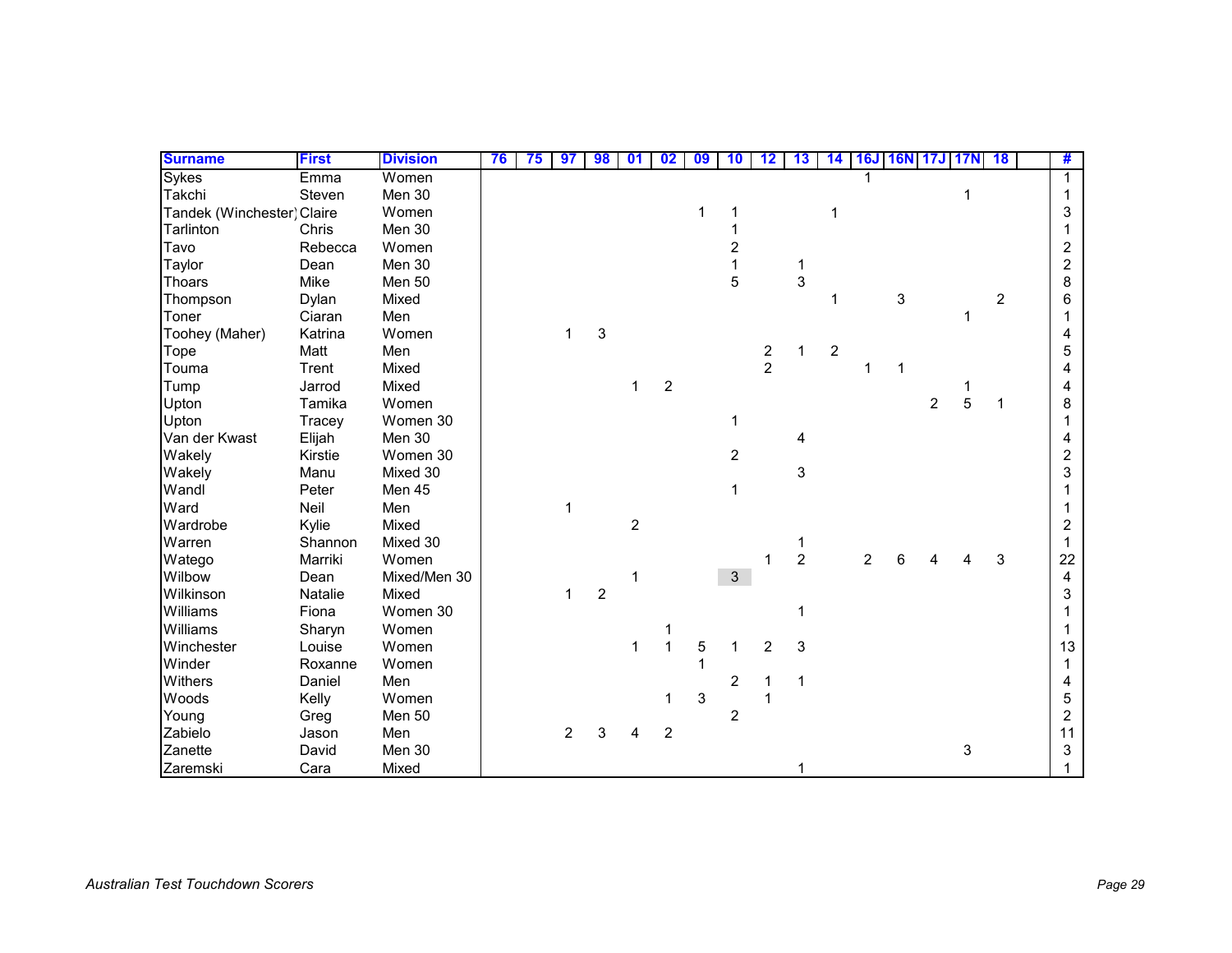| Surname | First | Division | 76 | 75 | 97 | 98 | 01 | 02 | 09 | 10 | 12 | 13 | 14 | 16J | 16N | 17J | 17N | 18 | | # |
|---|---|---|---|---|---|---|---|---|---|---|---|---|---|---|---|---|---|---|---|---|
| Sykes | Emma | Women | | | | | | | | | | | | 1 | | | | | | 1 |
| Takchi | Steven | Men 30 | | | | | | | | | | | | | | | 1 | | | 1 |
| Tandek (Winchester) | Claire | Women | | | | | | | 1 | 1 | | | 1 | | | | | | | 3 |
| Tarlinton | Chris | Men 30 | | | | | | | | 1 | | | | | | | | | | 1 |
| Tavo | Rebecca | Women | | | | | | | | 2 | | | | | | | | | | 2 |
| Taylor | Dean | Men 30 | | | | | | | | 1 | | 1 | | | | | | | | 2 |
| Thoars | Mike | Men 50 | | | | | | | | 5 | | 3 | | | | | | | | 8 |
| Thompson | Dylan | Mixed | | | | | | | | | | | 1 | | 3 | | | 2 | | 6 |
| Toner | Ciaran | Men | | | | | | | | | | | | | | | 1 | | | 1 |
| Toohey (Maher) | Katrina | Women | | | 1 | 3 | | | | | | | | | | | | | | 4 |
| Tope | Matt | Men | | | | | | | | | 2 | 1 | 2 | | | | | | | 5 |
| Touma | Trent | Mixed | | | | | | | | | 2 | | | 1 | 1 | | | | | 4 |
| Tump | Jarrod | Mixed | | | | | 1 | 2 | | | | | | | | | 1 | | | 4 |
| Upton | Tamika | Women | | | | | | | | | | | | | | 2 | 5 | 1 | | 8 |
| Upton | Tracey | Women 30 | | | | | | | | 1 | | | | | | | | | | 1 |
| Van der Kwast | Elijah | Men 30 | | | | | | | | | | 4 | | | | | | | | 4 |
| Wakely | Kirstie | Women 30 | | | | | | | | 2 | | | | | | | | | | 2 |
| Wakely | Manu | Mixed 30 | | | | | | | | | | 3 | | | | | | | | 3 |
| Wandl | Peter | Men 45 | | | | | | | | 1 | | | | | | | | | | 1 |
| Ward | Neil | Men | | | 1 | | | | | | | | | | | | | | | 1 |
| Wardrobe | Kylie | Mixed | | | | | 2 | | | | | | | | | | | | | 2 |
| Warren | Shannon | Mixed 30 | | | | | | | | | | 1 | | | | | | | | 1 |
| Watego | Marriki | Women | | | | | | | | | 1 | 2 | | 2 | 6 | 4 | 4 | 3 | | 22 |
| Wilbow | Dean | Mixed/Men 30 | | | | | 1 | | | 3 | | | | | | | | | | 4 |
| Wilkinson | Natalie | Mixed | | | 1 | 2 | | | | | | | | | | | | | | 3 |
| Williams | Fiona | Women 30 | | | | | | | | | | 1 | | | | | | | | 1 |
| Williams | Sharyn | Women | | | | | | 1 | | | | | | | | | | | | 1 |
| Winchester | Louise | Women | | | | | 1 | 1 | 5 | 1 | 2 | 3 | | | | | | | | 13 |
| Winder | Roxanne | Women | | | | | | | 1 | | | | | | | | | | | 1 |
| Withers | Daniel | Men | | | | | | | | 2 | 1 | 1 | | | | | | | | 4 |
| Woods | Kelly | Women | | | | | | 1 | 3 | | 1 | | | | | | | | | 5 |
| Young | Greg | Men 50 | | | | | | | | 2 | | | | | | | | | | 2 |
| Zabielo | Jason | Men | | | 2 | 3 | 4 | 2 | | | | | | | | | | | | 11 |
| Zanette | David | Men 30 | | | | | | | | | | | | | | | 3 | | | 3 |
| Zaremski | Cara | Mixed | | | | | | | | | | 1 | | | | | | | | 1 |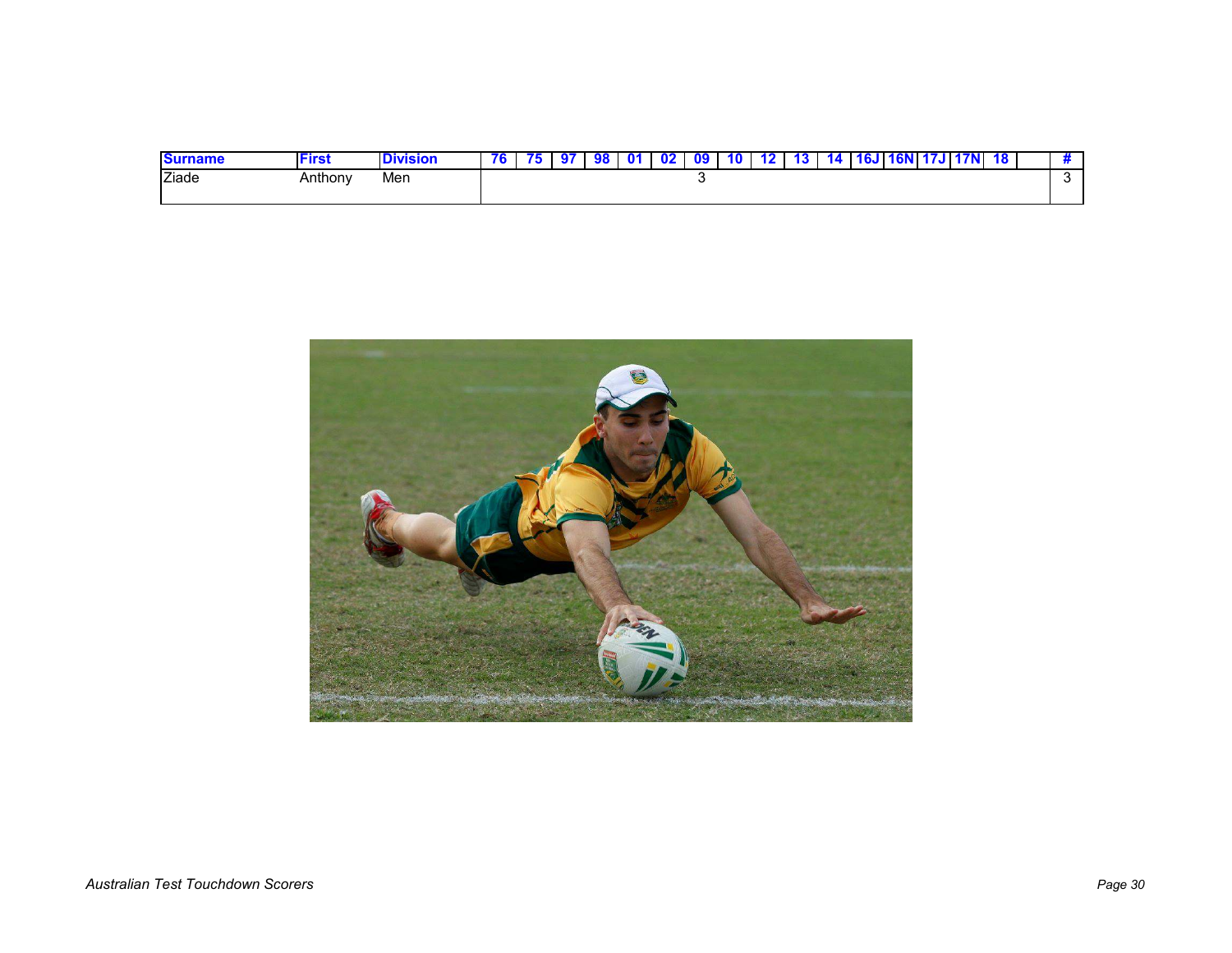| Surname | First | Division | 76 | 75 | 97 | 98 | 01 | 02 | 09 | 10 | 12 | 13 | 14 | 16J | 16N | 17J | 17N | 18 | | # |
|---|---|---|---|---|---|---|---|---|---|---|---|---|---|---|---|---|---|---|---|---|
| Ziade | Anthony | Men | | | | | | | 3 | | | | | | | | | | | 3 |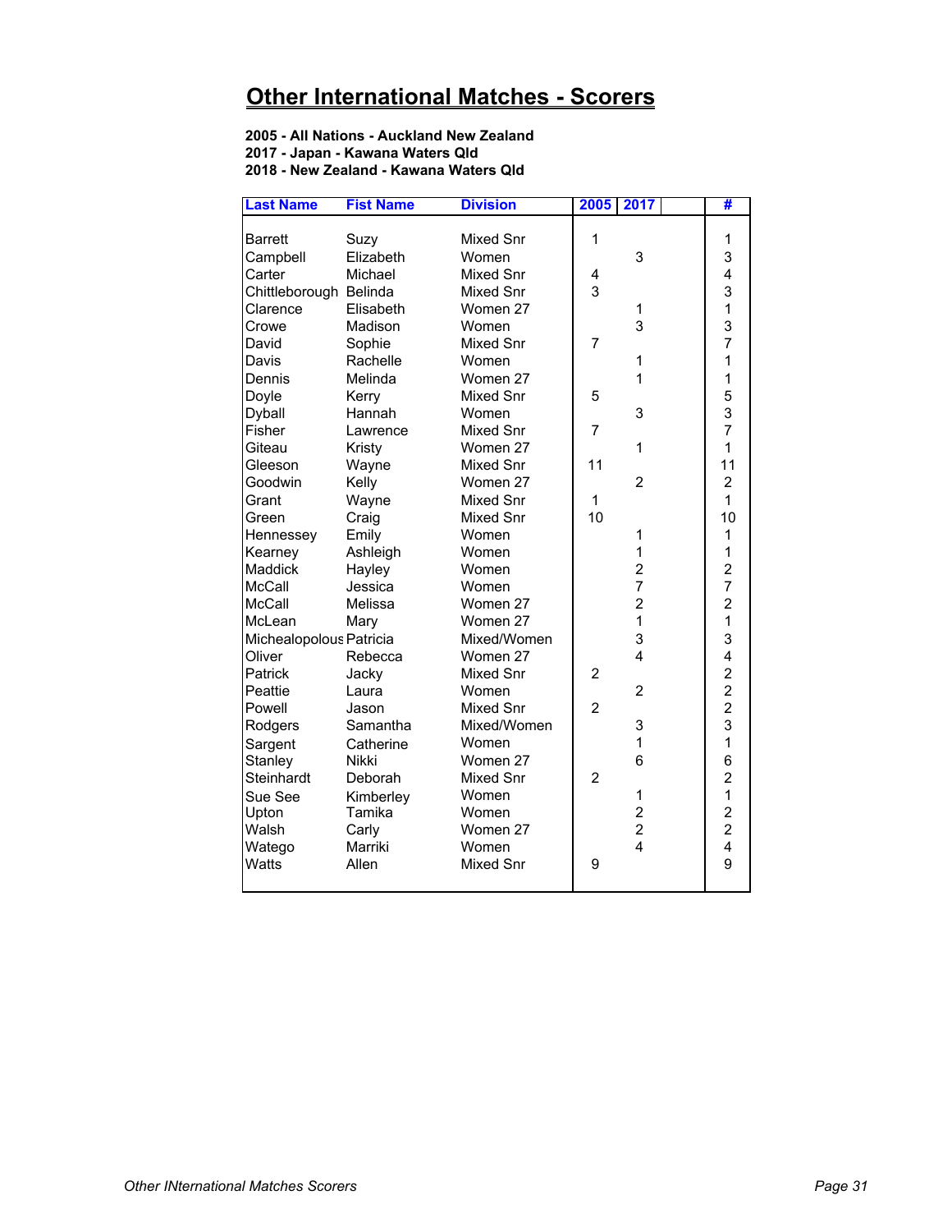# Other International Matches - Scorers

**2005 - All Nations - Auckland New Zealand**
**2017 - Japan - Kawana Waters Qld**
**2018 - New Zealand - Kawana Waters Qld**

| Last Name | Fist Name | Division | 2005 | 2017 | | # |
|---|---|---|---|---|---|---|
| Barrett | Suzy | Mixed Snr | 1 | | | 1 |
| Campbell | Elizabeth | Women | | 3 | | 3 |
| Carter | Michael | Mixed Snr | 4 | | | 4 |
| Chittleborough | Belinda | Mixed Snr | 3 | | | 3 |
| Clarence | Elisabeth | Women 27 | | 1 | | 1 |
| Crowe | Madison | Women | | 3 | | 3 |
| David | Sophie | Mixed Snr | 7 | | | 7 |
| Davis | Rachelle | Women | | 1 | | 1 |
| Dennis | Melinda | Women 27 | | 1 | | 1 |
| Doyle | Kerry | Mixed Snr | 5 | | | 5 |
| Dyball | Hannah | Women | | 3 | | 3 |
| Fisher | Lawrence | Mixed Snr | 7 | | | 7 |
| Giteau | Kristy | Women 27 | | 1 | | 1 |
| Gleeson | Wayne | Mixed Snr | 11 | | | 11 |
| Goodwin | Kelly | Women 27 | | 2 | | 2 |
| Grant | Wayne | Mixed Snr | 1 | | | 1 |
| Green | Craig | Mixed Snr | 10 | | | 10 |
| Hennessey | Emily | Women | | 1 | | 1 |
| Kearney | Ashleigh | Women | | 1 | | 1 |
| Maddick | Hayley | Women | | 2 | | 2 |
| McCall | Jessica | Women | | 7 | | 7 |
| McCall | Melissa | Women 27 | | 2 | | 2 |
| McLean | Mary | Women 27 | | 1 | | 1 |
| Michealopolous | Patricia | Mixed/Women | | 3 | | 3 |
| Oliver | Rebecca | Women 27 | | 4 | | 4 |
| Patrick | Jacky | Mixed Snr | 2 | | | 2 |
| Peattie | Laura | Women | | 2 | | 2 |
| Powell | Jason | Mixed Snr | 2 | | | 2 |
| Rodgers | Samantha | Mixed/Women | | 3 | | 3 |
| Sargent | Catherine | Women | | 1 | | 1 |
| Stanley | Nikki | Women 27 | | 6 | | 6 |
| Steinhardt | Deborah | Mixed Snr | 2 | | | 2 |
| Sue See | Kimberley | Women | | 1 | | 1 |
| Upton | Tamika | Women | | 2 | | 2 |
| Walsh | Carly | Women 27 | | 2 | | 2 |
| Watego | Marriki | Women | | 4 | | 4 |
| Watts | Allen | Mixed Snr | 9 | | | 9 |